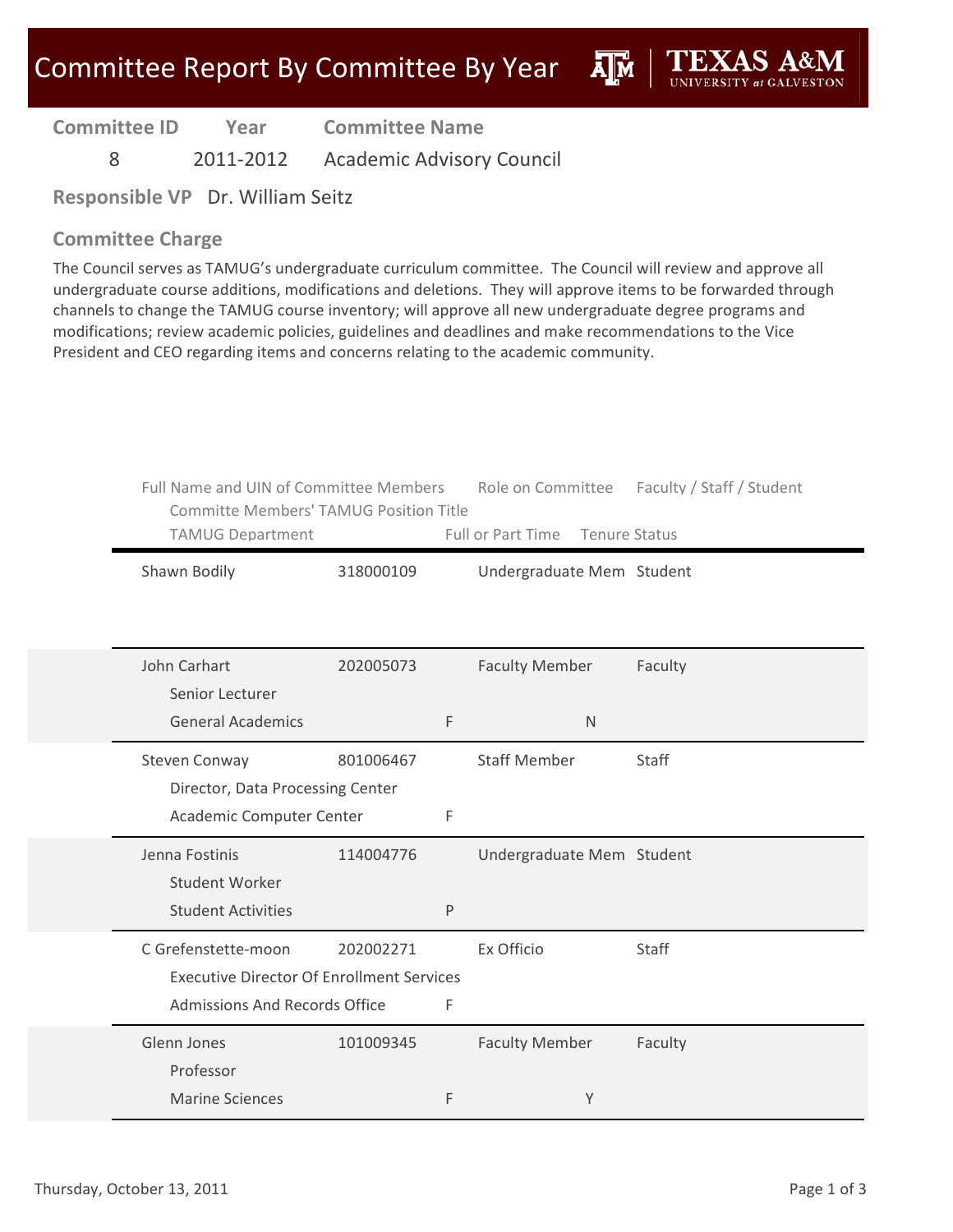# Committee Report By Committee By Year

TEXAS A&M UNIVERSITY at GALVESTON

| Committee ID | Year | Committee Name |
|---|---|---|
| 8 | 2011-2012 | Academic Advisory Council |

**Responsible VP** Dr. William Seitz

## Committee Charge

The Council serves as TAMUG's undergraduate curriculum committee. The Council will review and approve all undergraduate course additions, modifications and deletions. They will approve items to be forwarded through channels to change the TAMUG course inventory; will approve all new undergraduate degree programs and modifications; review academic policies, guidelines and deadlines and make recommendations to the Vice President and CEO regarding items and concerns relating to the academic community.

| Full Name and UIN of Committee Members / Committe Members' TAMUG Position Title / TAMUG Department | UIN | Full or Part Time | Role on Committee | Tenure Status | Faculty / Staff / Student |
|---|---|---|---|---|---|
| Shawn Bodily | 318000109 | | Undergraduate Mem | | Student |
| John Carhart<br>Senior Lecturer<br>General Academics | 202005073 | F | Faculty Member | N | Faculty |
| Steven Conway<br>Director, Data Processing Center<br>Academic Computer Center | 801006467 | F | Staff Member | | Staff |
| Jenna Fostinis<br>Student Worker<br>Student Activities | 114004776 | P | Undergraduate Mem | | Student |
| C Grefenstette-moon<br>Executive Director Of Enrollment Services<br>Admissions And Records Office | 202002271 | F | Ex Officio | | Staff |
| Glenn Jones<br>Professor<br>Marine Sciences | 101009345 | F | Faculty Member | Y | Faculty |

Thursday, October 13, 2011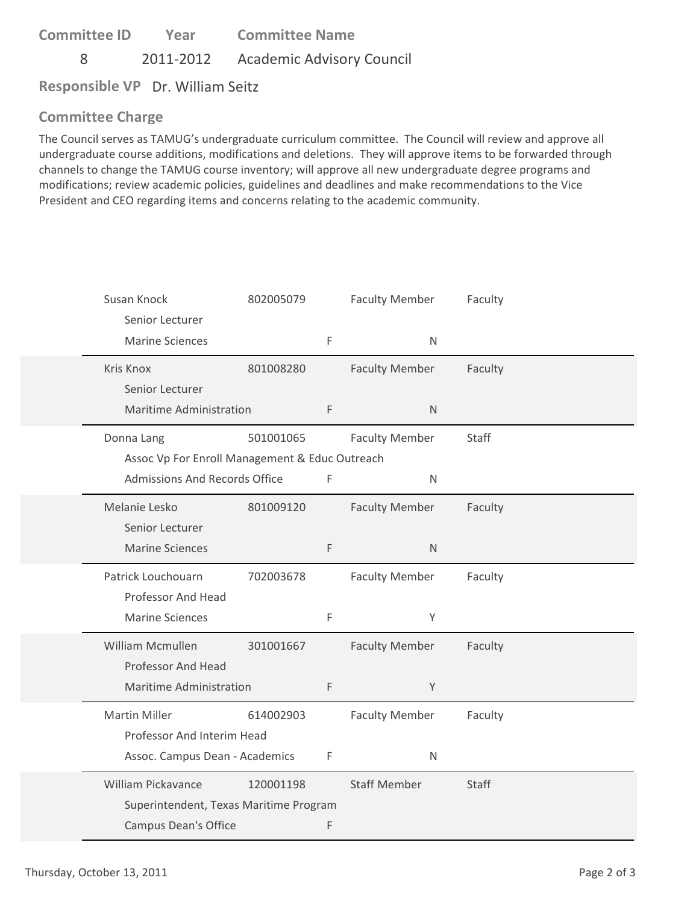| Committee ID | Year | Committee Name |
|---|---|---|
| 8 | 2011-2012 | Academic Advisory Council |

**Responsible VP** Dr. William Seitz

## Committee Charge

The Council serves as TAMUG's undergraduate curriculum committee. The Council will review and approve all undergraduate course additions, modifications and deletions. They will approve items to be forwarded through channels to change the TAMUG course inventory; will approve all new undergraduate degree programs and modifications; review academic policies, guidelines and deadlines and make recommendations to the Vice President and CEO regarding items and concerns relating to the academic community.

| Name / Title / Department | ID | | Role | | Type |
|---|---|---|---|---|---|
| Susan Knock<br>Senior Lecturer<br>Marine Sciences | 802005079 | F | Faculty Member | N | Faculty |
| Kris Knox<br>Senior Lecturer<br>Maritime Administration | 801008280 | F | Faculty Member | N | Faculty |
| Donna Lang<br>Assoc Vp For Enroll Management & Educ Outreach<br>Admissions And Records Office | 501001065 | F | Faculty Member | N | Staff |
| Melanie Lesko<br>Senior Lecturer<br>Marine Sciences | 801009120 | F | Faculty Member | N | Faculty |
| Patrick Louchouarn<br>Professor And Head<br>Marine Sciences | 702003678 | F | Faculty Member | Y | Faculty |
| William Mcmullen<br>Professor And Head<br>Maritime Administration | 301001667 | F | Faculty Member | Y | Faculty |
| Martin Miller<br>Professor And Interim Head<br>Assoc. Campus Dean - Academics | 614002903 | F | Faculty Member | N | Faculty |
| William Pickavance<br>Superintendent, Texas Maritime Program<br>Campus Dean's Office | 120001198 | F | Staff Member | | Staff |

Thursday, October 13, 2011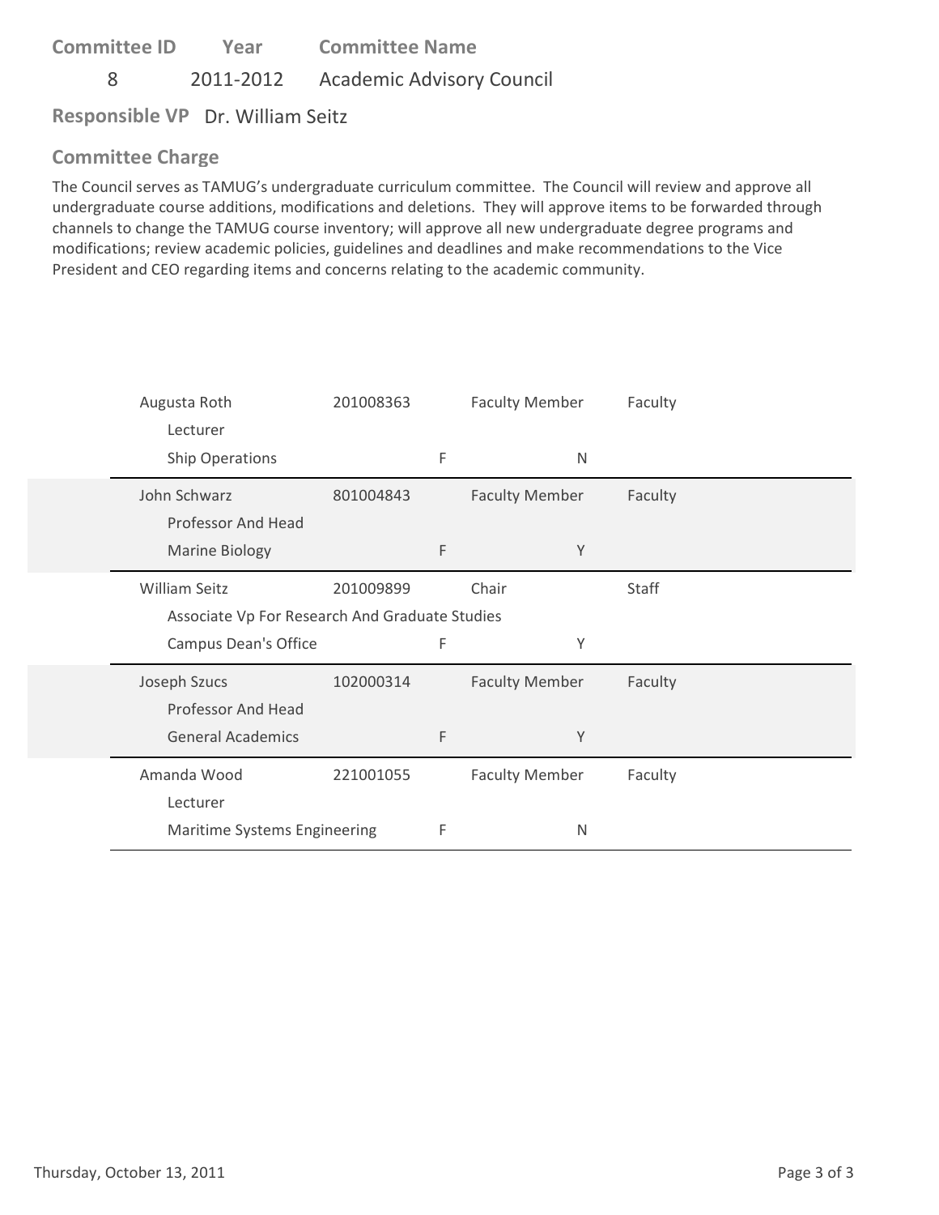| Committee ID | Year | Committee Name |
|---|---|---|
| 8 | 2011-2012 | Academic Advisory Council |

**Responsible VP** Dr. William Seitz

## Committee Charge

The Council serves as TAMUG's undergraduate curriculum committee. The Council will review and approve all undergraduate course additions, modifications and deletions. They will approve items to be forwarded through channels to change the TAMUG course inventory; will approve all new undergraduate degree programs and modifications; review academic policies, guidelines and deadlines and make recommendations to the Vice President and CEO regarding items and concerns relating to the academic community.

| Name / Title / Department | ID | | Role | | Category |
|---|---|---|---|---|---|
| Augusta Roth<br>Lecturer<br>Ship Operations | 201008363 | F | Faculty Member | N | Faculty |
| John Schwarz<br>Professor And Head<br>Marine Biology | 801004843 | F | Faculty Member | Y | Faculty |
| William Seitz<br>Associate Vp For Research And Graduate Studies<br>Campus Dean's Office | 201009899 | F | Chair | Y | Staff |
| Joseph Szucs<br>Professor And Head<br>General Academics | 102000314 | F | Faculty Member | Y | Faculty |
| Amanda Wood<br>Lecturer<br>Maritime Systems Engineering | 221001055 | F | Faculty Member | N | Faculty |

Thursday, October 13, 2011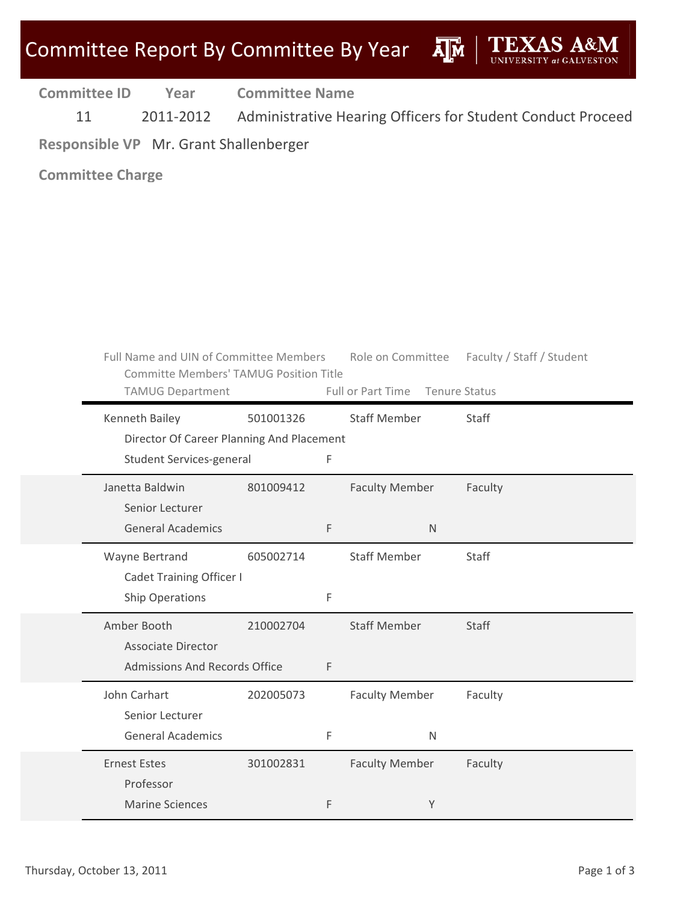# Committee Report By Committee By Year

| Committee ID | Year | Committee Name |
|---|---|---|
| 11 | 2011-2012 | Administrative Hearing Officers for Student Conduct Proceed |

**Responsible VP** Mr. Grant Shallenberger

**Committee Charge**

| Full Name and UIN of Committee Members | | Role on Committee | Faculty / Staff / Student |
|---|---|---|---|
| Committe Members' TAMUG Position Title | | | |
| TAMUG Department | Full or Part Time | Tenure Status | |
| Kenneth Bailey | 501001326 | Staff Member | Staff |
| Director Of Career Planning And Placement | | | |
| Student Services-general | F | | |
| Janetta Baldwin | 801009412 | Faculty Member | Faculty |
| Senior Lecturer | | | |
| General Academics | F | N | |
| Wayne Bertrand | 605002714 | Staff Member | Staff |
| Cadet Training Officer I | | | |
| Ship Operations | F | | |
| Amber Booth | 210002704 | Staff Member | Staff |
| Associate Director | | | |
| Admissions And Records Office | F | | |
| John Carhart | 202005073 | Faculty Member | Faculty |
| Senior Lecturer | | | |
| General Academics | F | N | |
| Ernest Estes | 301002831 | Faculty Member | Faculty |
| Professor | | | |
| Marine Sciences | F | Y | |

Thursday, October 13, 2011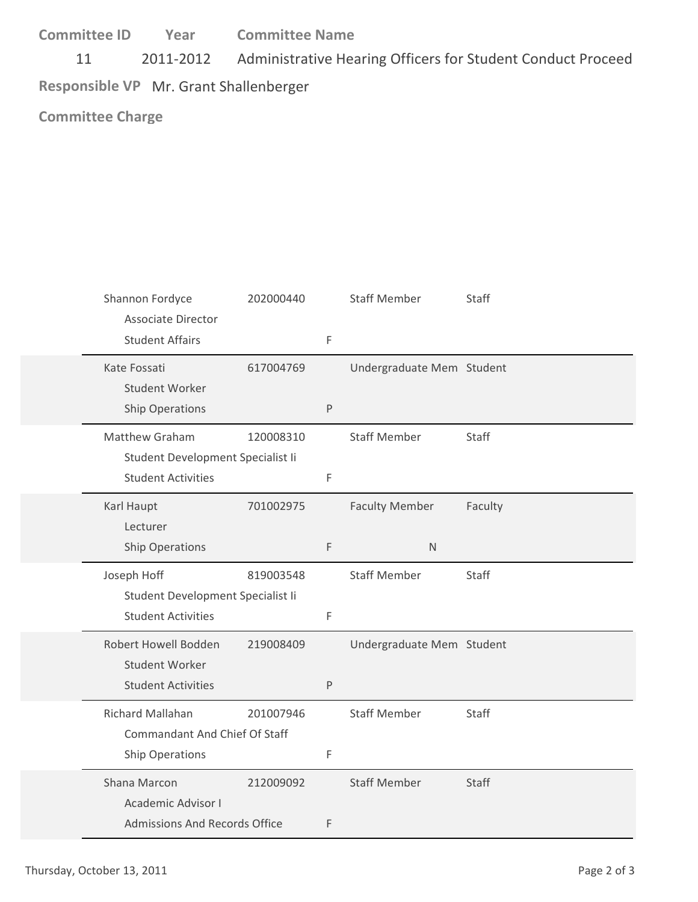**Committee ID** 11 **Year** 2011-2012 **Committee Name** Administrative Hearing Officers for Student Conduct Proceed

**Responsible VP** Mr. Grant Shallenberger

**Committee Charge**

| Name / Title / Department | ID | | Role | Type | |
|---|---|---|---|---|---|
| Shannon Fordyce<br>Associate Director<br>Student Affairs | 202000440 | F | Staff Member | Staff | |
| Kate Fossati<br>Student Worker<br>Ship Operations | 617004769 | P | Undergraduate Mem | Student | |
| Matthew Graham<br>Student Development Specialist Ii<br>Student Activities | 120008310 | F | Staff Member | Staff | |
| Karl Haupt<br>Lecturer<br>Ship Operations | 701002975 | F | Faculty Member | Faculty | N |
| Joseph Hoff<br>Student Development Specialist Ii<br>Student Activities | 819003548 | F | Staff Member | Staff | |
| Robert Howell Bodden<br>Student Worker<br>Student Activities | 219008409 | P | Undergraduate Mem | Student | |
| Richard Mallahan<br>Commandant And Chief Of Staff<br>Ship Operations | 201007946 | F | Staff Member | Staff | |
| Shana Marcon<br>Academic Advisor I<br>Admissions And Records Office | 212009092 | F | Staff Member | Staff | |

Thursday, October 13, 2011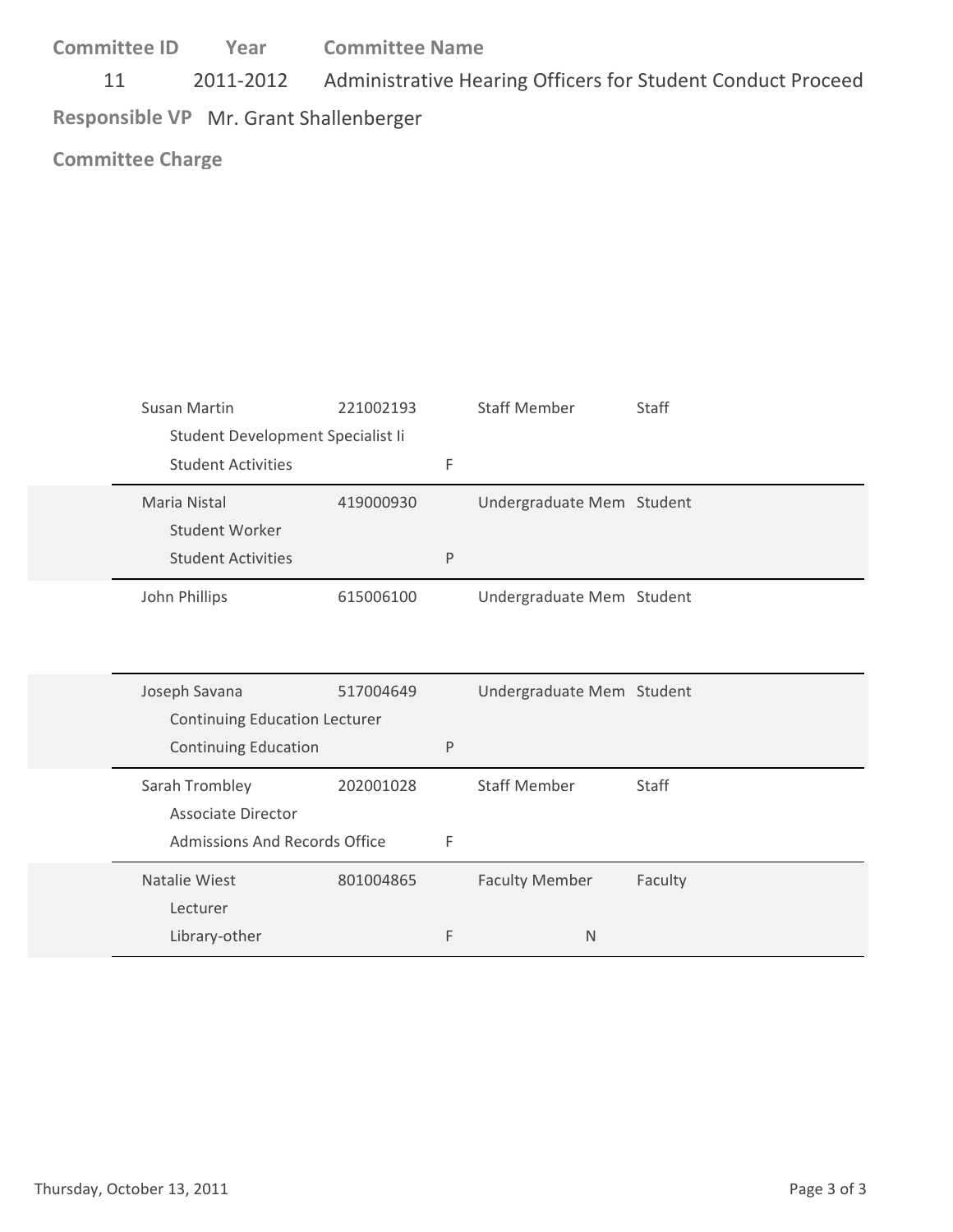| Committee ID | Year | Committee Name |
|---|---|---|
| 11 | 2011-2012 | Administrative Hearing Officers for Student Conduct Proceed |

**Responsible VP** Mr. Grant Shallenberger

**Committee Charge**

| Name / Title / Department | ID | | Role | Type | |
|---|---|---|---|---|---|
| Susan Martin<br>Student Development Specialist Ii<br>Student Activities | 221002193 | F | Staff Member | Staff | |
| Maria Nistal<br>Student Worker<br>Student Activities | 419000930 | P | Undergraduate Mem | Student | |
| John Phillips | 615006100 | | Undergraduate Mem | Student | |
| Joseph Savana<br>Continuing Education Lecturer<br>Continuing Education | 517004649 | P | Undergraduate Mem | Student | |
| Sarah Trombley<br>Associate Director<br>Admissions And Records Office | 202001028 | F | Staff Member | Staff | |
| Natalie Wiest<br>Lecturer<br>Library-other | 801004865 | F | Faculty Member | Faculty | N |

Thursday, October 13, 2011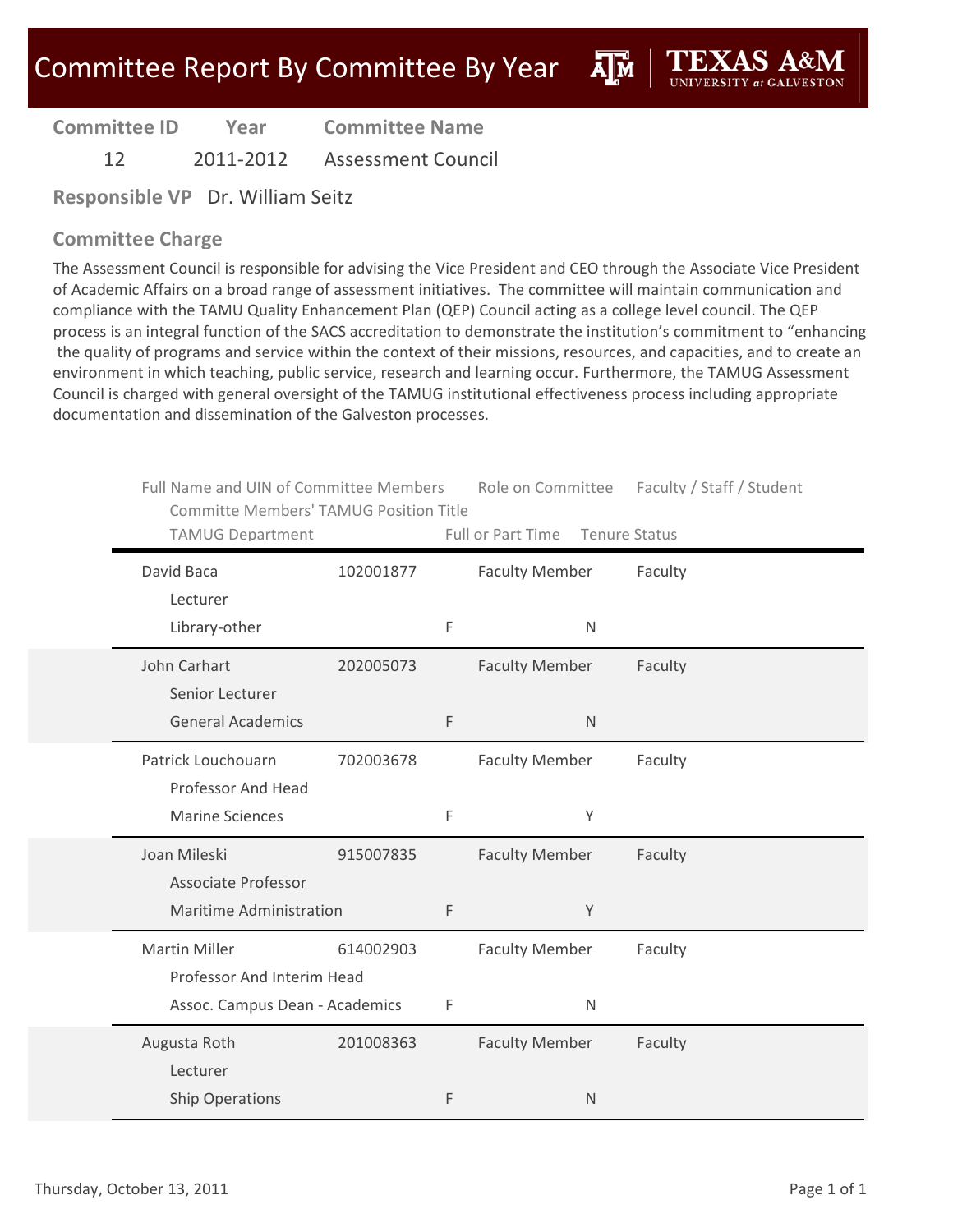# Committee Report By Committee By Year

**TEXAS A&M UNIVERSITY at GALVESTON**

| Committee ID | Year | Committee Name |
|---|---|---|
| 12 | 2011-2012 | Assessment Council |

**Responsible VP** Dr. William Seitz

## Committee Charge

The Assessment Council is responsible for advising the Vice President and CEO through the Associate Vice President of Academic Affairs on a broad range of assessment initiatives. The committee will maintain communication and compliance with the TAMU Quality Enhancement Plan (QEP) Council acting as a college level council. The QEP process is an integral function of the SACS accreditation to demonstrate the institution's commitment to "enhancing the quality of programs and service within the context of their missions, resources, and capacities, and to create an environment in which teaching, public service, research and learning occur. Furthermore, the TAMUG Assessment Council is charged with general oversight of the TAMUG institutional effectiveness process including appropriate documentation and dissemination of the Galveston processes.

| Full Name and UIN of Committee Members / Committe Members' TAMUG Position Title / TAMUG Department | UIN | Full or Part Time | Role on Committee | Tenure Status | Faculty / Staff / Student |
|---|---|---|---|---|---|
| David Baca / Lecturer / Library-other | 102001877 | F | Faculty Member | N | Faculty |
| John Carhart / Senior Lecturer / General Academics | 202005073 | F | Faculty Member | N | Faculty |
| Patrick Louchouarn / Professor And Head / Marine Sciences | 702003678 | F | Faculty Member | Y | Faculty |
| Joan Mileski / Associate Professor / Maritime Administration | 915007835 | F | Faculty Member | Y | Faculty |
| Martin Miller / Professor And Interim Head / Assoc. Campus Dean - Academics | 614002903 | F | Faculty Member | N | Faculty |
| Augusta Roth / Lecturer / Ship Operations | 201008363 | F | Faculty Member | N | Faculty |

Thursday, October 13, 2011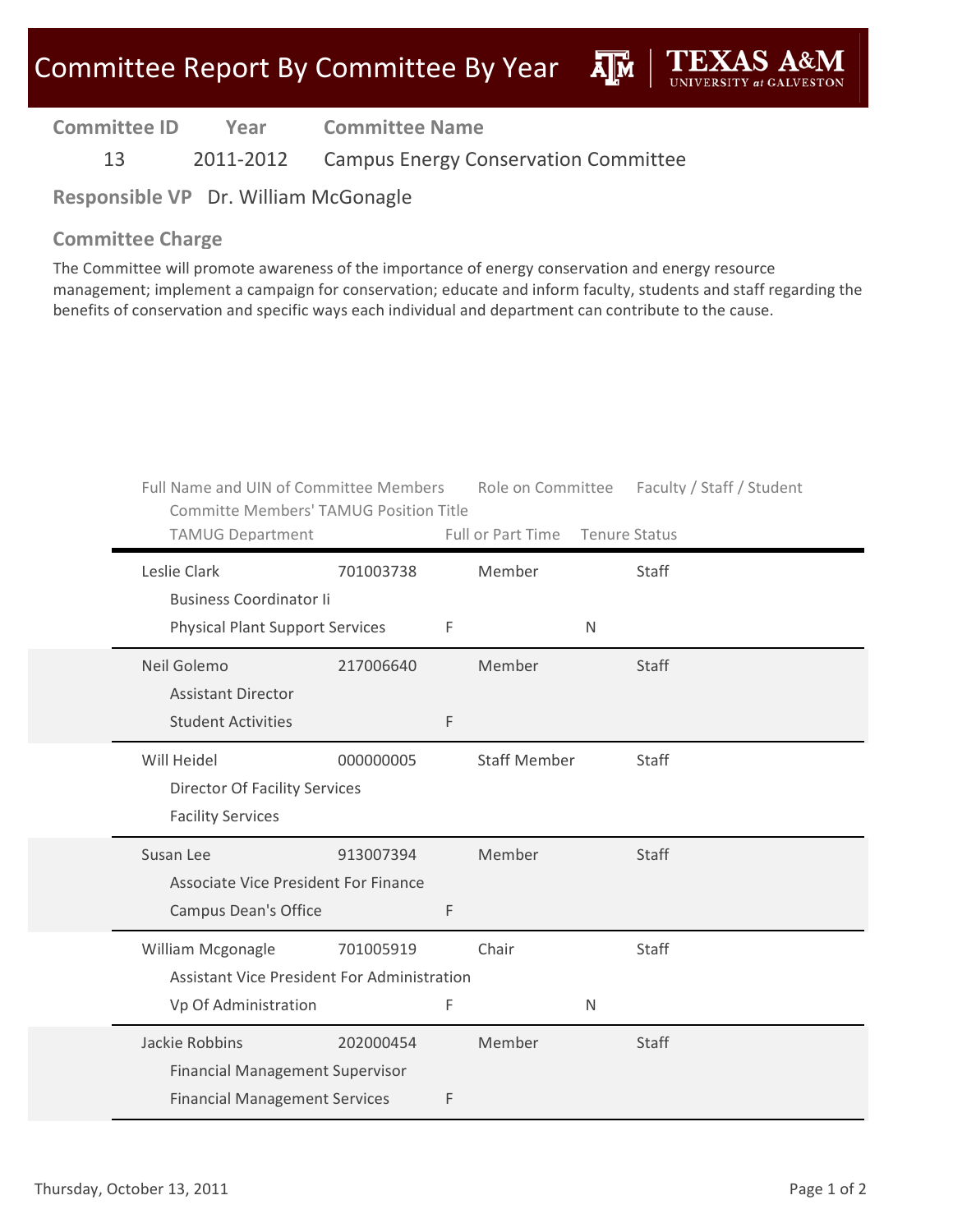# Committee Report By Committee By Year

TEXAS A&M UNIVERSITY at GALVESTON

| Committee ID | Year | Committee Name |
|---|---|---|
| 13 | 2011-2012 | Campus Energy Conservation Committee |

**Responsible VP** Dr. William McGonagle

## Committee Charge

The Committee will promote awareness of the importance of energy conservation and energy resource management; implement a campaign for conservation; educate and inform faculty, students and staff regarding the benefits of conservation and specific ways each individual and department can contribute to the cause.

| Full Name and UIN of Committee Members / Committe Members' TAMUG Position Title / TAMUG Department | UIN | Role on Committee | Full or Part Time | Tenure Status | Faculty / Staff / Student |
|---|---|---|---|---|---|
| Leslie Clark<br>Business Coordinator Ii<br>Physical Plant Support Services | 701003738 | Member | F | N | Staff |
| Neil Golemo<br>Assistant Director<br>Student Activities | 217006640 | Member | F | | Staff |
| Will Heidel<br>Director Of Facility Services<br>Facility Services | 000000005 | Staff Member | | | Staff |
| Susan Lee<br>Associate Vice President For Finance<br>Campus Dean's Office | 913007394 | Member | F | | Staff |
| William Mcgonagle<br>Assistant Vice President For Administration<br>Vp Of Administration | 701005919 | Chair | F | N | Staff |
| Jackie Robbins<br>Financial Management Supervisor<br>Financial Management Services | 202000454 | Member | F | | Staff |

Thursday, October 13, 2011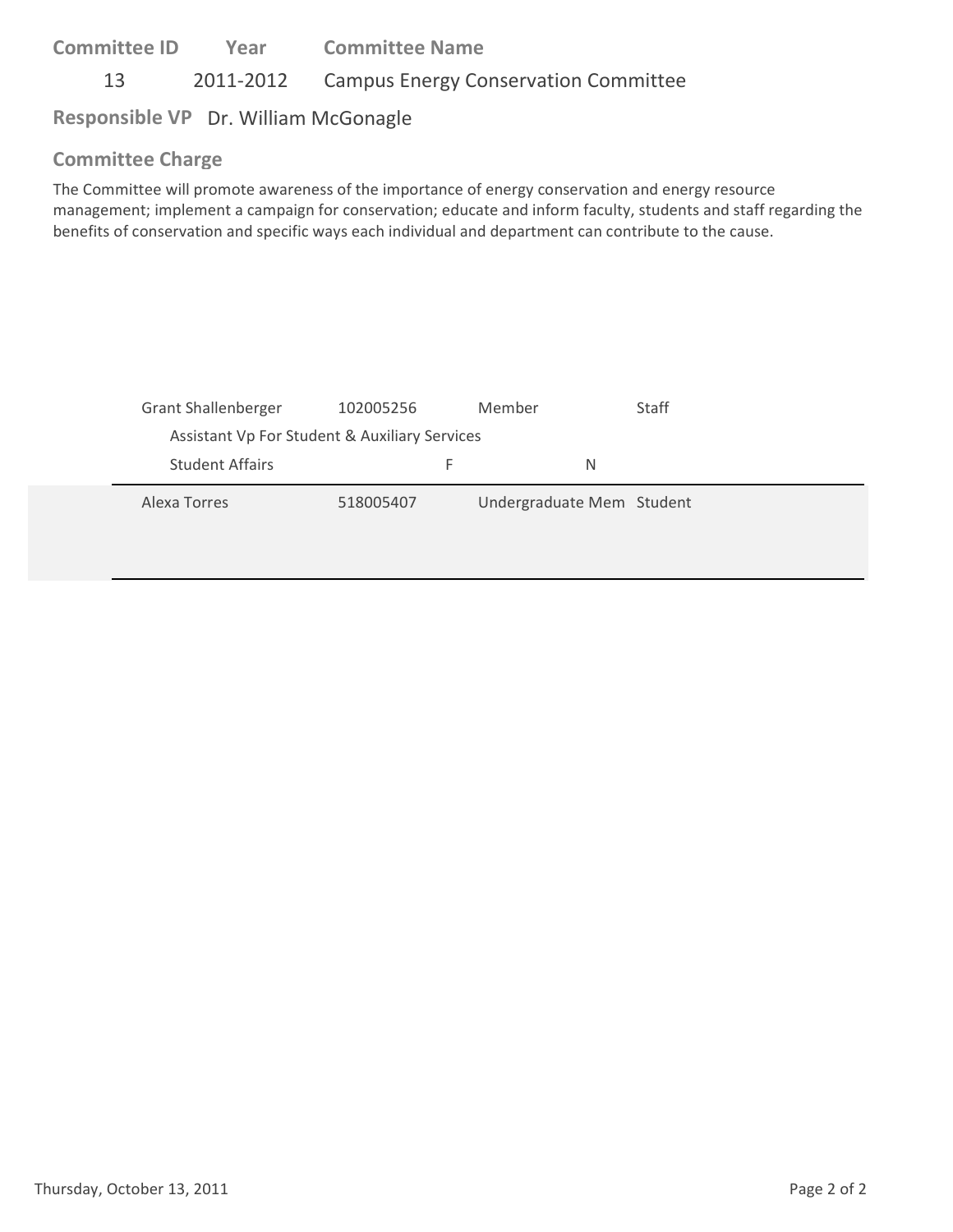| Committee ID | Year | Committee Name |
|---|---|---|
| 13 | 2011-2012 | Campus Energy Conservation Committee |

**Responsible VP** Dr. William McGonagle

## Committee Charge

The Committee will promote awareness of the importance of energy conservation and energy resource management; implement a campaign for conservation; educate and inform faculty, students and staff regarding the benefits of conservation and specific ways each individual and department can contribute to the cause.

| | | | |
|---|---|---|---|
| Grant Shallenberger | 102005256 | Member | Staff |
| Assistant Vp For Student & Auxiliary Services | | | |
| Student Affairs | F | N | |
| Alexa Torres | 518005407 | Undergraduate Mem | Student |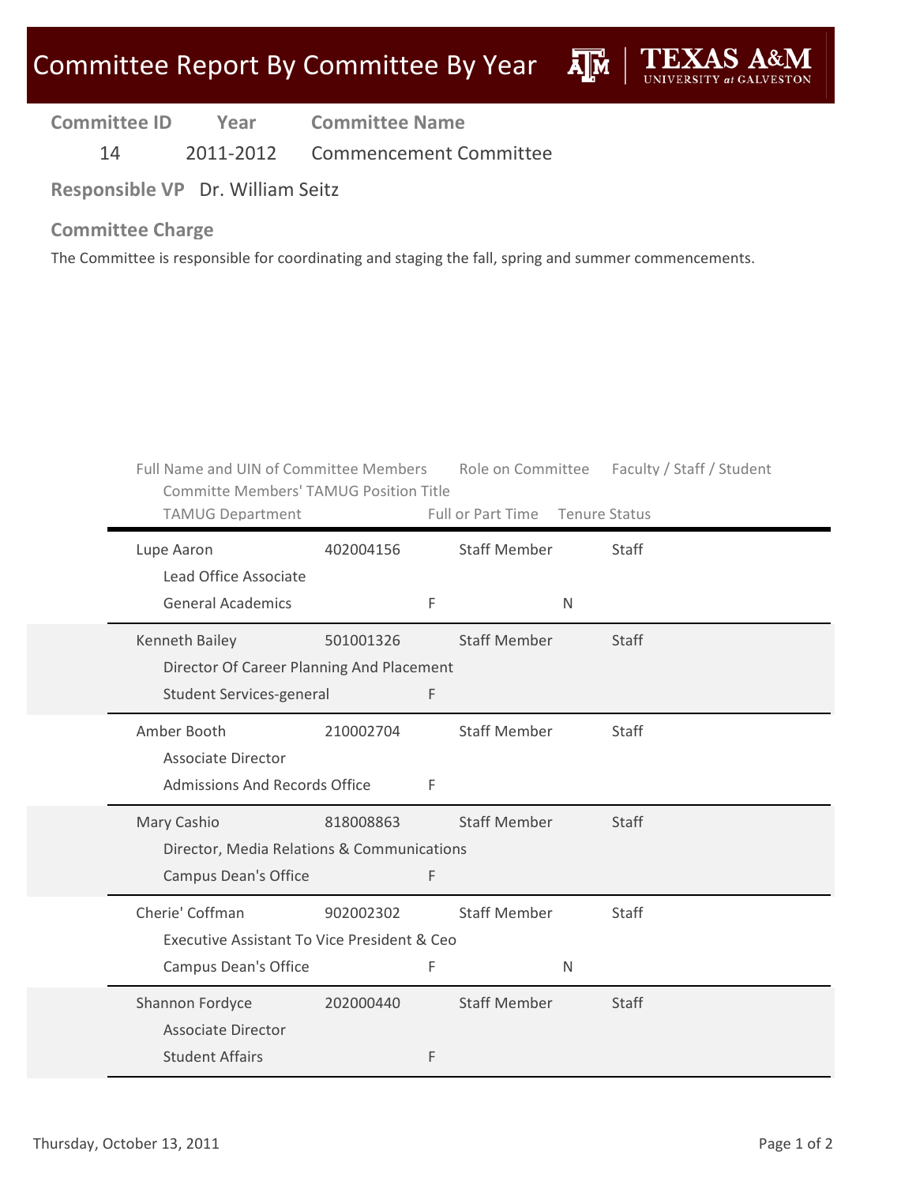# Committee Report By Committee By Year

**Committee ID** 14  
**Year** 2011-2012  
**Committee Name** Commencement Committee

**Responsible VP** Dr. William Seitz

**Committee Charge**

The Committee is responsible for coordinating and staging the fall, spring and summer commencements.

| Full Name and UIN of Committee Members | | Role on Committee | Faculty / Staff / Student |
|---|---|---|---|
| Committe Members' TAMUG Position Title | | | |
| TAMUG Department | Full or Part Time | Tenure Status | |

| Name | UIN | Role on Committee | Faculty / Staff / Student | Position Title | TAMUG Department | Full or Part Time | Tenure Status |
|---|---|---|---|---|---|---|---|
| Lupe Aaron | 402004156 | Staff Member | Staff | Lead Office Associate | General Academics | F | N |
| Kenneth Bailey | 501001326 | Staff Member | Staff | Director Of Career Planning And Placement | Student Services-general | F | |
| Amber Booth | 210002704 | Staff Member | Staff | Associate Director | Admissions And Records Office | F | |
| Mary Cashio | 818008863 | Staff Member | Staff | Director, Media Relations & Communications | Campus Dean's Office | F | |
| Cherie' Coffman | 902002302 | Staff Member | Staff | Executive Assistant To Vice President & Ceo | Campus Dean's Office | F | N |
| Shannon Fordyce | 202000440 | Staff Member | Staff | Associate Director | Student Affairs | F | |

Thursday, October 13, 2011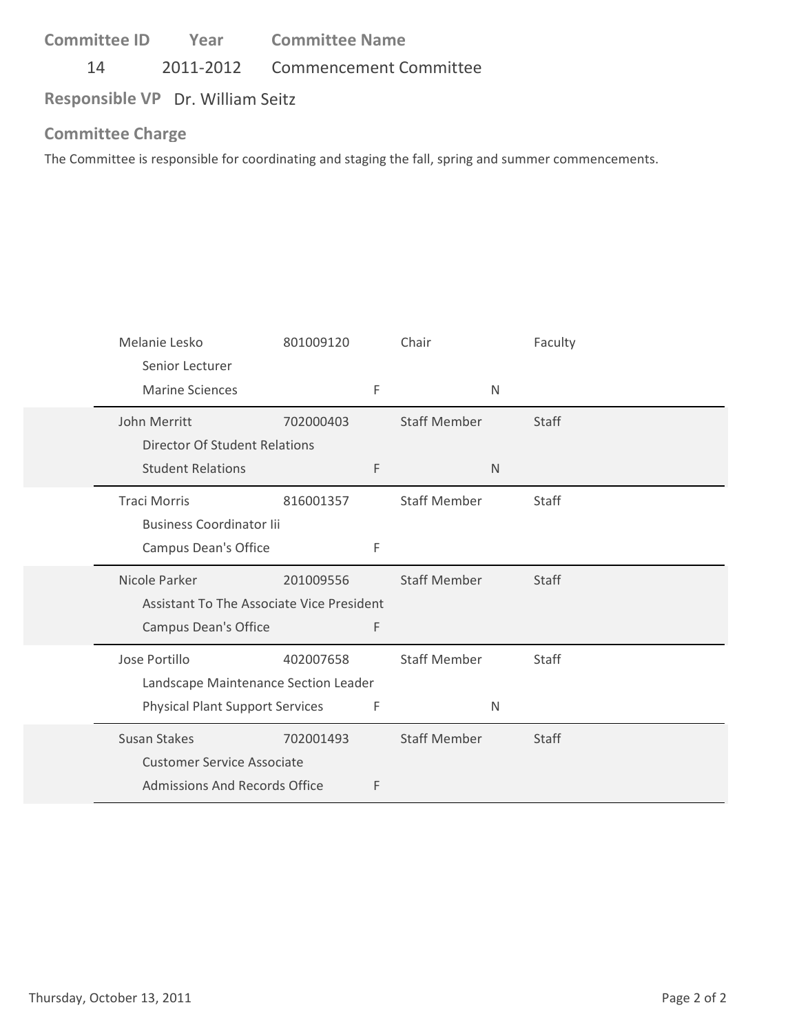**Committee ID** | **Year** | **Committee Name**

14 | 2011-2012 | Commencement Committee

**Responsible VP** Dr. William Seitz

**Committee Charge**

The Committee is responsible for coordinating and staging the fall, spring and summer commencements.

| Name / Title / Department | ID | | Role | | Type |
|---|---|---|---|---|---|
| Melanie Lesko<br>Senior Lecturer<br>Marine Sciences | 801009120 | F | Chair | N | Faculty |
| John Merritt<br>Director Of Student Relations<br>Student Relations | 702000403 | F | Staff Member | N | Staff |
| Traci Morris<br>Business Coordinator Iii<br>Campus Dean's Office | 816001357 | F | Staff Member | | Staff |
| Nicole Parker<br>Assistant To The Associate Vice President<br>Campus Dean's Office | 201009556 | F | Staff Member | | Staff |
| Jose Portillo<br>Landscape Maintenance Section Leader<br>Physical Plant Support Services | 402007658 | F | Staff Member | N | Staff |
| Susan Stakes<br>Customer Service Associate<br>Admissions And Records Office | 702001493 | F | Staff Member | | Staff |

Thursday, October 13, 2011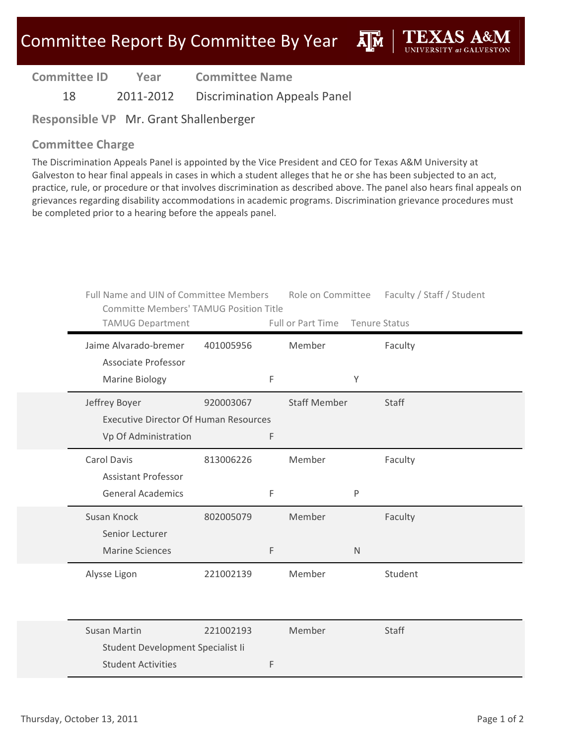# Committee Report By Committee By Year

| Committee ID | Year | Committee Name |
|---|---|---|
| 18 | 2011-2012 | Discrimination Appeals Panel |

**Responsible VP** Mr. Grant Shallenberger

## Committee Charge

The Discrimination Appeals Panel is appointed by the Vice President and CEO for Texas A&M University at Galveston to hear final appeals in cases in which a student alleges that he or she has been subjected to an act, practice, rule, or procedure or that involves discrimination as described above. The panel also hears final appeals on grievances regarding disability accommodations in academic programs. Discrimination grievance procedures must be completed prior to a hearing before the appeals panel.

| Full Name and UIN of Committee Members | | Committe Members' TAMUG Position Title | TAMUG Department | Full or Part Time | Role on Committee | Tenure Status | Faculty / Staff / Student |
|---|---|---|---|---|---|---|---|
| Jaime Alvarado-bremer | 401005956 | Associate Professor | Marine Biology | F | Member | Y | Faculty |
| Jeffrey Boyer | 920003067 | Executive Director Of Human Resources | Vp Of Administration | F | Staff Member | | Staff |
| Carol Davis | 813006226 | Assistant Professor | General Academics | F | Member | P | Faculty |
| Susan Knock | 802005079 | Senior Lecturer | Marine Sciences | F | Member | N | Faculty |
| Alysse Ligon | 221002139 | | | | Member | | Student |
| Susan Martin | 221002193 | Student Development Specialist Ii | Student Activities | F | Member | | Staff |

Thursday, October 13, 2011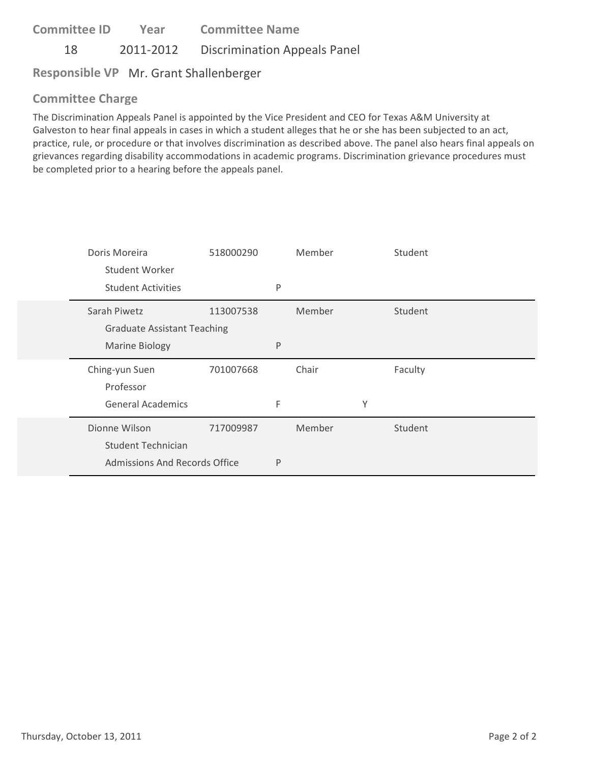| Committee ID | Year | Committee Name |
|---|---|---|
| 18 | 2011-2012 | Discrimination Appeals Panel |

**Responsible VP** Mr. Grant Shallenberger

## Committee Charge

The Discrimination Appeals Panel is appointed by the Vice President and CEO for Texas A&M University at Galveston to hear final appeals in cases in which a student alleges that he or she has been subjected to an act, practice, rule, or procedure or that involves discrimination as described above. The panel also hears final appeals on grievances regarding disability accommodations in academic programs. Discrimination grievance procedures must be completed prior to a hearing before the appeals panel.

| Name / Title / Department | ID | | Role | | Type |
|---|---|---|---|---|---|
| Doris Moreira<br>Student Worker<br>Student Activities | 518000290 | P | Member | | Student |
| Sarah Piwetz<br>Graduate Assistant Teaching<br>Marine Biology | 113007538 | P | Member | | Student |
| Ching-yun Suen<br>Professor<br>General Academics | 701007668 | F | Chair | Y | Faculty |
| Dionne Wilson<br>Student Technician<br>Admissions And Records Office | 717009987 | P | Member | | Student |

Thursday, October 13, 2011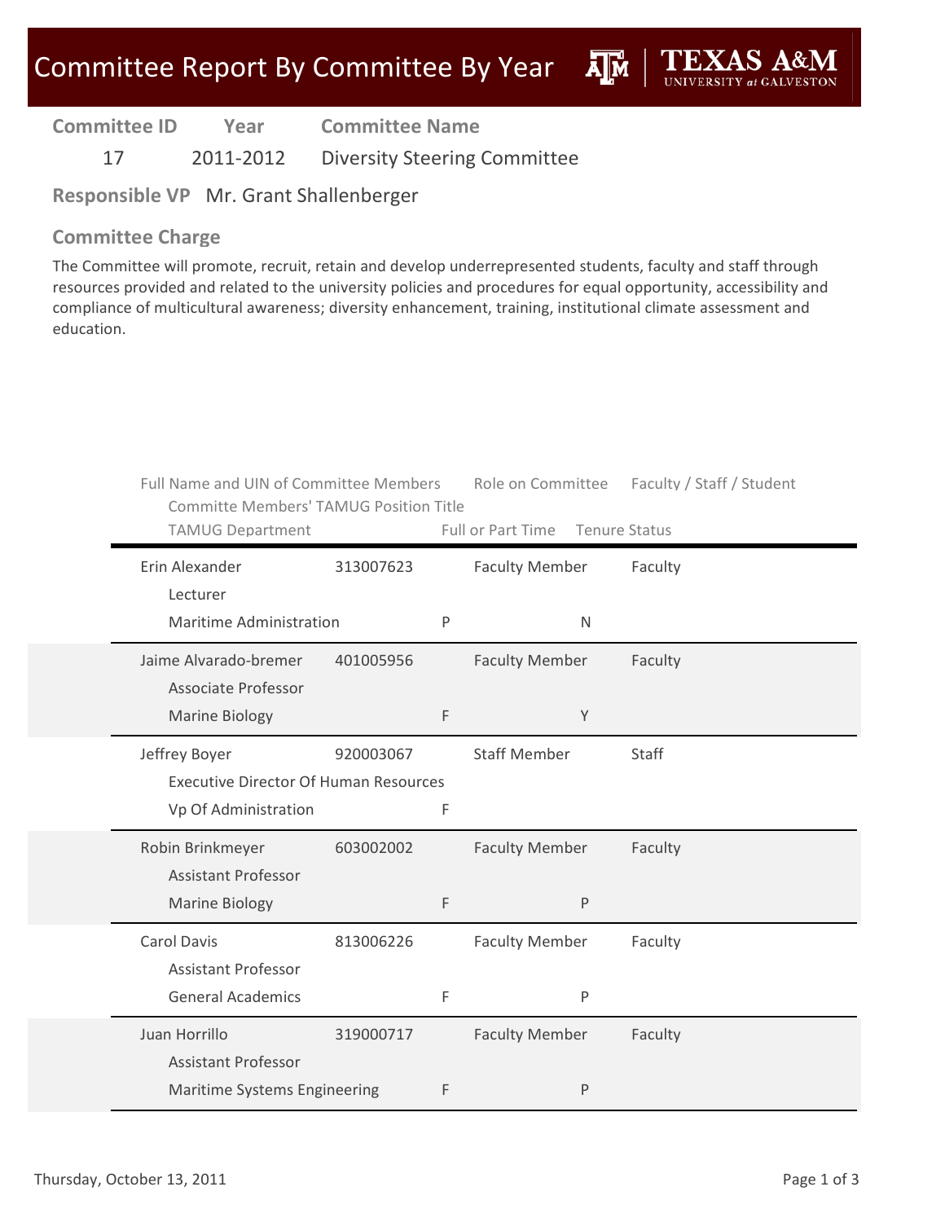# Committee Report By Committee By Year

**Texas A&M University at Galveston**

| Committee ID | Year | Committee Name |
|---|---|---|
| 17 | 2011-2012 | Diversity Steering Committee |

**Responsible VP** Mr. Grant Shallenberger

## Committee Charge

The Committee will promote, recruit, retain and develop underrepresented students, faculty and staff through resources provided and related to the university policies and procedures for equal opportunity, accessibility and compliance of multicultural awareness; diversity enhancement, training, institutional climate assessment and education.

| Full Name and UIN of Committee Members | UIN | Committe Members' TAMUG Position Title | TAMUG Department | Full or Part Time | Tenure Status | Role on Committee | Faculty / Staff / Student |
|---|---|---|---|---|---|---|---|
| Erin Alexander | 313007623 | Lecturer | Maritime Administration | P | N | Faculty Member | Faculty |
| Jaime Alvarado-bremer | 401005956 | Associate Professor | Marine Biology | F | Y | Faculty Member | Faculty |
| Jeffrey Boyer | 920003067 | Executive Director Of Human Resources | Vp Of Administration | F | | Staff Member | Staff |
| Robin Brinkmeyer | 603002002 | Assistant Professor | Marine Biology | F | P | Faculty Member | Faculty |
| Carol Davis | 813006226 | Assistant Professor | General Academics | F | P | Faculty Member | Faculty |
| Juan Horrillo | 319000717 | Assistant Professor | Maritime Systems Engineering | F | P | Faculty Member | Faculty |

Thursday, October 13, 2011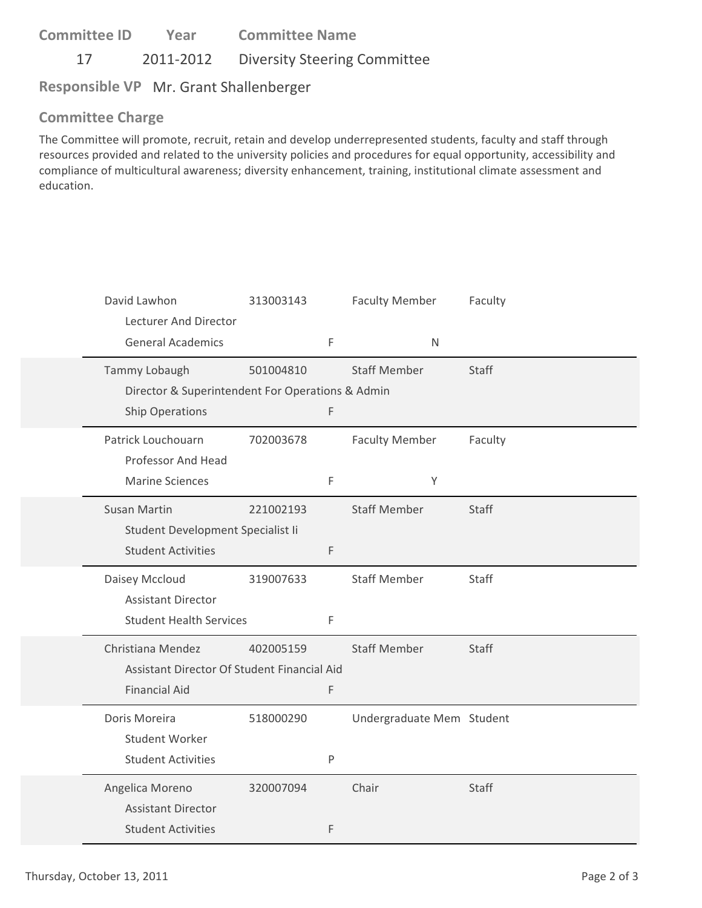| Committee ID | Year | Committee Name |
|---|---|---|
| 17 | 2011-2012 | Diversity Steering Committee |

**Responsible VP** Mr. Grant Shallenberger

## Committee Charge

The Committee will promote, recruit, retain and develop underrepresented students, faculty and staff through resources provided and related to the university policies and procedures for equal opportunity, accessibility and compliance of multicultural awareness; diversity enhancement, training, institutional climate assessment and education.

| Name / Title / Department | ID | | Role | | Type |
|---|---|---|---|---|---|
| David Lawhon<br>Lecturer And Director<br>General Academics | 313003143 | F | Faculty Member | N | Faculty |
| Tammy Lobaugh<br>Director & Superintendent For Operations & Admin<br>Ship Operations | 501004810 | F | Staff Member | | Staff |
| Patrick Louchouarn<br>Professor And Head<br>Marine Sciences | 702003678 | F | Faculty Member | Y | Faculty |
| Susan Martin<br>Student Development Specialist Ii<br>Student Activities | 221002193 | F | Staff Member | | Staff |
| Daisey Mccloud<br>Assistant Director<br>Student Health Services | 319007633 | F | Staff Member | | Staff |
| Christiana Mendez<br>Assistant Director Of Student Financial Aid<br>Financial Aid | 402005159 | F | Staff Member | | Staff |
| Doris Moreira<br>Student Worker<br>Student Activities | 518000290 | P | Undergraduate Mem | | Student |
| Angelica Moreno<br>Assistant Director<br>Student Activities | 320007094 | F | Chair | | Staff |

Thursday, October 13, 2011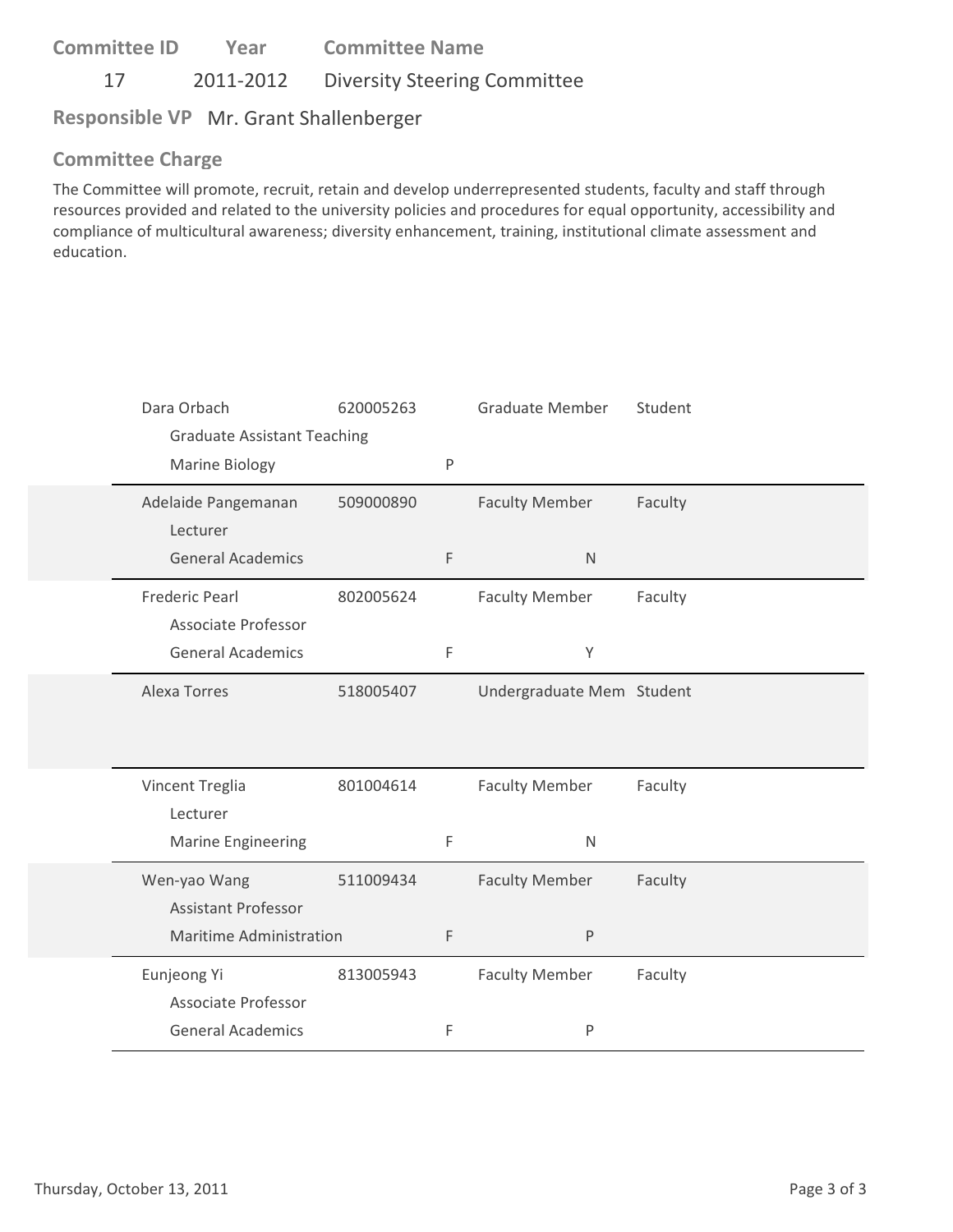**Committee ID** | **Year** | **Committee Name**

17 | 2011-2012 | Diversity Steering Committee

**Responsible VP** Mr. Grant Shallenberger

**Committee Charge**

The Committee will promote, recruit, retain and develop underrepresented students, faculty and staff through resources provided and related to the university policies and procedures for equal opportunity, accessibility and compliance of multicultural awareness; diversity enhancement, training, institutional climate assessment and education.

| Name / Title / Department | ID | | Role | | Type |
|---|---|---|---|---|---|
| Dara Orbach<br>Graduate Assistant Teaching<br>Marine Biology | 620005263 | P | Graduate Member | | Student |
| Adelaide Pangemanan<br>Lecturer<br>General Academics | 509000890 | F | Faculty Member | N | Faculty |
| Frederic Pearl<br>Associate Professor<br>General Academics | 802005624 | F | Faculty Member | Y | Faculty |
| Alexa Torres | 518005407 | | Undergraduate Mem | | Student |
| Vincent Treglia<br>Lecturer<br>Marine Engineering | 801004614 | F | Faculty Member | N | Faculty |
| Wen-yao Wang<br>Assistant Professor<br>Maritime Administration | 511009434 | F | Faculty Member | P | Faculty |
| Eunjeong Yi<br>Associate Professor<br>General Academics | 813005943 | F | Faculty Member | P | Faculty |

Thursday, October 13, 2011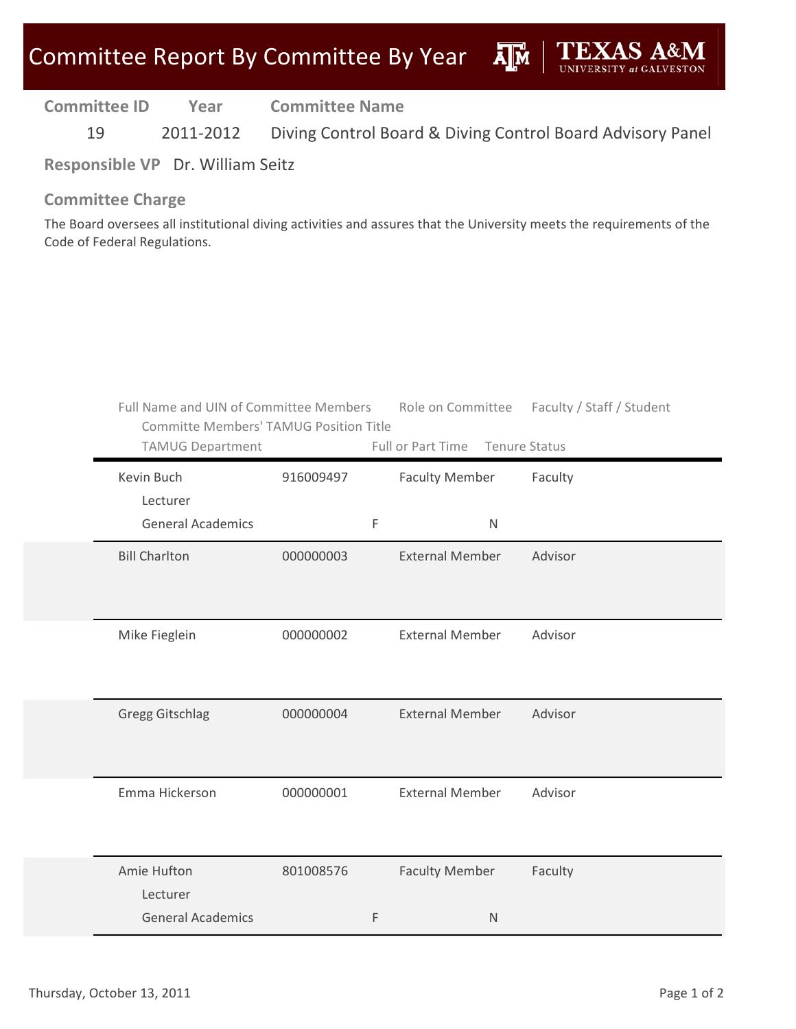# Committee Report By Committee By Year

| Committee ID | Year | Committee Name |
|---|---|---|
| 19 | 2011-2012 | Diving Control Board & Diving Control Board Advisory Panel |

**Responsible VP** Dr. William Seitz

## Committee Charge

The Board oversees all institutional diving activities and assures that the University meets the requirements of the Code of Federal Regulations.

| Full Name and UIN of Committee Members / Committe Members' TAMUG Position Title / TAMUG Department | UIN | Full or Part Time | Role on Committee | Tenure Status | Faculty / Staff / Student |
|---|---|---|---|---|---|
| Kevin Buch / Lecturer / General Academics | 916009497 | F | Faculty Member | N | Faculty |
| Bill Charlton | 000000003 | | External Member | | Advisor |
| Mike Fieglein | 000000002 | | External Member | | Advisor |
| Gregg Gitschlag | 000000004 | | External Member | | Advisor |
| Emma Hickerson | 000000001 | | External Member | | Advisor |
| Amie Hufton / Lecturer / General Academics | 801008576 | F | Faculty Member | N | Faculty |

Thursday, October 13, 2011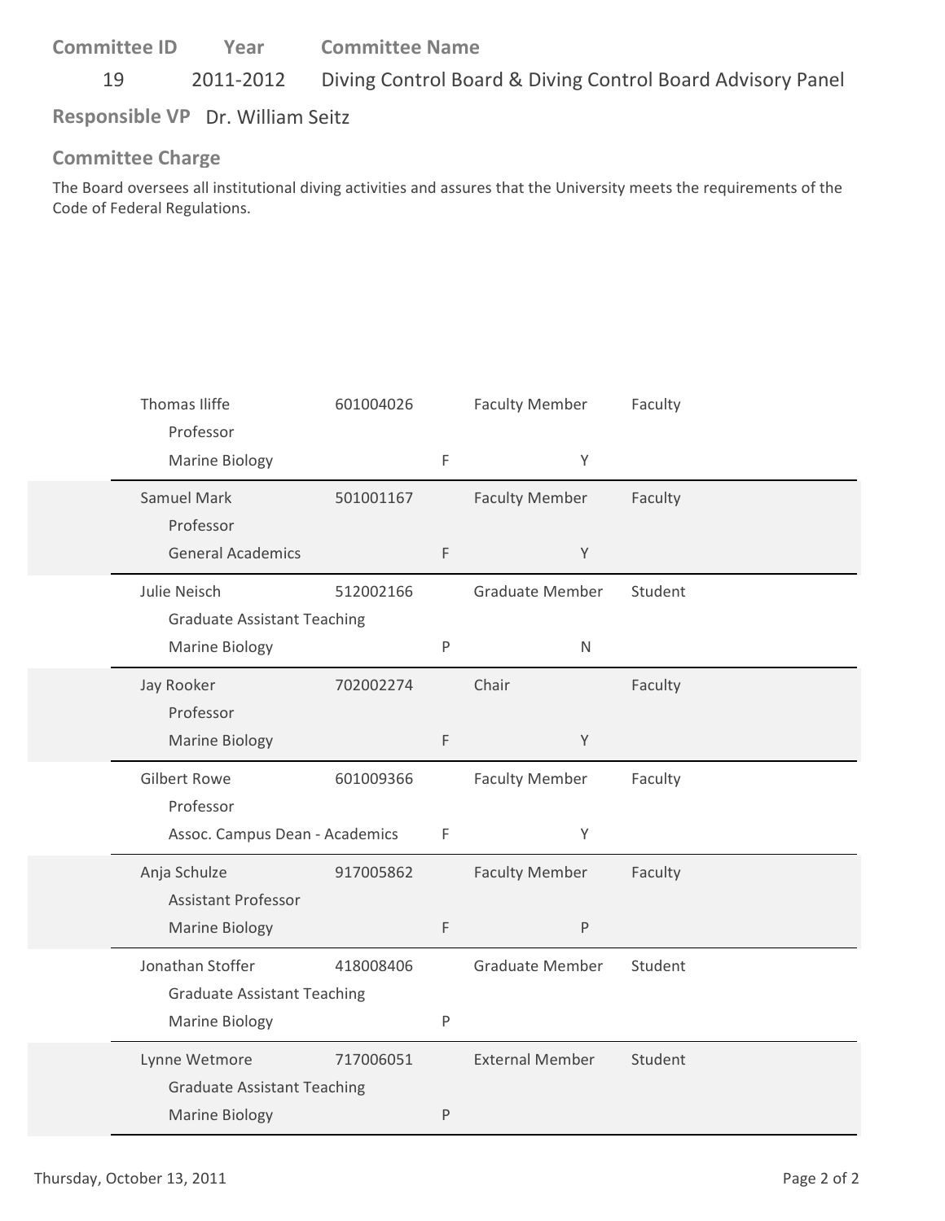| Committee ID | Year | Committee Name |
|---|---|---|
| 19 | 2011-2012 | Diving Control Board & Diving Control Board Advisory Panel |

**Responsible VP** Dr. William Seitz

**Committee Charge**

The Board oversees all institutional diving activities and assures that the University meets the requirements of the Code of Federal Regulations.

| Name / Title / Department | ID | | Role | Type |
|---|---|---|---|---|
| Thomas Iliffe<br>Professor<br>Marine Biology | 601004026 | F | Faculty Member<br>Y | Faculty |
| Samuel Mark<br>Professor<br>General Academics | 501001167 | F | Faculty Member<br>Y | Faculty |
| Julie Neisch<br>Graduate Assistant Teaching<br>Marine Biology | 512002166 | P | Graduate Member<br>N | Student |
| Jay Rooker<br>Professor<br>Marine Biology | 702002274 | F | Chair<br>Y | Faculty |
| Gilbert Rowe<br>Professor<br>Assoc. Campus Dean - Academics | 601009366 | F | Faculty Member<br>Y | Faculty |
| Anja Schulze<br>Assistant Professor<br>Marine Biology | 917005862 | F | Faculty Member<br>P | Faculty |
| Jonathan Stoffer<br>Graduate Assistant Teaching<br>Marine Biology | 418008406 | P | Graduate Member | Student |
| Lynne Wetmore<br>Graduate Assistant Teaching<br>Marine Biology | 717006051 | P | External Member | Student |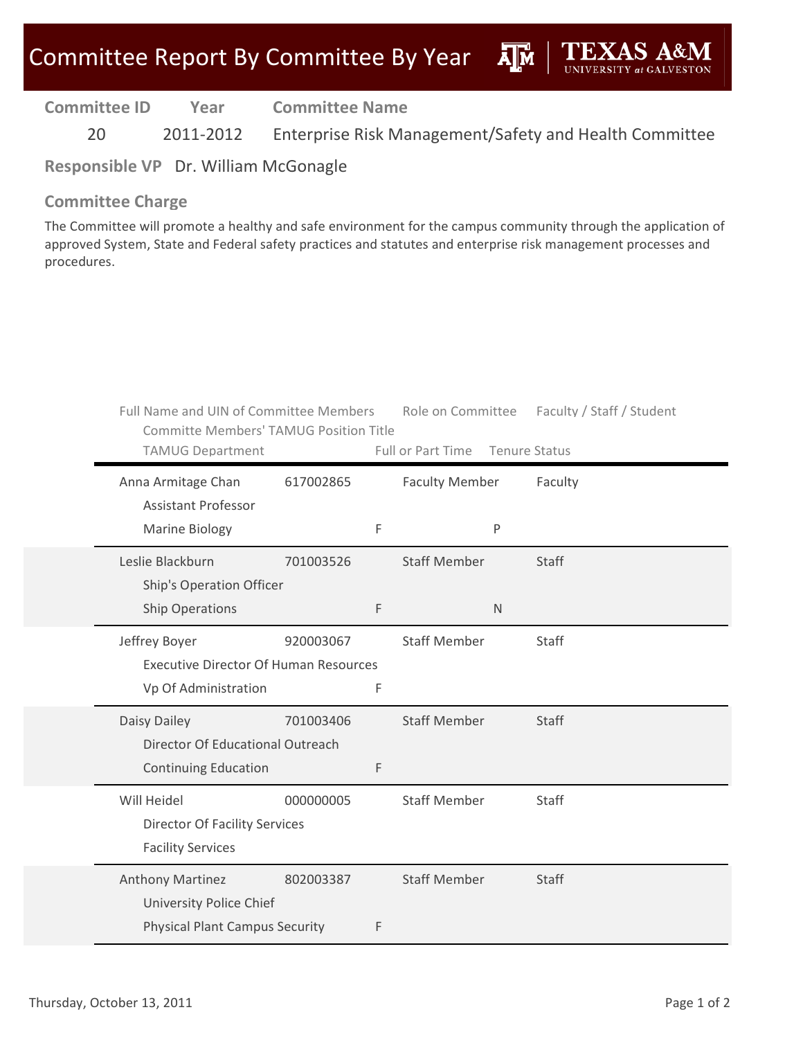# Committee Report By Committee By Year

| Committee ID | Year | Committee Name |
|---|---|---|
| 20 | 2011-2012 | Enterprise Risk Management/Safety and Health Committee |

**Responsible VP** Dr. William McGonagle

## Committee Charge

The Committee will promote a healthy and safe environment for the campus community through the application of approved System, State and Federal safety practices and statutes and enterprise risk management processes and procedures.

| Full Name and UIN of Committee Members / Committe Members' TAMUG Position Title / TAMUG Department | UIN | Role on Committee | Faculty / Staff / Student | Full or Part Time | Tenure Status |
|---|---|---|---|---|---|
| Anna Armitage Chan / Assistant Professor / Marine Biology | 617002865 | Faculty Member | Faculty | F | P |
| Leslie Blackburn / Ship's Operation Officer / Ship Operations | 701003526 | Staff Member | Staff | F | N |
| Jeffrey Boyer / Executive Director Of Human Resources / Vp Of Administration | 920003067 | Staff Member | Staff | F | |
| Daisy Dailey / Director Of Educational Outreach / Continuing Education | 701003406 | Staff Member | Staff | F | |
| Will Heidel / Director Of Facility Services / Facility Services | 000000005 | Staff Member | Staff | | |
| Anthony Martinez / University Police Chief / Physical Plant Campus Security | 802003387 | Staff Member | Staff | F | |

Thursday, October 13, 2011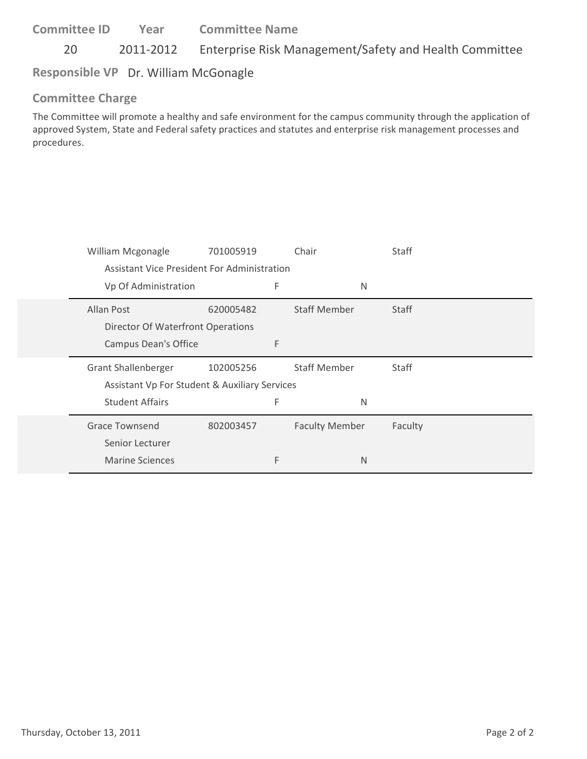| Committee ID | Year | Committee Name |
|---|---|---|
| 20 | 2011-2012 | Enterprise Risk Management/Safety and Health Committee |

**Responsible VP** Dr. William McGonagle

## Committee Charge

The Committee will promote a healthy and safe environment for the campus community through the application of approved System, State and Federal safety practices and statutes and enterprise risk management processes and procedures.

| Name | ID | Role | Type |
|---|---|---|---|
| William Mcgonagle<br>Assistant Vice President For Administration<br>Vp Of Administration | 701005919<br><br>F | Chair<br><br>N | Staff |
| Allan Post<br>Director Of Waterfront Operations<br>Campus Dean's Office | 620005482<br><br>F | Staff Member | Staff |
| Grant Shallenberger<br>Assistant Vp For Student & Auxiliary Services<br>Student Affairs | 102005256<br><br>F | Staff Member<br><br>N | Staff |
| Grace Townsend<br>Senior Lecturer<br>Marine Sciences | 802003457<br><br>F | Faculty Member<br><br>N | Faculty |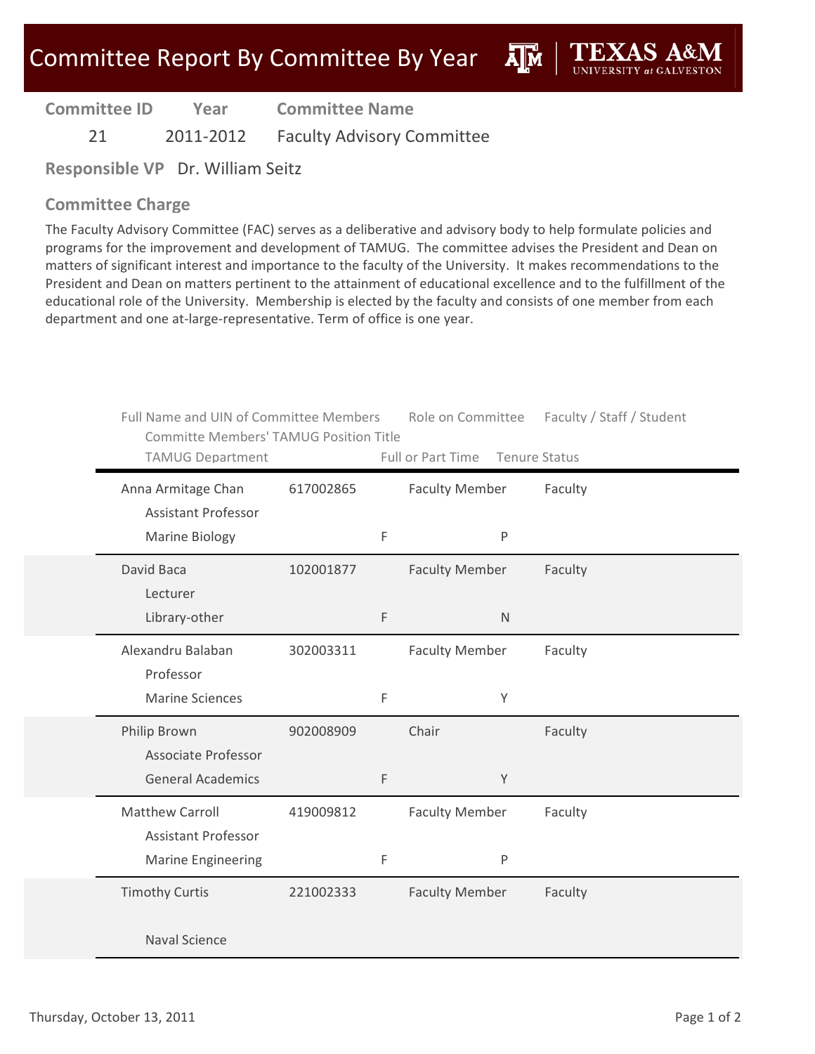# Committee Report By Committee By Year

**TEXAS A&M UNIVERSITY at GALVESTON**

| Committee ID | Year | Committee Name |
|---|---|---|
| 21 | 2011-2012 | Faculty Advisory Committee |

**Responsible VP** Dr. William Seitz

## Committee Charge

The Faculty Advisory Committee (FAC) serves as a deliberative and advisory body to help formulate policies and programs for the improvement and development of TAMUG. The committee advises the President and Dean on matters of significant interest and importance to the faculty of the University. It makes recommendations to the President and Dean on matters pertinent to the attainment of educational excellence and to the fulfillment of the educational role of the University. Membership is elected by the faculty and consists of one member from each department and one at-large-representative. Term of office is one year.

| Full Name and UIN of Committee Members / Committe Members' TAMUG Position Title / TAMUG Department | UIN | Role on Committee | Faculty / Staff / Student | Full or Part Time | Tenure Status |
|---|---|---|---|---|---|
| Anna Armitage Chan / Assistant Professor / Marine Biology | 617002865 | Faculty Member | Faculty | F | P |
| David Baca / Lecturer / Library-other | 102001877 | Faculty Member | Faculty | F | N |
| Alexandru Balaban / Professor / Marine Sciences | 302003311 | Faculty Member | Faculty | F | Y |
| Philip Brown / Associate Professor / General Academics | 902008909 | Chair | Faculty | F | Y |
| Matthew Carroll / Assistant Professor / Marine Engineering | 419009812 | Faculty Member | Faculty | F | P |
| Timothy Curtis / Naval Science | 221002333 | Faculty Member | Faculty | | |

Thursday, October 13, 2011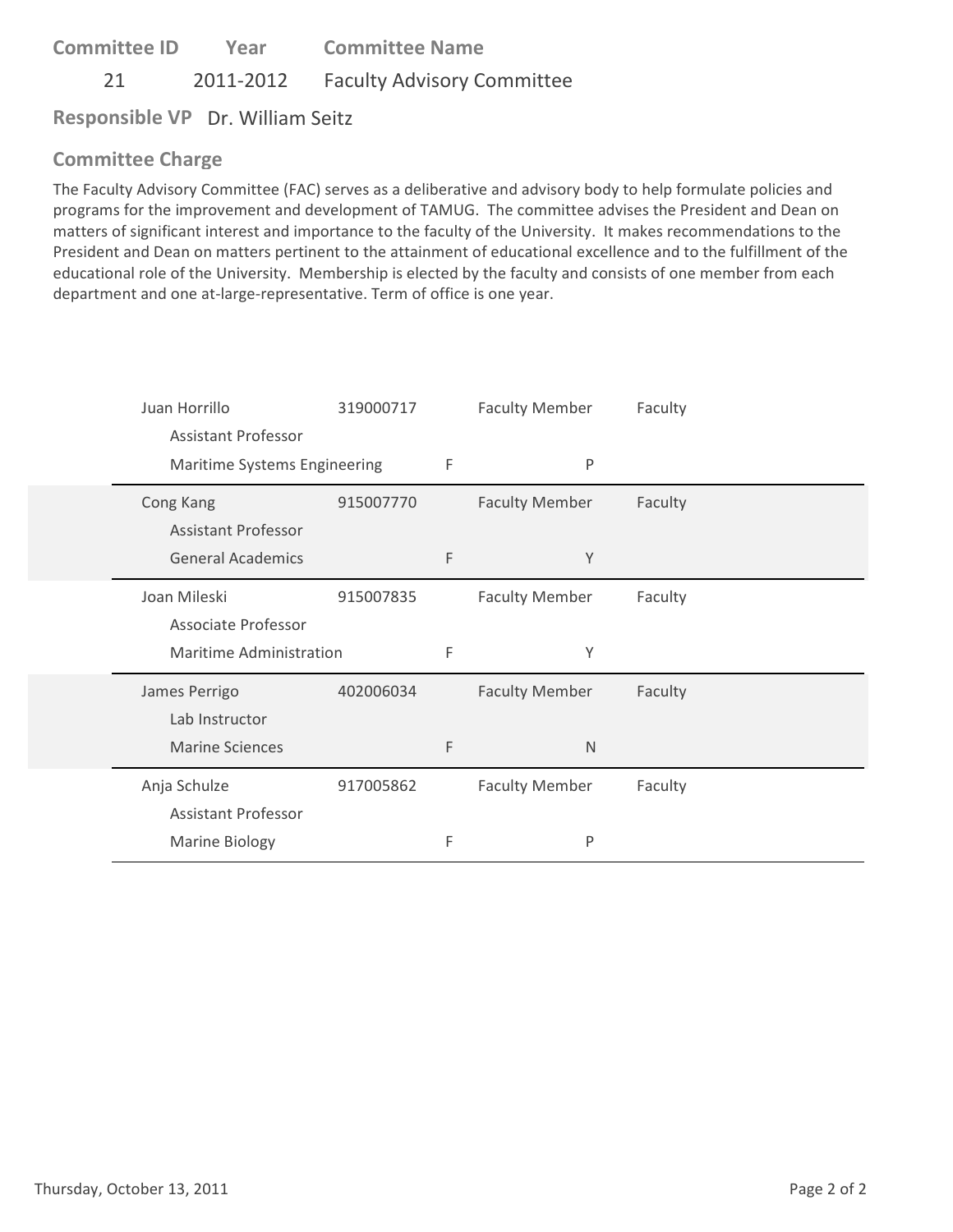**Committee ID** | **Year** | **Committee Name**

21 | 2011-2012 | Faculty Advisory Committee

**Responsible VP** Dr. William Seitz

## Committee Charge

The Faculty Advisory Committee (FAC) serves as a deliberative and advisory body to help formulate policies and programs for the improvement and development of TAMUG. The committee advises the President and Dean on matters of significant interest and importance to the faculty of the University. It makes recommendations to the President and Dean on matters pertinent to the attainment of educational excellence and to the fulfillment of the educational role of the University. Membership is elected by the faculty and consists of one member from each department and one at-large-representative. Term of office is one year.

| Name / Title / Department | ID | | Role | Type |
|---|---|---|---|---|
| Juan Horrillo<br>Assistant Professor<br>Maritime Systems Engineering | 319000717 | F | Faculty Member<br>P | Faculty |
| Cong Kang<br>Assistant Professor<br>General Academics | 915007770 | F | Faculty Member<br>Y | Faculty |
| Joan Mileski<br>Associate Professor<br>Maritime Administration | 915007835 | F | Faculty Member<br>Y | Faculty |
| James Perrigo<br>Lab Instructor<br>Marine Sciences | 402006034 | F | Faculty Member<br>N | Faculty |
| Anja Schulze<br>Assistant Professor<br>Marine Biology | 917005862 | F | Faculty Member<br>P | Faculty |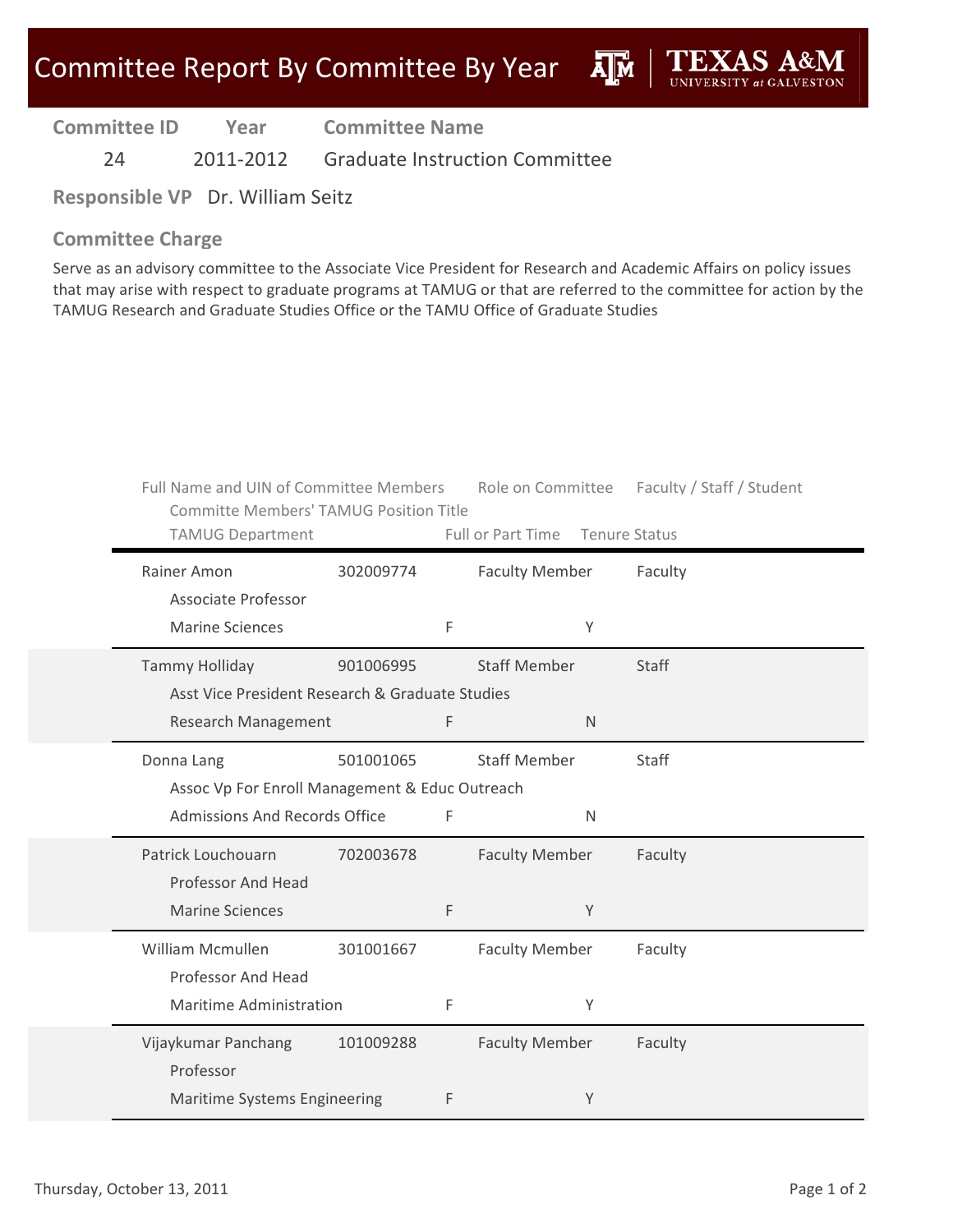# Committee Report By Committee By Year

| Committee ID | Year | Committee Name |
|---|---|---|
| 24 | 2011-2012 | Graduate Instruction Committee |

**Responsible VP** Dr. William Seitz

## Committee Charge

Serve as an advisory committee to the Associate Vice President for Research and Academic Affairs on policy issues that may arise with respect to graduate programs at TAMUG or that are referred to the committee for action by the TAMUG Research and Graduate Studies Office or the TAMU Office of Graduate Studies

| Full Name | UIN | Role on Committee | Faculty / Staff / Student | Committe Members' TAMUG Position Title | TAMUG Department | Full or Part Time | Tenure Status |
|---|---|---|---|---|---|---|---|
| Rainer Amon | 302009774 | Faculty Member | Faculty | Associate Professor | Marine Sciences | F | Y |
| Tammy Holliday | 901006995 | Staff Member | Staff | Asst Vice President Research & Graduate Studies | Research Management | F | N |
| Donna Lang | 501001065 | Staff Member | Staff | Assoc Vp For Enroll Management & Educ Outreach | Admissions And Records Office | F | N |
| Patrick Louchouarn | 702003678 | Faculty Member | Faculty | Professor And Head | Marine Sciences | F | Y |
| William Mcmullen | 301001667 | Faculty Member | Faculty | Professor And Head | Maritime Administration | F | Y |
| Vijaykumar Panchang | 101009288 | Faculty Member | Faculty | Professor | Maritime Systems Engineering | F | Y |

Thursday, October 13, 2011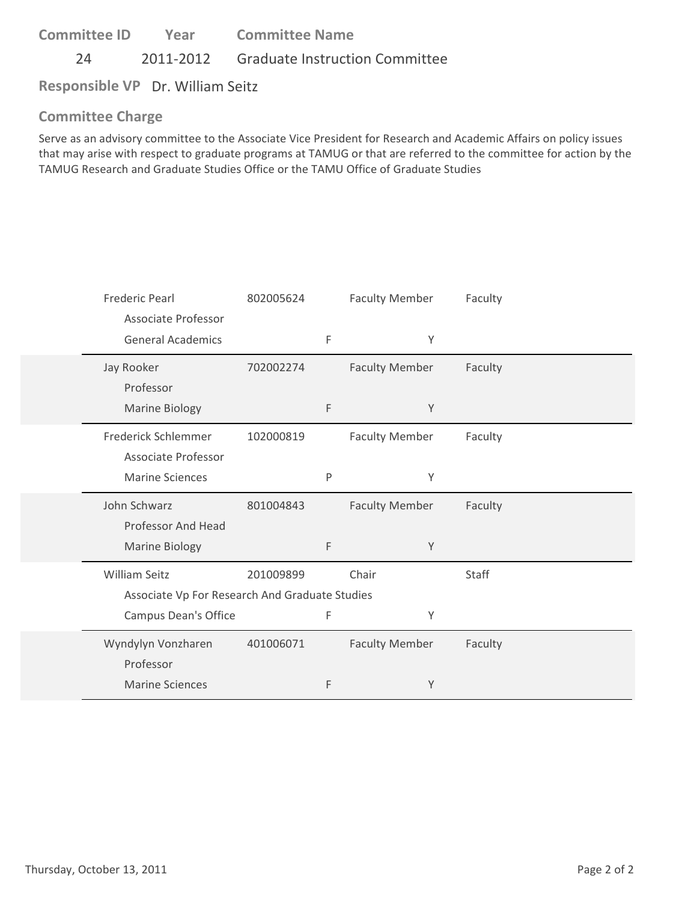**Committee ID** 24 **Year** 2011-2012 **Committee Name** Graduate Instruction Committee

**Responsible VP** Dr. William Seitz

### Committee Charge

Serve as an advisory committee to the Associate Vice President for Research and Academic Affairs on policy issues that may arise with respect to graduate programs at TAMUG or that are referred to the committee for action by the TAMUG Research and Graduate Studies Office or the TAMU Office of Graduate Studies

| Name / Title / Department | ID | | Role | | Type |
|---|---|---|---|---|---|
| Frederic Pearl<br>Associate Professor<br>General Academics | 802005624 | F | Faculty Member | Y | Faculty |
| Jay Rooker<br>Professor<br>Marine Biology | 702002274 | F | Faculty Member | Y | Faculty |
| Frederick Schlemmer<br>Associate Professor<br>Marine Sciences | 102000819 | P | Faculty Member | Y | Faculty |
| John Schwarz<br>Professor And Head<br>Marine Biology | 801004843 | F | Faculty Member | Y | Faculty |
| William Seitz<br>Associate Vp For Research And Graduate Studies<br>Campus Dean's Office | 201009899 | F | Chair | Y | Staff |
| Wyndylyn Vonzharen<br>Professor<br>Marine Sciences | 401006071 | F | Faculty Member | Y | Faculty |

Thursday, October 13, 2011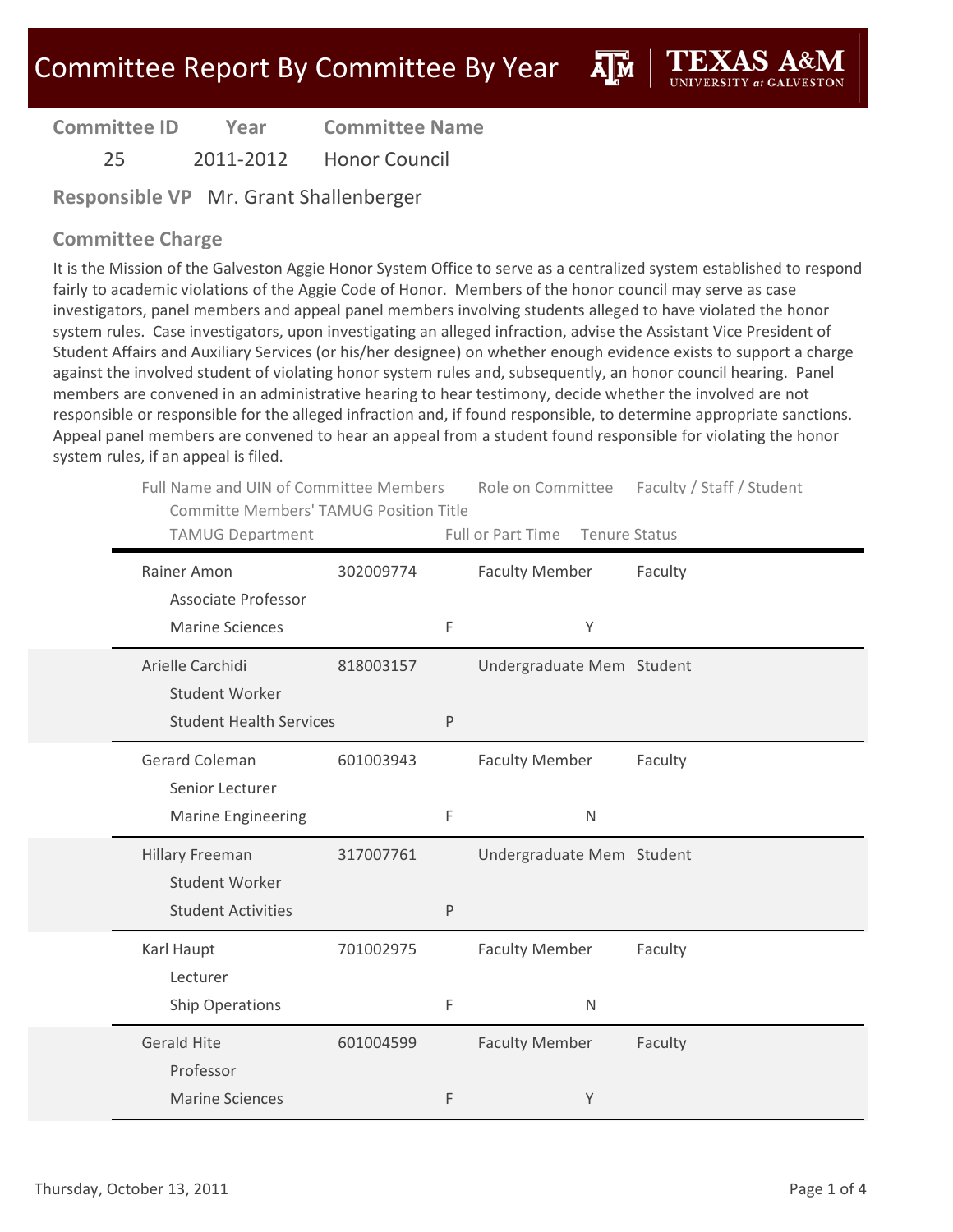# Committee Report By Committee By Year

TEXAS A&M UNIVERSITY at GALVESTON

| Committee ID | Year | Committee Name |
|---|---|---|
| 25 | 2011-2012 | Honor Council |

**Responsible VP** Mr. Grant Shallenberger

## Committee Charge

It is the Mission of the Galveston Aggie Honor System Office to serve as a centralized system established to respond fairly to academic violations of the Aggie Code of Honor. Members of the honor council may serve as case investigators, panel members and appeal panel members involving students alleged to have violated the honor system rules. Case investigators, upon investigating an alleged infraction, advise the Assistant Vice President of Student Affairs and Auxiliary Services (or his/her designee) on whether enough evidence exists to support a charge against the involved student of violating honor system rules and, subsequently, an honor council hearing. Panel members are convened in an administrative hearing to hear testimony, decide whether the involved are not responsible or responsible for the alleged infraction and, if found responsible, to determine appropriate sanctions. Appeal panel members are convened to hear an appeal from a student found responsible for violating the honor system rules, if an appeal is filed.

| Full Name and UIN of Committee Members | UIN | Committe Members' TAMUG Position Title | TAMUG Department | Full or Part Time | Tenure Status | Role on Committee | Faculty / Staff / Student |
|---|---|---|---|---|---|---|---|
| Rainer Amon | 302009774 | Associate Professor | Marine Sciences | F | Y | Faculty Member | Faculty |
| Arielle Carchidi | 818003157 | Student Worker | Student Health Services | P | | Undergraduate Mem | Student |
| Gerard Coleman | 601003943 | Senior Lecturer | Marine Engineering | F | N | Faculty Member | Faculty |
| Hillary Freeman | 317007761 | Student Worker | Student Activities | P | | Undergraduate Mem | Student |
| Karl Haupt | 701002975 | Lecturer | Ship Operations | F | N | Faculty Member | Faculty |
| Gerald Hite | 601004599 | Professor | Marine Sciences | F | Y | Faculty Member | Faculty |

Thursday, October 13, 2011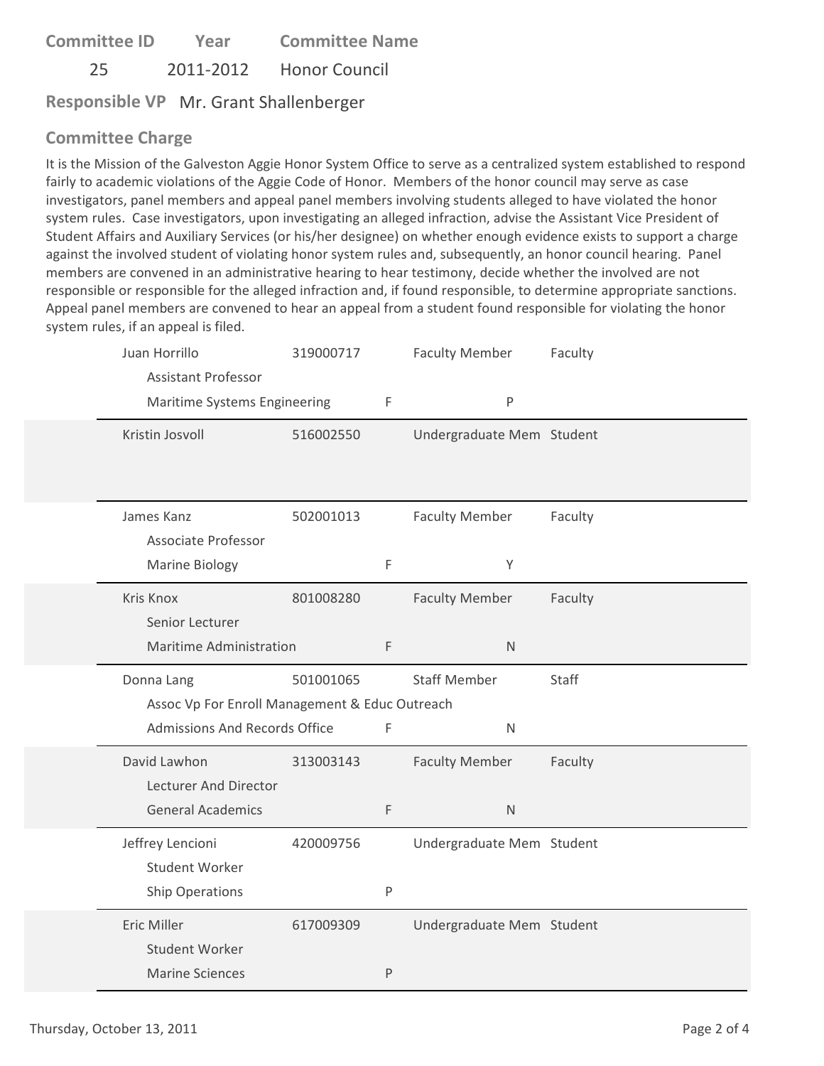| Committee ID | Year | Committee Name |
|---|---|---|
| 25 | 2011-2012 | Honor Council |

**Responsible VP** Mr. Grant Shallenberger

### Committee Charge

It is the Mission of the Galveston Aggie Honor System Office to serve as a centralized system established to respond fairly to academic violations of the Aggie Code of Honor. Members of the honor council may serve as case investigators, panel members and appeal panel members involving students alleged to have violated the honor system rules. Case investigators, upon investigating an alleged infraction, advise the Assistant Vice President of Student Affairs and Auxiliary Services (or his/her designee) on whether enough evidence exists to support a charge against the involved student of violating honor system rules and, subsequently, an honor council hearing. Panel members are convened in an administrative hearing to hear testimony, decide whether the involved are not responsible or responsible for the alleged infraction and, if found responsible, to determine appropriate sanctions. Appeal panel members are convened to hear an appeal from a student found responsible for violating the honor system rules, if an appeal is filed.

| Name | ID | Role | Type |
|---|---|---|---|
| Juan Horrillo<br>Assistant Professor<br>Maritime Systems Engineering | 319000717<br><br>F | Faculty Member<br><br>P | Faculty |
| Kristin Josvoll | 516002550 | Undergraduate Mem | Student |
| James Kanz<br>Associate Professor<br>Marine Biology | 502001013<br><br>F | Faculty Member<br><br>Y | Faculty |
| Kris Knox<br>Senior Lecturer<br>Maritime Administration | 801008280<br><br>F | Faculty Member<br><br>N | Faculty |
| Donna Lang<br>Assoc Vp For Enroll Management & Educ Outreach<br>Admissions And Records Office | 501001065<br><br>F | Staff Member<br><br>N | Staff |
| David Lawhon<br>Lecturer And Director<br>General Academics | 313003143<br><br>F | Faculty Member<br><br>N | Faculty |
| Jeffrey Lencioni<br>Student Worker<br>Ship Operations | 420009756<br><br>P | Undergraduate Mem | Student |
| Eric Miller<br>Student Worker<br>Marine Sciences | 617009309<br><br>P | Undergraduate Mem | Student |

Thursday, October 13, 2011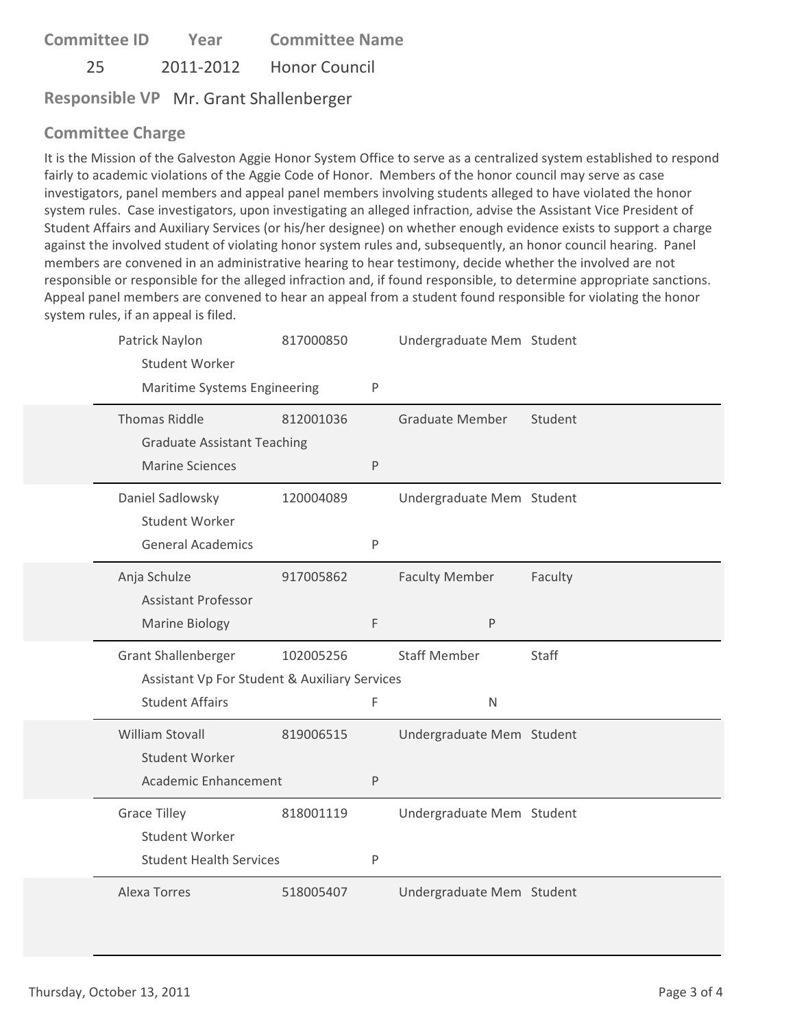| Committee ID | Year | Committee Name |
|---|---|---|
| 25 | 2011-2012 | Honor Council |

**Responsible VP** Mr. Grant Shallenberger

## Committee Charge

It is the Mission of the Galveston Aggie Honor System Office to serve as a centralized system established to respond fairly to academic violations of the Aggie Code of Honor. Members of the honor council may serve as case investigators, panel members and appeal panel members involving students alleged to have violated the honor system rules. Case investigators, upon investigating an alleged infraction, advise the Assistant Vice President of Student Affairs and Auxiliary Services (or his/her designee) on whether enough evidence exists to support a charge against the involved student of violating honor system rules and, subsequently, an honor council hearing. Panel members are convened in an administrative hearing to hear testimony, decide whether the involved are not responsible or responsible for the alleged infraction and, if found responsible, to determine appropriate sanctions. Appeal panel members are convened to hear an appeal from a student found responsible for violating the honor system rules, if an appeal is filed.

| Name / Title / Department | ID | | Role | | Type |
|---|---|---|---|---|---|
| Patrick Naylor<br>Student Worker<br>Maritime Systems Engineering | 817000850 | P | Undergraduate Mem | | Student |
| Thomas Riddle<br>Graduate Assistant Teaching<br>Marine Sciences | 812001036 | P | Graduate Member | | Student |
| Daniel Sadlowsky<br>Student Worker<br>General Academics | 120004089 | P | Undergraduate Mem | | Student |
| Anja Schulze<br>Assistant Professor<br>Marine Biology | 917005862 | F | Faculty Member | P | Faculty |
| Grant Shallenberger<br>Assistant Vp For Student & Auxiliary Services<br>Student Affairs | 102005256 | F | Staff Member | N | Staff |
| William Stovall<br>Student Worker<br>Academic Enhancement | 819006515 | P | Undergraduate Mem | | Student |
| Grace Tilley<br>Student Worker<br>Student Health Services | 818001119 | P | Undergraduate Mem | | Student |
| Alexa Torres | 518005407 | | Undergraduate Mem | | Student |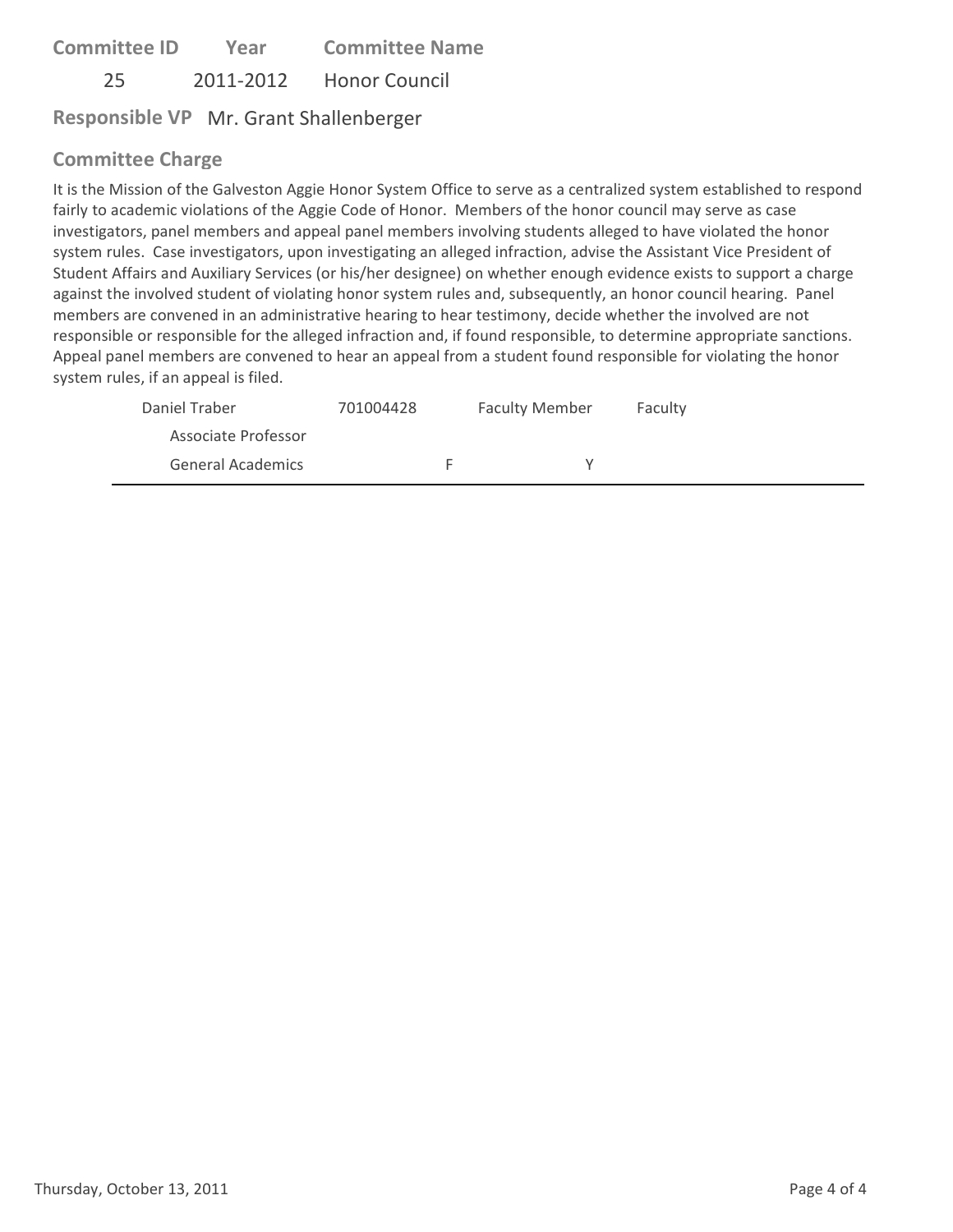| Committee ID | Year | Committee Name |
|---|---|---|
| 25 | 2011-2012 | Honor Council |

**Responsible VP** Mr. Grant Shallenberger

### Committee Charge

It is the Mission of the Galveston Aggie Honor System Office to serve as a centralized system established to respond fairly to academic violations of the Aggie Code of Honor. Members of the honor council may serve as case investigators, panel members and appeal panel members involving students alleged to have violated the honor system rules. Case investigators, upon investigating an alleged infraction, advise the Assistant Vice President of Student Affairs and Auxiliary Services (or his/her designee) on whether enough evidence exists to support a charge against the involved student of violating honor system rules and, subsequently, an honor council hearing. Panel members are convened in an administrative hearing to hear testimony, decide whether the involved are not responsible or responsible for the alleged infraction and, if found responsible, to determine appropriate sanctions. Appeal panel members are convened to hear an appeal from a student found responsible for violating the honor system rules, if an appeal is filed.

| | | | |
|---|---|---|---|
| Daniel Traber | 701004428 | Faculty Member | Faculty |
| Associate Professor | | | |
| General Academics | F | Y | |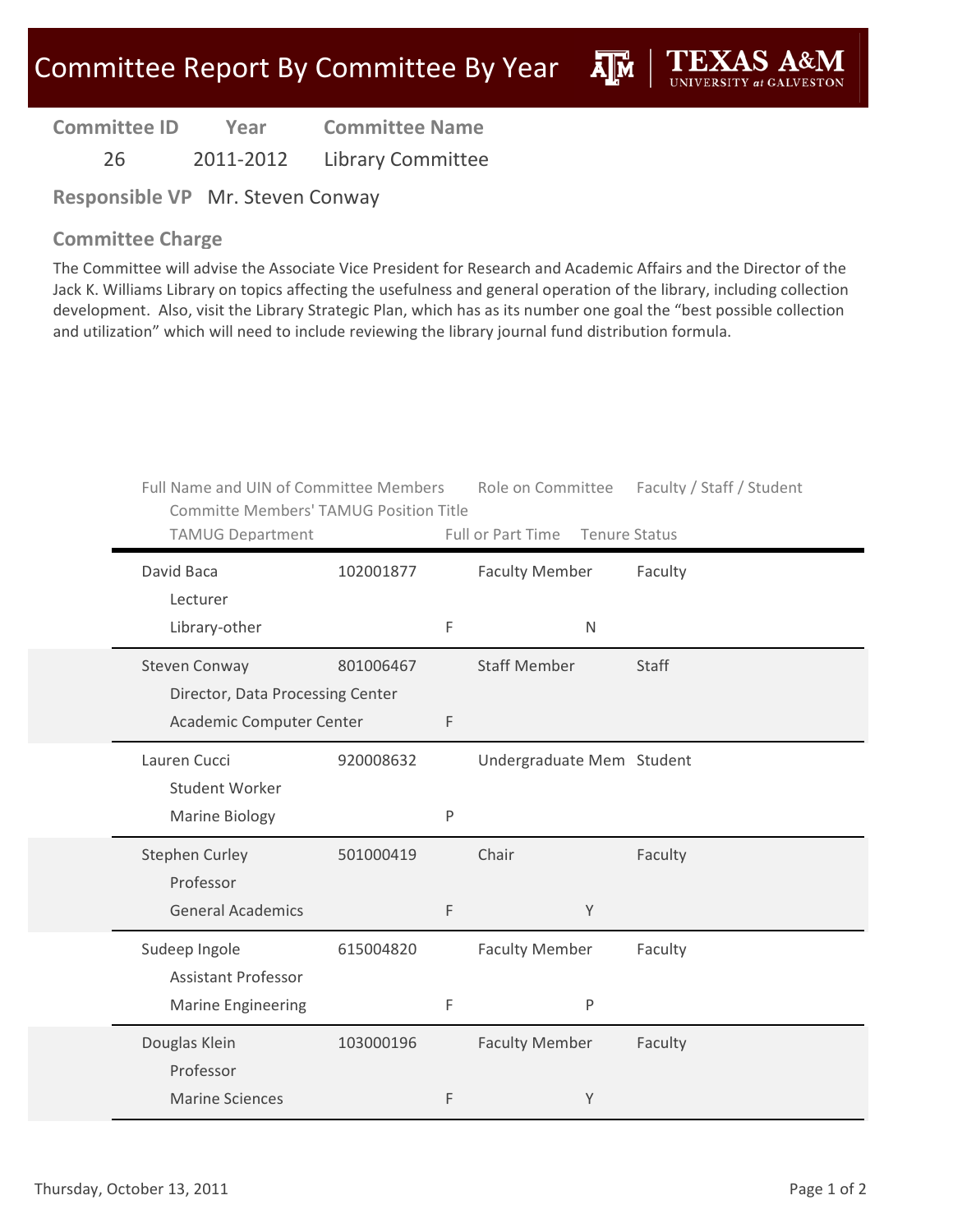# Committee Report By Committee By Year

| Committee ID | Year | Committee Name |
|---|---|---|
| 26 | 2011-2012 | Library Committee |

**Responsible VP** Mr. Steven Conway

## Committee Charge

The Committee will advise the Associate Vice President for Research and Academic Affairs and the Director of the Jack K. Williams Library on topics affecting the usefulness and general operation of the library, including collection development. Also, visit the Library Strategic Plan, which has as its number one goal the "best possible collection and utilization" which will need to include reviewing the library journal fund distribution formula.

| Full Name and UIN of Committee Members / Committe Members' TAMUG Position Title / TAMUG Department | UIN | Full or Part Time | Role on Committee | Tenure Status | Faculty / Staff / Student |
|---|---|---|---|---|---|
| David Baca<br>Lecturer<br>Library-other | 102001877 | F | Faculty Member | N | Faculty |
| Steven Conway<br>Director, Data Processing Center<br>Academic Computer Center | 801006467 | F | Staff Member | | Staff |
| Lauren Cucci<br>Student Worker<br>Marine Biology | 920008632 | P | Undergraduate Mem | | Student |
| Stephen Curley<br>Professor<br>General Academics | 501000419 | F | Chair | Y | Faculty |
| Sudeep Ingole<br>Assistant Professor<br>Marine Engineering | 615004820 | F | Faculty Member | P | Faculty |
| Douglas Klein<br>Professor<br>Marine Sciences | 103000196 | F | Faculty Member | Y | Faculty |

Thursday, October 13, 2011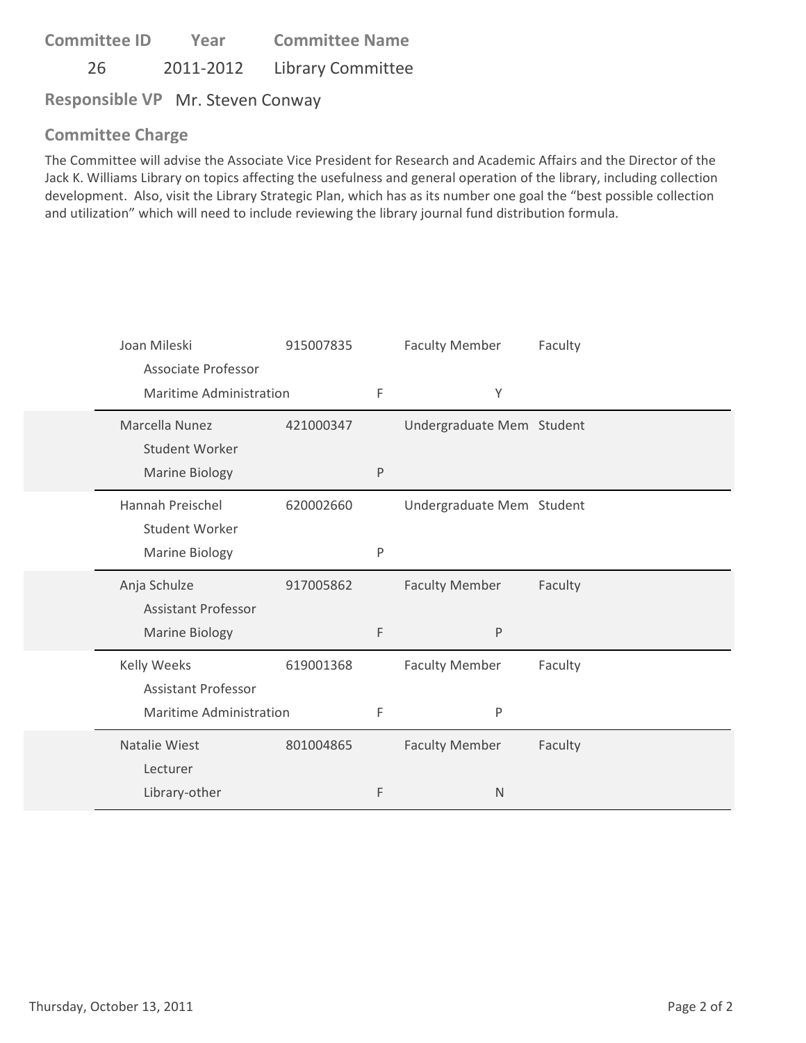**Committee ID** **Year** **Committee Name**

26 2011-2012 Library Committee

**Responsible VP** Mr. Steven Conway

**Committee Charge**

The Committee will advise the Associate Vice President for Research and Academic Affairs and the Director of the Jack K. Williams Library on topics affecting the usefulness and general operation of the library, including collection development. Also, visit the Library Strategic Plan, which has as its number one goal the "best possible collection and utilization" which will need to include reviewing the library journal fund distribution formula.

| Name / Title / Department | ID | | Role | Type |
|---|---|---|---|---|
| Joan Mileski | 915007835 | | Faculty Member | Faculty |
| Associate Professor | | | | |
| Maritime Administration | | F | Y | |
| Marcella Nunez | 421000347 | | Undergraduate Mem | Student |
| Student Worker | | | | |
| Marine Biology | | P | | |
| Hannah Preischel | 620002660 | | Undergraduate Mem | Student |
| Student Worker | | | | |
| Marine Biology | | P | | |
| Anja Schulze | 917005862 | | Faculty Member | Faculty |
| Assistant Professor | | | | |
| Marine Biology | | F | P | |
| Kelly Weeks | 619001368 | | Faculty Member | Faculty |
| Assistant Professor | | | | |
| Maritime Administration | | F | P | |
| Natalie Wiest | 801004865 | | Faculty Member | Faculty |
| Lecturer | | | | |
| Library-other | | F | N | |

Thursday, October 13, 2011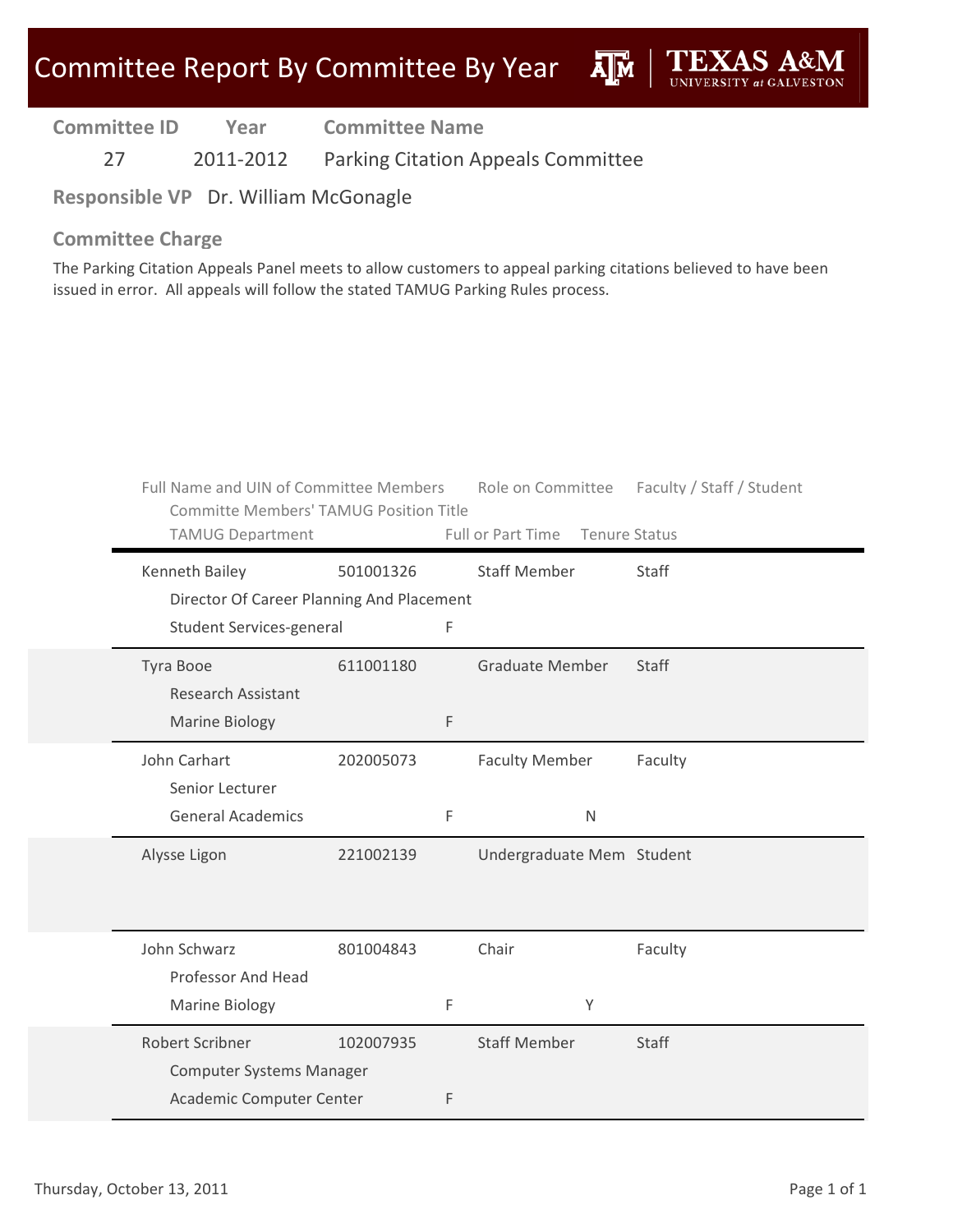# Committee Report By Committee By Year

**Committee ID** 27 | **Year** 2011-2012 | **Committee Name** Parking Citation Appeals Committee

**Responsible VP** Dr. William McGonagle

## Committee Charge

The Parking Citation Appeals Panel meets to allow customers to appeal parking citations believed to have been issued in error. All appeals will follow the stated TAMUG Parking Rules process.

| Full Name and UIN of Committee Members / Committe Members' TAMUG Position Title / TAMUG Department | UIN | Role on Committee | Faculty / Staff / Student | Full or Part Time | Tenure Status |
|---|---|---|---|---|---|
| Kenneth Bailey<br>Director Of Career Planning And Placement<br>Student Services-general | 501001326 | Staff Member | Staff | F | |
| Tyra Booe<br>Research Assistant<br>Marine Biology | 611001180 | Graduate Member | Staff | F | |
| John Carhart<br>Senior Lecturer<br>General Academics | 202005073 | Faculty Member | Faculty | F | N |
| Alysse Ligon | 221002139 | Undergraduate Mem | Student | | |
| John Schwarz<br>Professor And Head<br>Marine Biology | 801004843 | Chair | Faculty | F | Y |
| Robert Scribner<br>Computer Systems Manager<br>Academic Computer Center | 102007935 | Staff Member | Staff | F | |

Thursday, October 13, 2011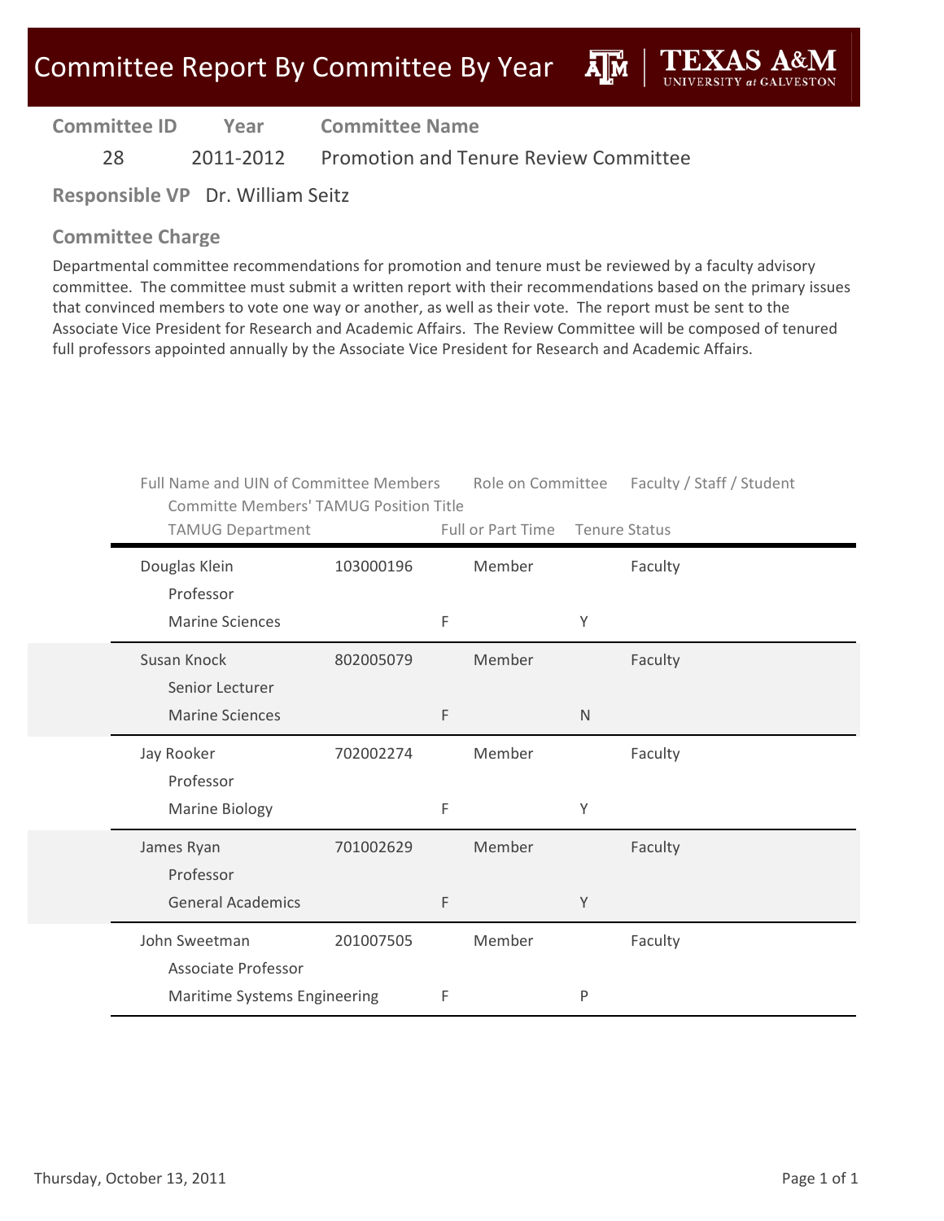# Committee Report By Committee By Year

**TEXAS A&M UNIVERSITY at GALVESTON**

| Committee ID | Year | Committee Name |
|---|---|---|
| 28 | 2011-2012 | Promotion and Tenure Review Committee |

**Responsible VP** Dr. William Seitz

## Committee Charge

Departmental committee recommendations for promotion and tenure must be reviewed by a faculty advisory committee. The committee must submit a written report with their recommendations based on the primary issues that convinced members to vote one way or another, as well as their vote. The report must be sent to the Associate Vice President for Research and Academic Affairs. The Review Committee will be composed of tenured full professors appointed annually by the Associate Vice President for Research and Academic Affairs.

| Full Name and UIN of Committee Members | UIN | Committee Members' TAMUG Position Title | TAMUG Department | Role on Committee | Full or Part Time | Tenure Status | Faculty / Staff / Student |
|---|---|---|---|---|---|---|---|
| Douglas Klein | 103000196 | Professor | Marine Sciences | Member | F | Y | Faculty |
| Susan Knock | 802005079 | Senior Lecturer | Marine Sciences | Member | F | N | Faculty |
| Jay Rooker | 702002274 | Professor | Marine Biology | Member | F | Y | Faculty |
| James Ryan | 701002629 | Professor | General Academics | Member | F | Y | Faculty |
| John Sweetman | 201007505 | Associate Professor | Maritime Systems Engineering | Member | F | P | Faculty |

Thursday, October 13, 2011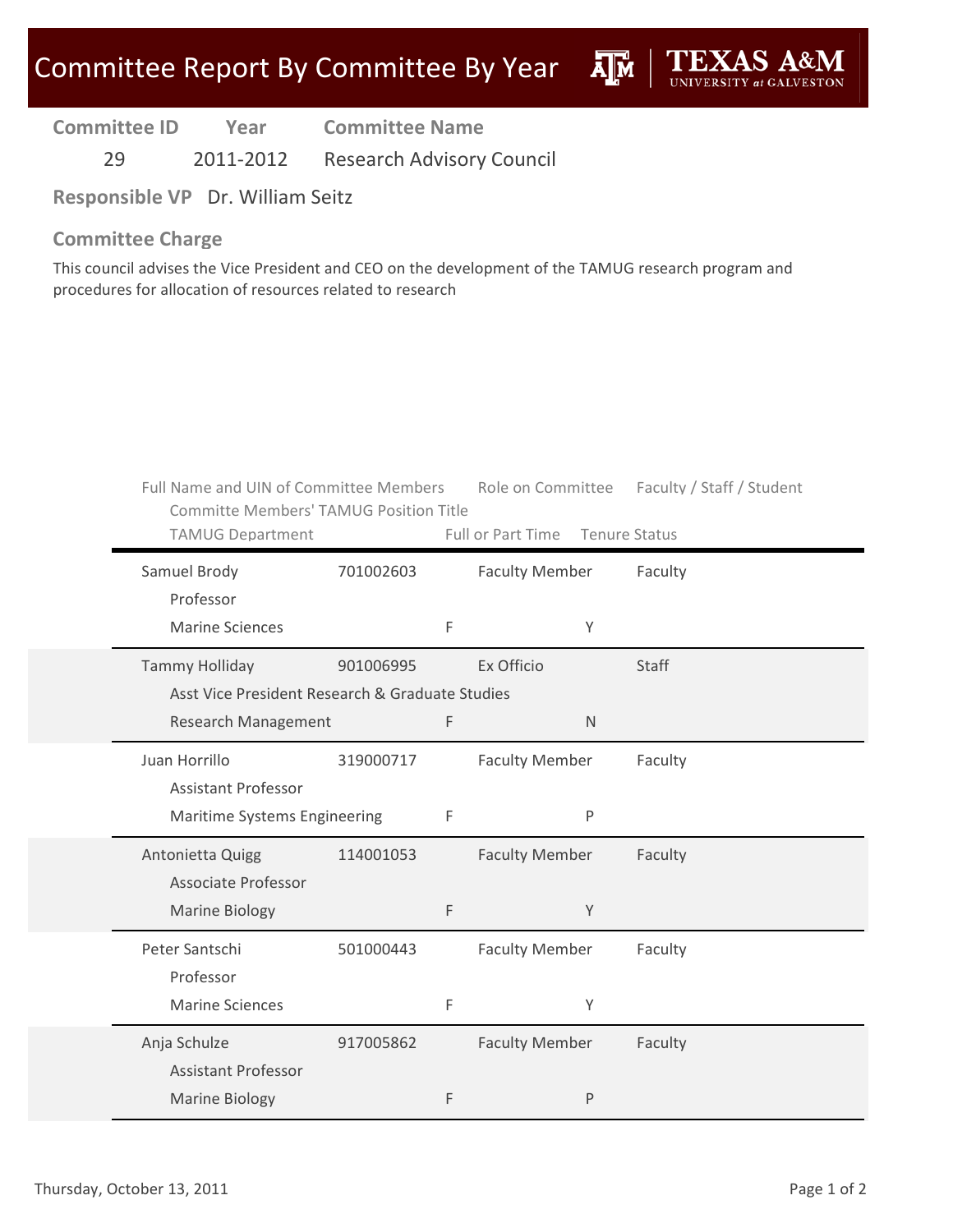# Committee Report By Committee By Year

**Texas A&M University at Galveston**

| Committee ID | Year | Committee Name |
|---|---|---|
| 29 | 2011-2012 | Research Advisory Council |

**Responsible VP** Dr. William Seitz

## Committee Charge

This council advises the Vice President and CEO on the development of the TAMUG research program and procedures for allocation of resources related to research

| Full Name and UIN of Committee Members | | Role on Committee | Faculty / Staff / Student |
|---|---|---|---|
| Committe Members' TAMUG Position Title | | | |
| TAMUG Department | Full or Part Time | Tenure Status | |

| Full Name | UIN | Position Title | TAMUG Department | Role on Committee | Faculty / Staff / Student | Full or Part Time | Tenure Status |
|---|---|---|---|---|---|---|---|
| Samuel Brody | 701002603 | Professor | Marine Sciences | Faculty Member | Faculty | F | Y |
| Tammy Holliday | 901006995 | Asst Vice President Research & Graduate Studies | Research Management | Ex Officio | Staff | F | N |
| Juan Horrillo | 319000717 | Assistant Professor | Maritime Systems Engineering | Faculty Member | Faculty | F | P |
| Antonietta Quigg | 114001053 | Associate Professor | Marine Biology | Faculty Member | Faculty | F | Y |
| Peter Santschi | 501000443 | Professor | Marine Sciences | Faculty Member | Faculty | F | Y |
| Anja Schulze | 917005862 | Assistant Professor | Marine Biology | Faculty Member | Faculty | F | P |

Thursday, October 13, 2011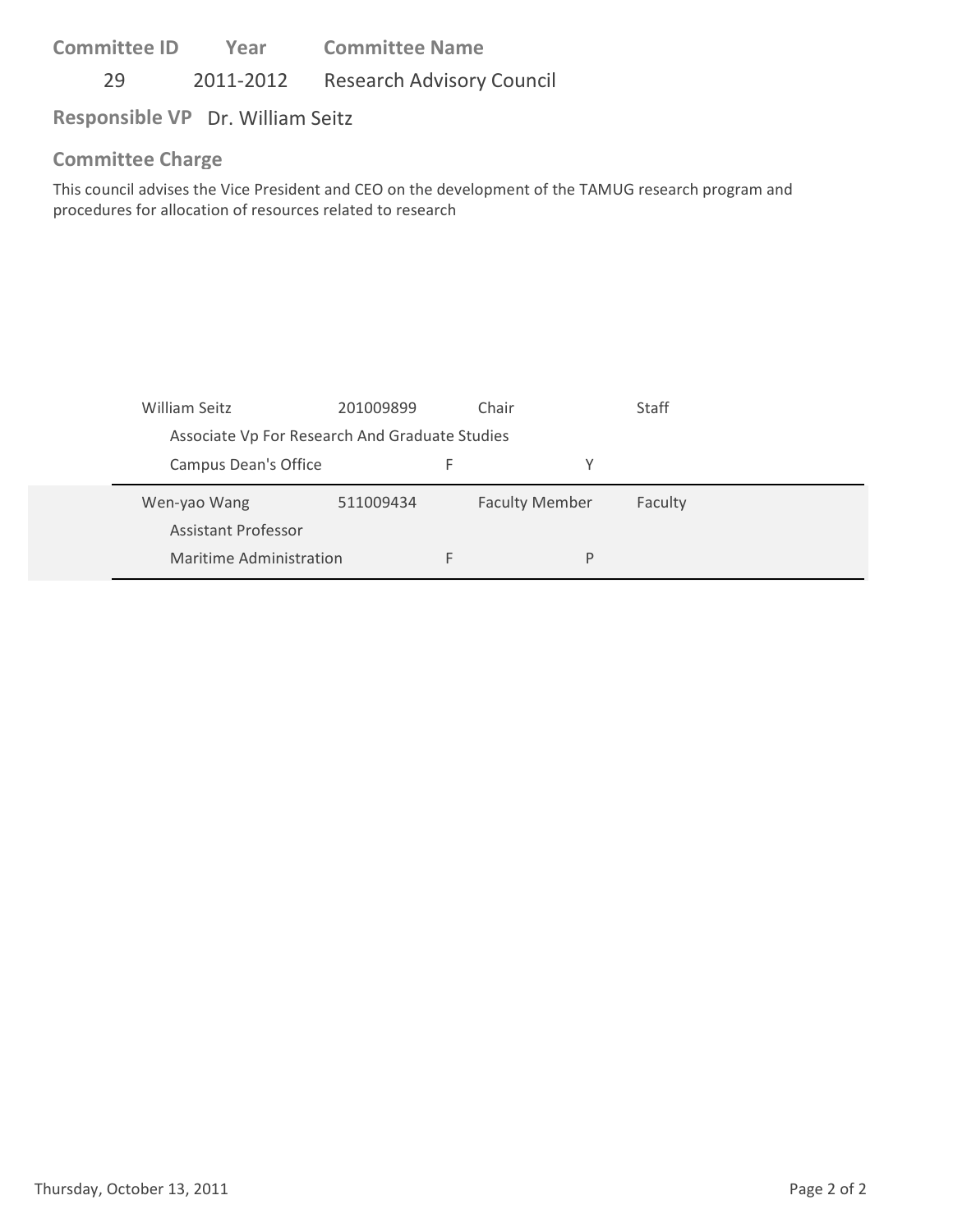| Committee ID | Year | Committee Name |
|---|---|---|
| 29 | 2011-2012 | Research Advisory Council |

**Responsible VP** Dr. William Seitz

### Committee Charge

This council advises the Vice President and CEO on the development of the TAMUG research program and procedures for allocation of resources related to research

| Name | ID | Role | Type |
|---|---|---|---|
| William Seitz | 201009899 | Chair | Staff |
| Associate Vp For Research And Graduate Studies | | | |
| Campus Dean's Office | | F | Y |
| Wen-yao Wang | 511009434 | Faculty Member | Faculty |
| Assistant Professor | | | |
| Maritime Administration | | F | P |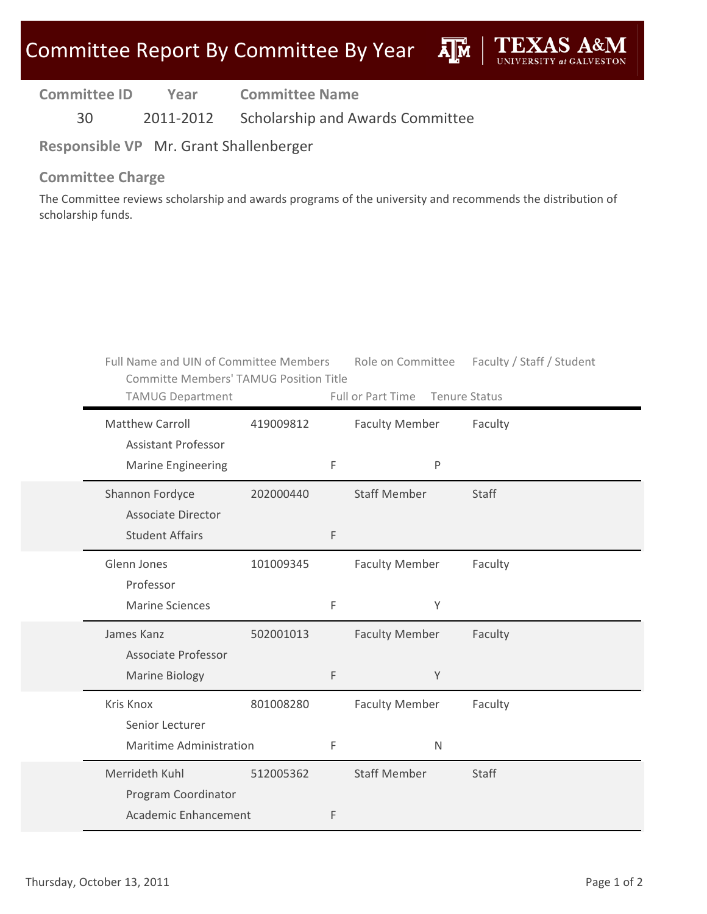# Committee Report By Committee By Year

| Committee ID | Year | Committee Name |
|---|---|---|
| 30 | 2011-2012 | Scholarship and Awards Committee |

**Responsible VP** Mr. Grant Shallenberger

## Committee Charge

The Committee reviews scholarship and awards programs of the university and recommends the distribution of scholarship funds.

| Full Name and UIN of Committee Members | UIN | Role on Committee | Faculty / Staff / Student | Committe Members' TAMUG Position Title | TAMUG Department | Full or Part Time | Tenure Status |
|---|---|---|---|---|---|---|---|
| Matthew Carroll | 419009812 | Faculty Member | Faculty | Assistant Professor | Marine Engineering | F | P |
| Shannon Fordyce | 202000440 | Staff Member | Staff | Associate Director | Student Affairs | F | |
| Glenn Jones | 101009345 | Faculty Member | Faculty | Professor | Marine Sciences | F | Y |
| James Kanz | 502001013 | Faculty Member | Faculty | Associate Professor | Marine Biology | F | Y |
| Kris Knox | 801008280 | Faculty Member | Faculty | Senior Lecturer | Maritime Administration | F | N |
| Merrideth Kuhl | 512005362 | Staff Member | Staff | Program Coordinator | Academic Enhancement | F | |

Thursday, October 13, 2011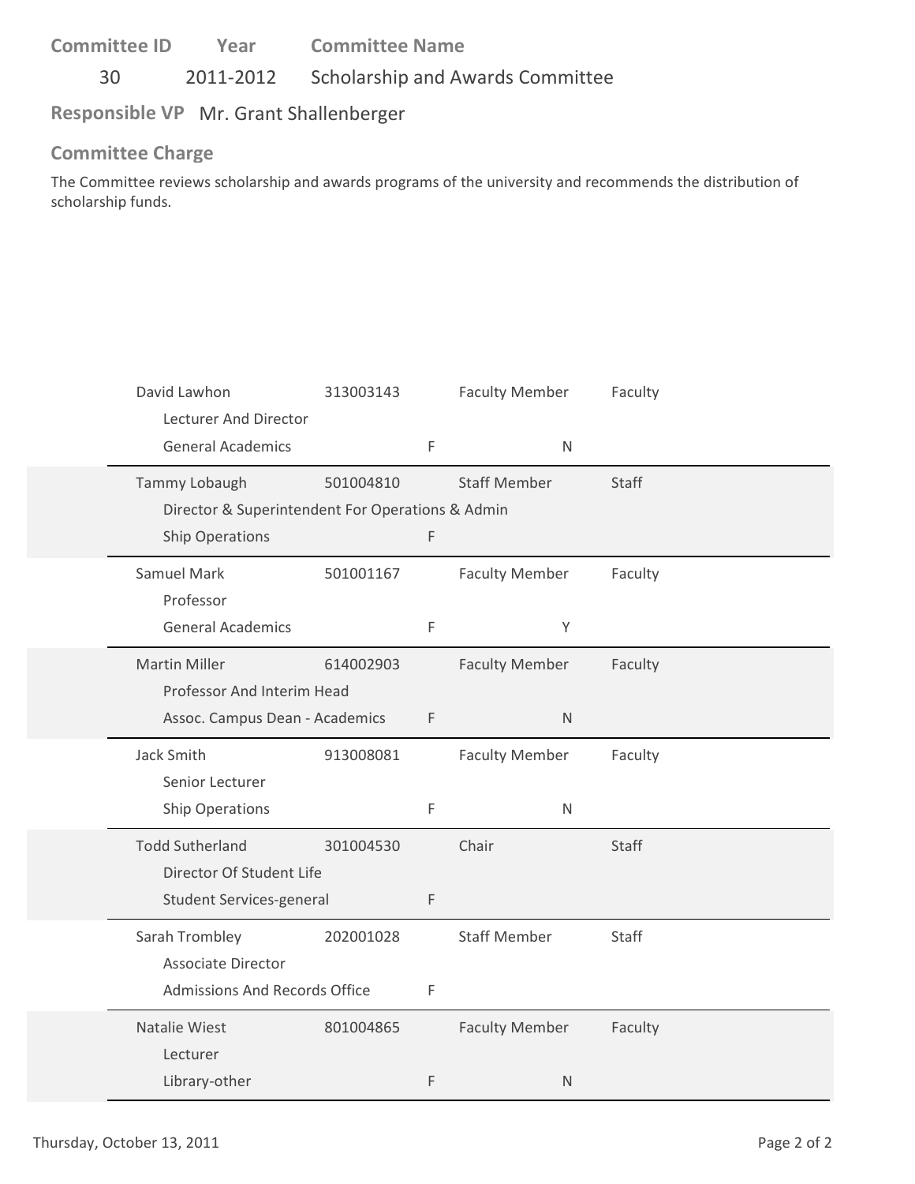| Committee ID | Year | Committee Name |
|---|---|---|
| 30 | 2011-2012 | Scholarship and Awards Committee |

**Responsible VP** Mr. Grant Shallenberger

**Committee Charge**

The Committee reviews scholarship and awards programs of the university and recommends the distribution of scholarship funds.

| Name / Title / Department | ID | | Role | Type | |
|---|---|---|---|---|---|
| David Lawhon<br>Lecturer And Director<br>General Academics | 313003143 | F | Faculty Member | Faculty | N |
| Tammy Lobaugh<br>Director & Superintendent For Operations & Admin<br>Ship Operations | 501004810 | F | Staff Member | Staff | |
| Samuel Mark<br>Professor<br>General Academics | 501001167 | F | Faculty Member | Faculty | Y |
| Martin Miller<br>Professor And Interim Head<br>Assoc. Campus Dean - Academics | 614002903 | F | Faculty Member | Faculty | N |
| Jack Smith<br>Senior Lecturer<br>Ship Operations | 913008081 | F | Faculty Member | Faculty | N |
| Todd Sutherland<br>Director Of Student Life<br>Student Services-general | 301004530 | F | Chair | Staff | |
| Sarah Trombley<br>Associate Director<br>Admissions And Records Office | 202001028 | F | Staff Member | Staff | |
| Natalie Wiest<br>Lecturer<br>Library-other | 801004865 | F | Faculty Member | Faculty | N |

Thursday, October 13, 2011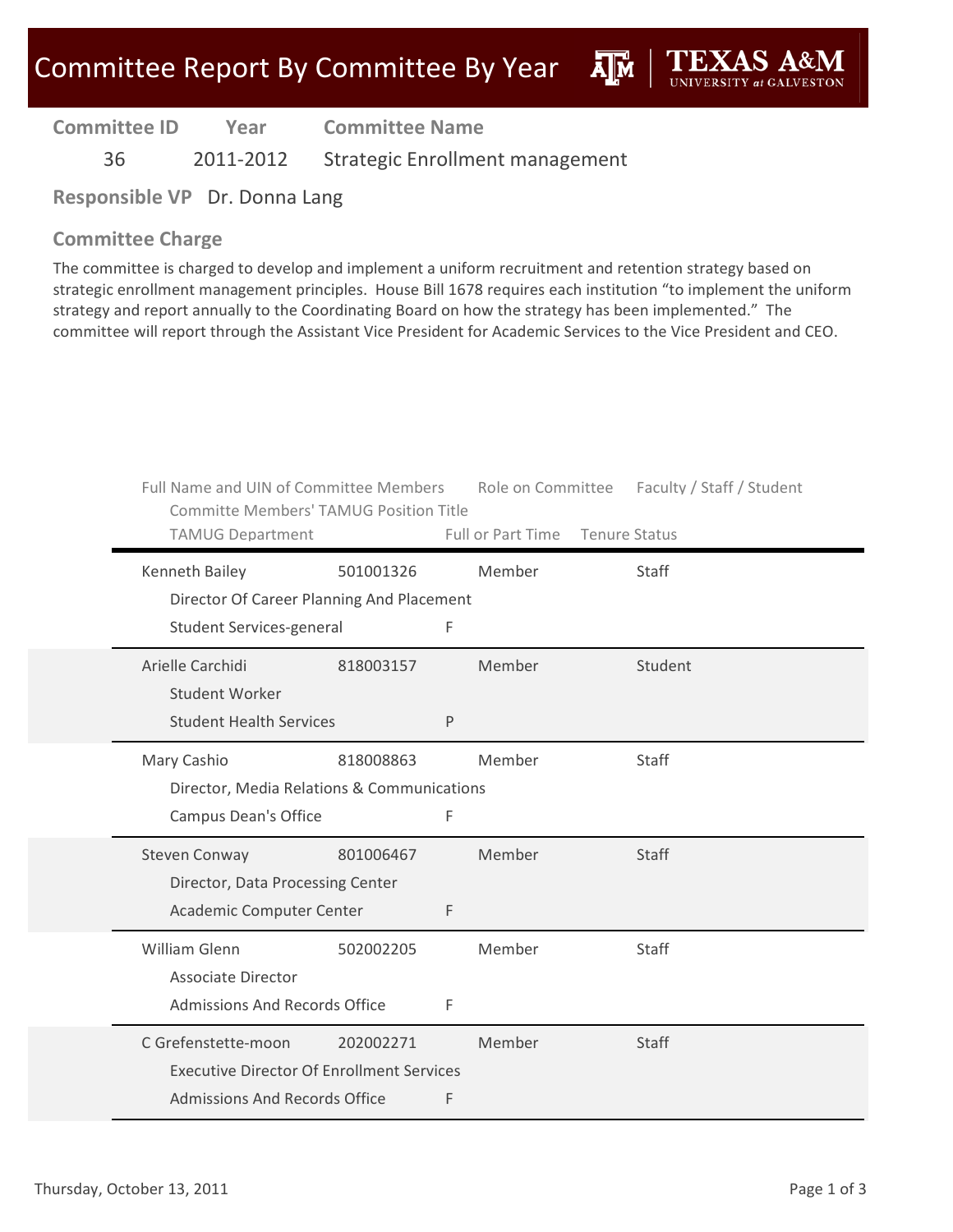# Committee Report By Committee By Year

| Committee ID | Year | Committee Name |
|---|---|---|
| 36 | 2011-2012 | Strategic Enrollment management |

**Responsible VP** Dr. Donna Lang

## Committee Charge

The committee is charged to develop and implement a uniform recruitment and retention strategy based on strategic enrollment management principles. House Bill 1678 requires each institution "to implement the uniform strategy and report annually to the Coordinating Board on how the strategy has been implemented." The committee will report through the Assistant Vice President for Academic Services to the Vice President and CEO.

| Full Name and UIN of Committee Members | | Role on Committee | Faculty / Staff / Student |
|---|---|---|---|
| Committe Members' TAMUG Position Title | | | |
| TAMUG Department | Full or Part Time | Tenure Status | |
| Kenneth Bailey | 501001326 | Member | Staff |
| Director Of Career Planning And Placement | | | |
| Student Services-general | F | | |
| Arielle Carchidi | 818003157 | Member | Student |
| Student Worker | | | |
| Student Health Services | P | | |
| Mary Cashio | 818008863 | Member | Staff |
| Director, Media Relations & Communications | | | |
| Campus Dean's Office | F | | |
| Steven Conway | 801006467 | Member | Staff |
| Director, Data Processing Center | | | |
| Academic Computer Center | F | | |
| William Glenn | 502002205 | Member | Staff |
| Associate Director | | | |
| Admissions And Records Office | F | | |
| C Grefenstette-moon | 202002271 | Member | Staff |
| Executive Director Of Enrollment Services | | | |
| Admissions And Records Office | F | | |

Thursday, October 13, 2011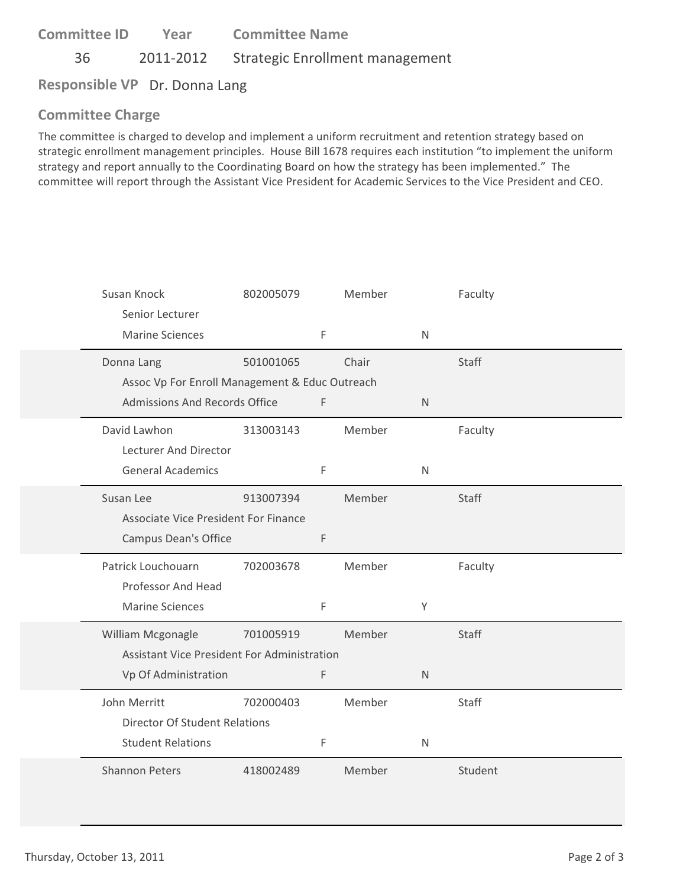| Committee ID | Year | Committee Name |
|---|---|---|
| 36 | 2011-2012 | Strategic Enrollment management |

**Responsible VP** Dr. Donna Lang

**Committee Charge**

The committee is charged to develop and implement a uniform recruitment and retention strategy based on strategic enrollment management principles. House Bill 1678 requires each institution "to implement the uniform strategy and report annually to the Coordinating Board on how the strategy has been implemented." The committee will report through the Assistant Vice President for Academic Services to the Vice President and CEO.

| Name / Title / Department | ID | | Role | | Type |
|---|---|---|---|---|---|
| Susan Knock<br>Senior Lecturer<br>Marine Sciences | 802005079 | F | Member | N | Faculty |
| Donna Lang<br>Assoc Vp For Enroll Management & Educ Outreach<br>Admissions And Records Office | 501001065 | F | Chair | N | Staff |
| David Lawhon<br>Lecturer And Director<br>General Academics | 313003143 | F | Member | N | Faculty |
| Susan Lee<br>Associate Vice President For Finance<br>Campus Dean's Office | 913007394 | F | Member | | Staff |
| Patrick Louchouarn<br>Professor And Head<br>Marine Sciences | 702003678 | F | Member | Y | Faculty |
| William Mcgonagle<br>Assistant Vice President For Administration<br>Vp Of Administration | 701005919 | F | Member | N | Staff |
| John Merritt<br>Director Of Student Relations<br>Student Relations | 702000403 | F | Member | N | Staff |
| Shannon Peters | 418002489 | | Member | | Student |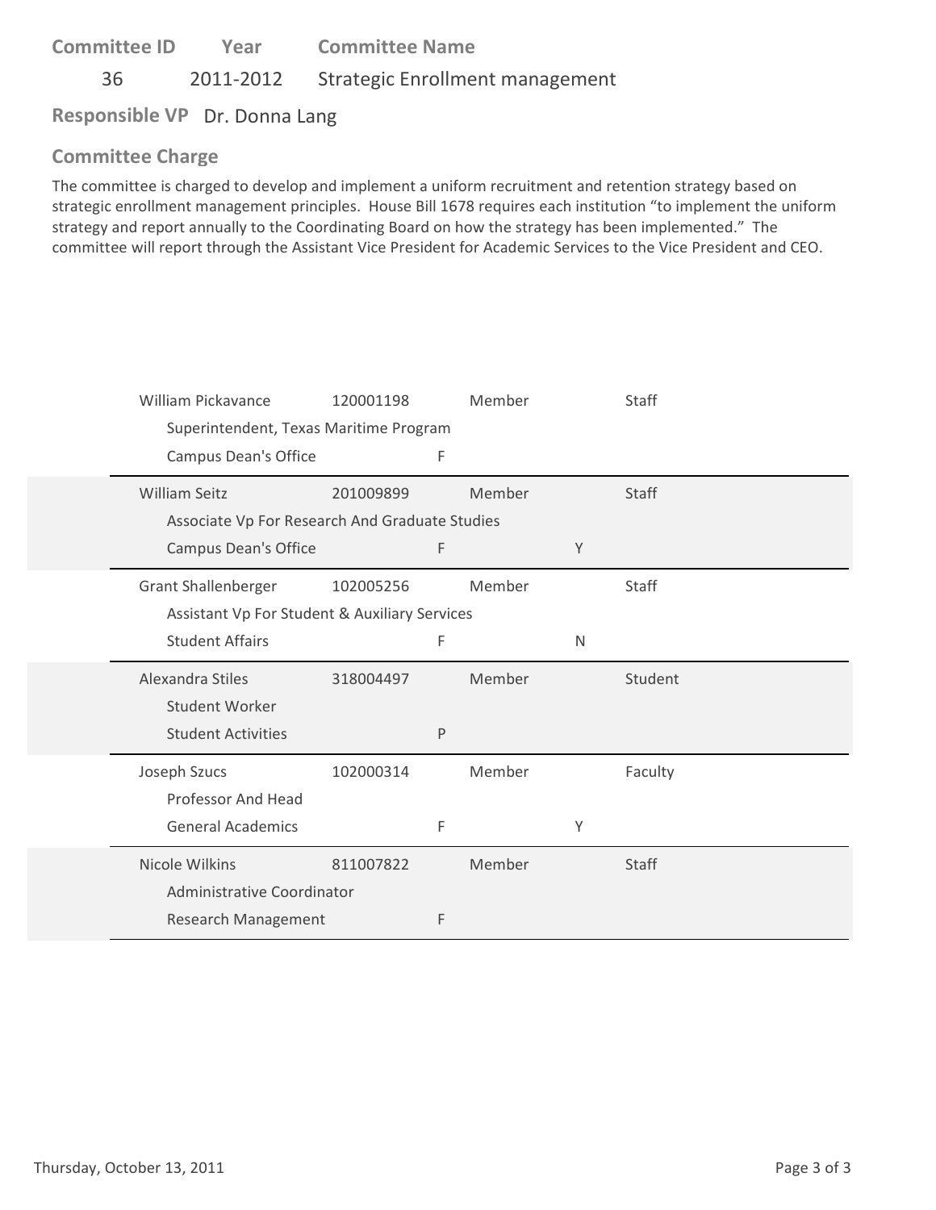| Committee ID | Year | Committee Name |
|---|---|---|
| 36 | 2011-2012 | Strategic Enrollment management |

**Responsible VP** Dr. Donna Lang

## Committee Charge

The committee is charged to develop and implement a uniform recruitment and retention strategy based on strategic enrollment management principles. House Bill 1678 requires each institution "to implement the uniform strategy and report annually to the Coordinating Board on how the strategy has been implemented." The committee will report through the Assistant Vice President for Academic Services to the Vice President and CEO.

| Name / Title / Department | ID | Role | | Category |
|---|---|---|---|---|
| William Pickavance | 120001198 | Member | | Staff |
| Superintendent, Texas Maritime Program | | | | |
| Campus Dean's Office | F | | | |
| William Seitz | 201009899 | Member | | Staff |
| Associate Vp For Research And Graduate Studies | | | | |
| Campus Dean's Office | F | | Y | |
| Grant Shallenberger | 102005256 | Member | | Staff |
| Assistant Vp For Student & Auxiliary Services | | | | |
| Student Affairs | F | | N | |
| Alexandra Stiles | 318004497 | Member | | Student |
| Student Worker | | | | |
| Student Activities | P | | | |
| Joseph Szucs | 102000314 | Member | | Faculty |
| Professor And Head | | | | |
| General Academics | F | | Y | |
| Nicole Wilkins | 811007822 | Member | | Staff |
| Administrative Coordinator | | | | |
| Research Management | F | | | |

Thursday, October 13, 2011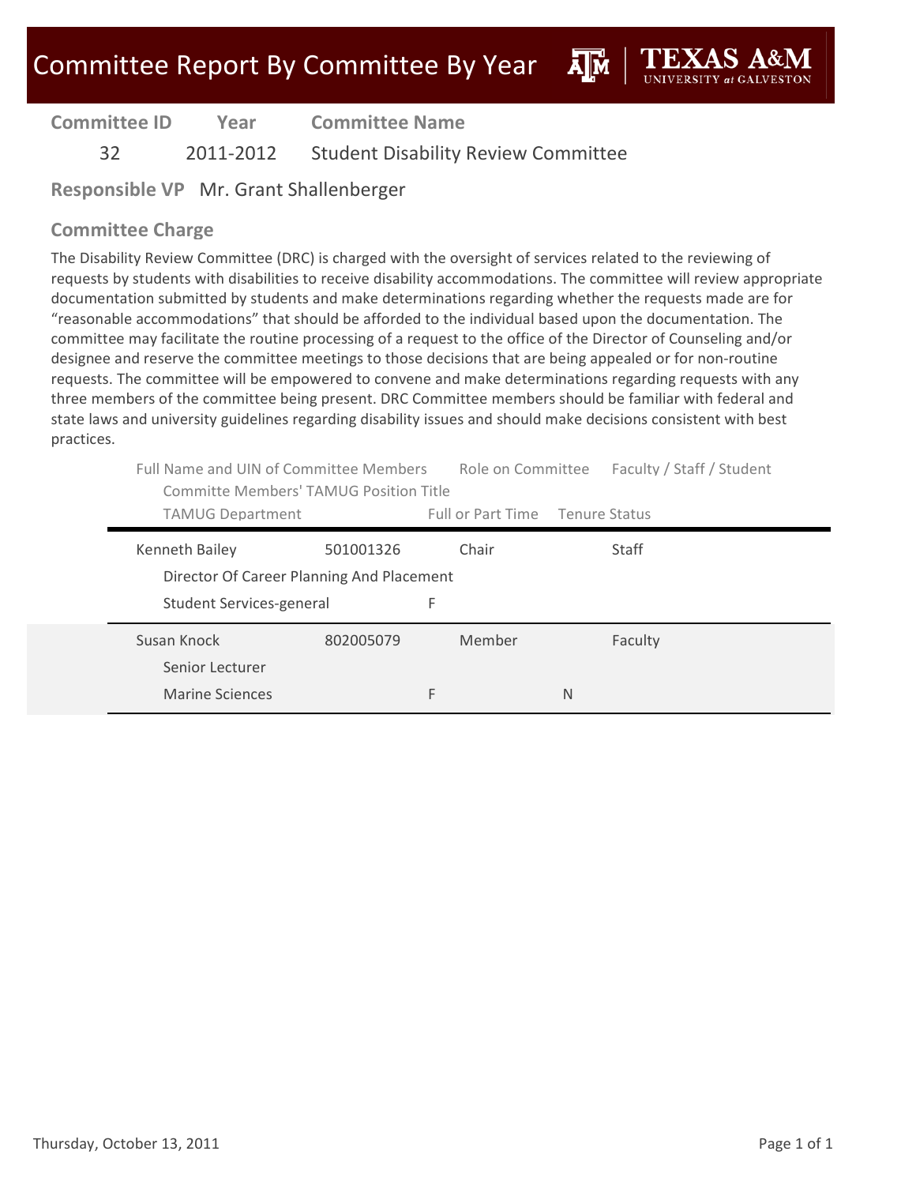# Committee Report By Committee By Year

| Committee ID | Year | Committee Name |
|---|---|---|
| 32 | 2011-2012 | Student Disability Review Committee |

**Responsible VP** Mr. Grant Shallenberger

## Committee Charge

The Disability Review Committee (DRC) is charged with the oversight of services related to the reviewing of requests by students with disabilities to receive disability accommodations. The committee will review appropriate documentation submitted by students and make determinations regarding whether the requests made are for "reasonable accommodations" that should be afforded to the individual based upon the documentation. The committee may facilitate the routine processing of a request to the office of the Director of Counseling and/or designee and reserve the committee meetings to those decisions that are being appealed or for non-routine requests. The committee will be empowered to convene and make determinations regarding requests with any three members of the committee being present. DRC Committee members should be familiar with federal and state laws and university guidelines regarding disability issues and should make decisions consistent with best practices.

| Full Name and UIN of Committee Members | | Role on Committee | Faculty / Staff / Student |
|---|---|---|---|
| Committe Members' TAMUG Position Title | | | |
| TAMUG Department | | Full or Part Time | Tenure Status |
| Kenneth Bailey | 501001326 | Chair | Staff |
| Director Of Career Planning And Placement | | | |
| Student Services-general | | F | |
| Susan Knock | 802005079 | Member | Faculty |
| Senior Lecturer | | | |
| Marine Sciences | | F | N |

Thursday, October 13, 2011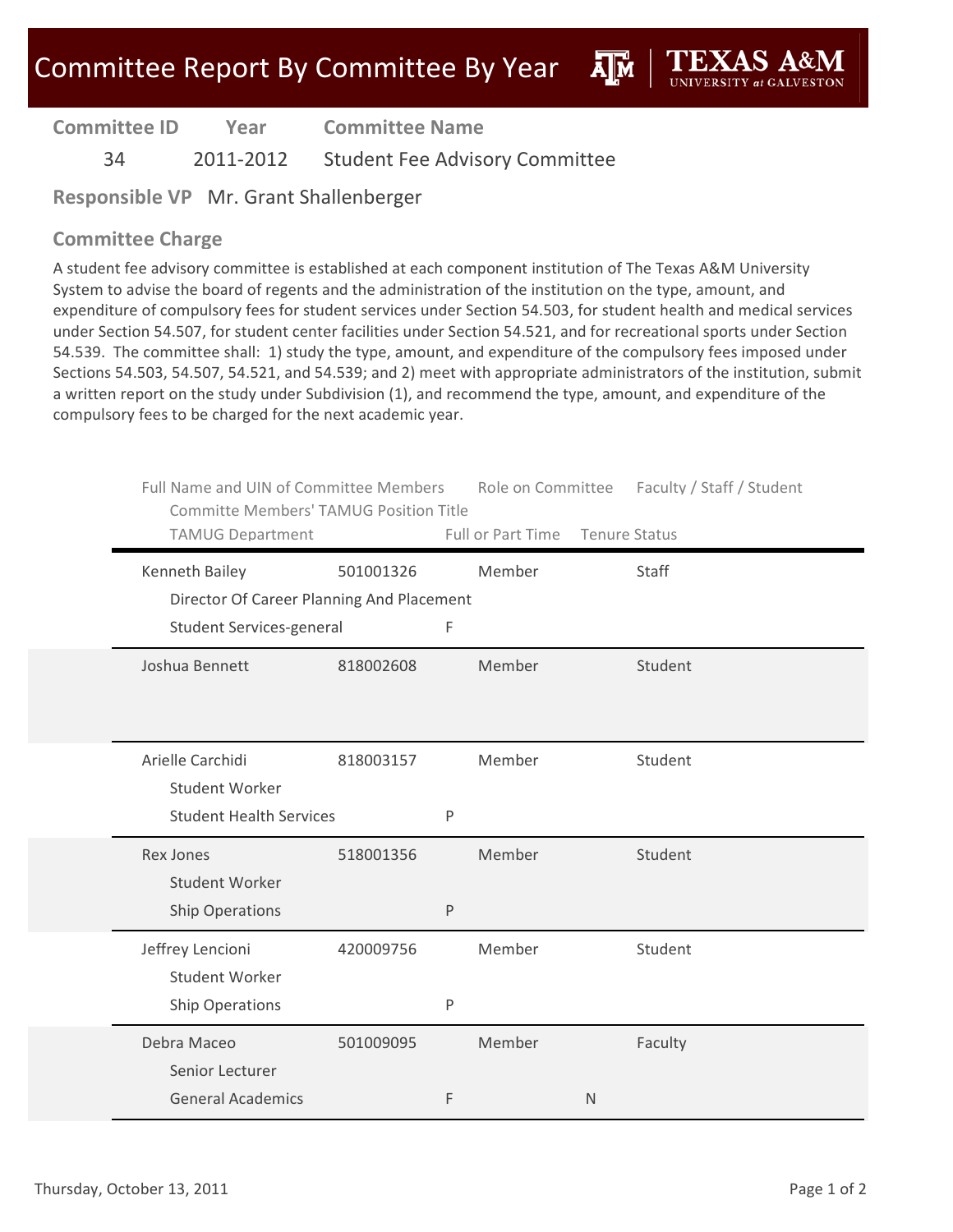# Committee Report By Committee By Year

**TEXAS A&M UNIVERSITY at GALVESTON**

| Committee ID | Year | Committee Name |
|---|---|---|
| 34 | 2011-2012 | Student Fee Advisory Committee |

**Responsible VP** Mr. Grant Shallenberger

## Committee Charge

A student fee advisory committee is established at each component institution of The Texas A&M University System to advise the board of regents and the administration of the institution on the type, amount, and expenditure of compulsory fees for student services under Section 54.503, for student health and medical services under Section 54.507, for student center facilities under Section 54.521, and for recreational sports under Section 54.539. The committee shall: 1) study the type, amount, and expenditure of the compulsory fees imposed under Sections 54.503, 54.507, 54.521, and 54.539; and 2) meet with appropriate administrators of the institution, submit a written report on the study under Subdivision (1), and recommend the type, amount, and expenditure of the compulsory fees to be charged for the next academic year.

| Full Name and UIN of Committee Members | | Role on Committee | Faculty / Staff / Student |
|---|---|---|---|
| Committe Members' TAMUG Position Title | | | |
| TAMUG Department | Full or Part Time | Tenure Status | |
| Kenneth Bailey | 501001326 | Member | Staff |
| Director Of Career Planning And Placement | | | |
| Student Services-general | F | | |
| Joshua Bennett | 818002608 | Member | Student |
| Arielle Carchidi | 818003157 | Member | Student |
| Student Worker | | | |
| Student Health Services | P | | |
| Rex Jones | 518001356 | Member | Student |
| Student Worker | | | |
| Ship Operations | P | | |
| Jeffrey Lencioni | 420009756 | Member | Student |
| Student Worker | | | |
| Ship Operations | P | | |
| Debra Maceo | 501009095 | Member | Faculty |
| Senior Lecturer | | | |
| General Academics | F | N | |

Thursday, October 13, 2011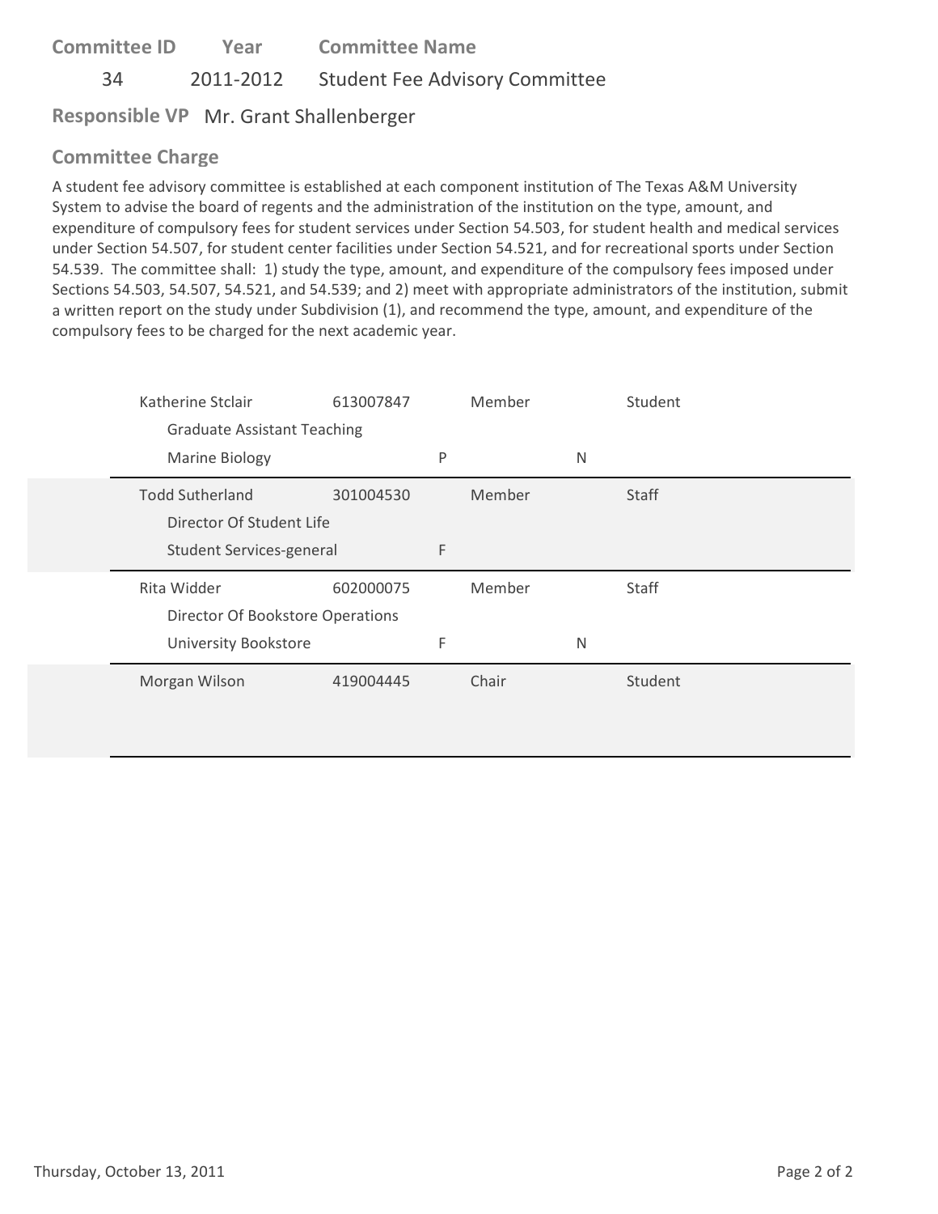| Committee ID | Year | Committee Name |
|---|---|---|
| 34 | 2011-2012 | Student Fee Advisory Committee |

**Responsible VP** Mr. Grant Shallenberger

## Committee Charge

A student fee advisory committee is established at each component institution of The Texas A&M University System to advise the board of regents and the administration of the institution on the type, amount, and expenditure of compulsory fees for student services under Section 54.503, for student health and medical services under Section 54.507, for student center facilities under Section 54.521, and for recreational sports under Section 54.539. The committee shall: 1) study the type, amount, and expenditure of the compulsory fees imposed under Sections 54.503, 54.507, 54.521, and 54.539; and 2) meet with appropriate administrators of the institution, submit a written report on the study under Subdivision (1), and recommend the type, amount, and expenditure of the compulsory fees to be charged for the next academic year.

| Name / Title / Department | ID | | Role | | Type |
|---|---|---|---|---|---|
| Katherine Stclair<br>Graduate Assistant Teaching<br>Marine Biology | 613007847 | P | Member | N | Student |
| Todd Sutherland<br>Director Of Student Life<br>Student Services-general | 301004530 | F | Member | | Staff |
| Rita Widder<br>Director Of Bookstore Operations<br>University Bookstore | 602000075 | F | Member | N | Staff |
| Morgan Wilson | 419004445 | | Chair | | Student |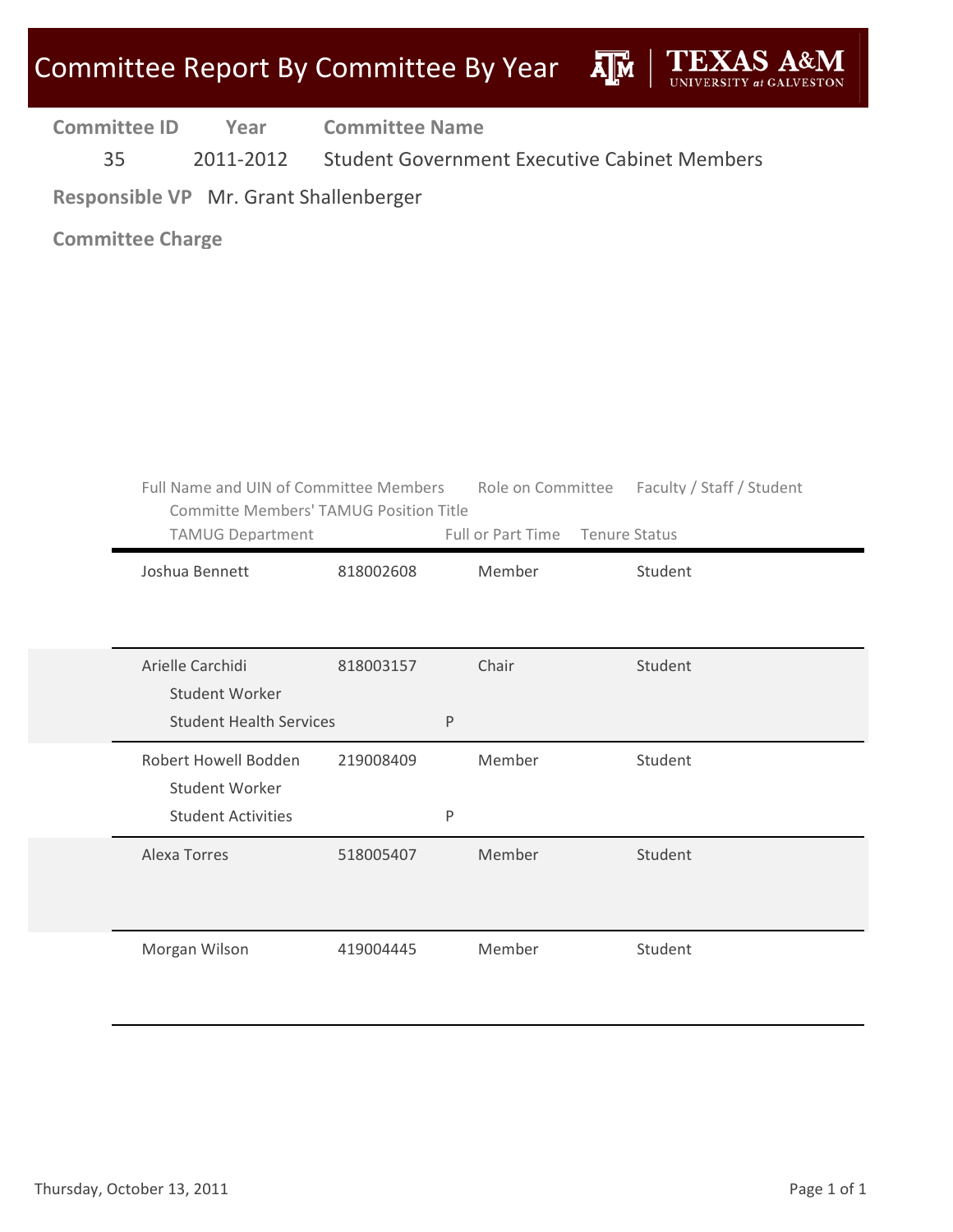# Committee Report By Committee By Year

| Committee ID | Year | Committee Name |
|---|---|---|
| 35 | 2011-2012 | Student Government Executive Cabinet Members |

**Responsible VP** Mr. Grant Shallenberger

**Committee Charge**

| Full Name and UIN of Committee Members / Committe Members' TAMUG Position Title / TAMUG Department | UIN | Full or Part Time | Role on Committee | Tenure Status | Faculty / Staff / Student |
|---|---|---|---|---|---|
| Joshua Bennett | 818002608 | | Member | | Student |
| Arielle Carchidi / Student Worker / Student Health Services | 818003157 | P | Chair | | Student |
| Robert Howell Bodden / Student Worker / Student Activities | 219008409 | P | Member | | Student |
| Alexa Torres | 518005407 | | Member | | Student |
| Morgan Wilson | 419004445 | | Member | | Student |

Thursday, October 13, 2011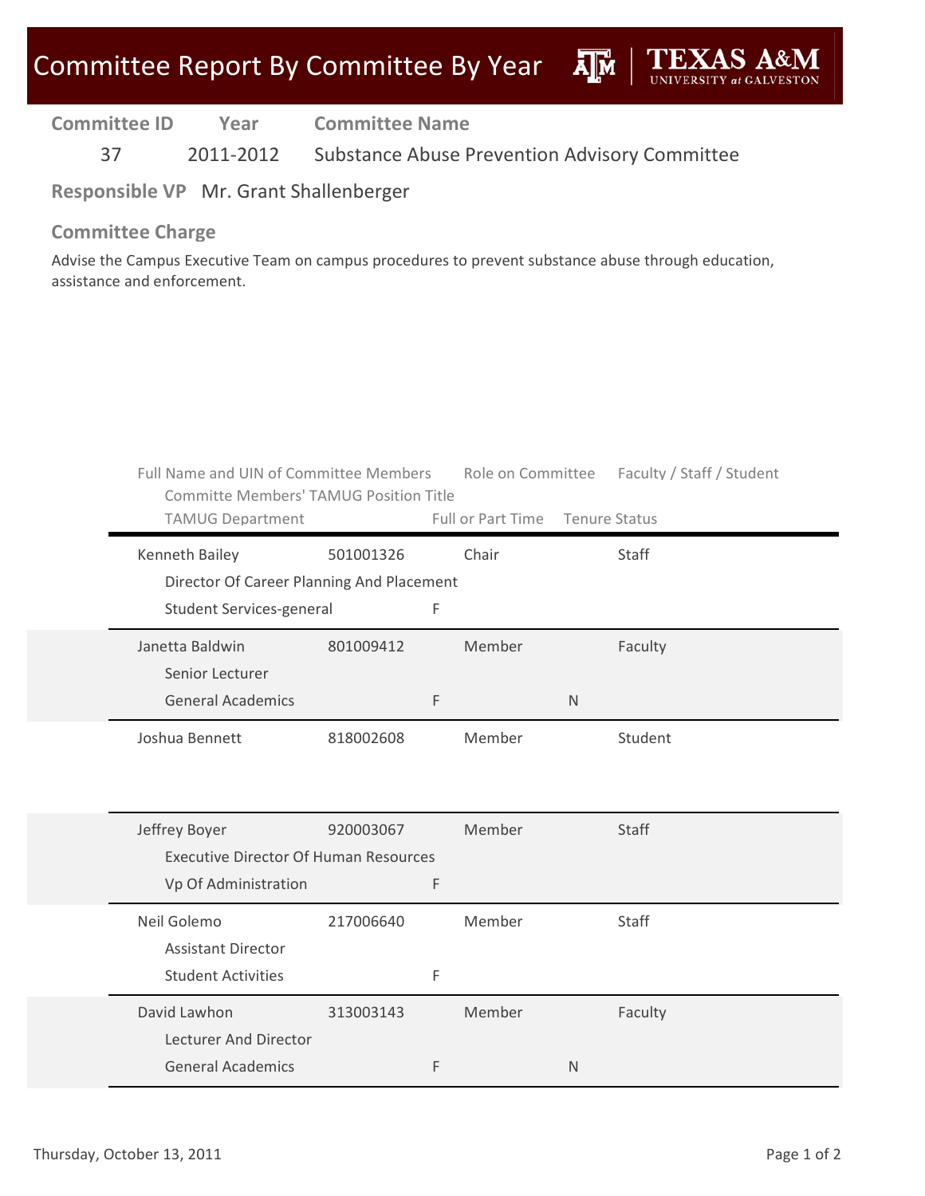# Committee Report By Committee By Year

TEXAS A&M UNIVERSITY at GALVESTON

| Committee ID | Year | Committee Name |
|---|---|---|
| 37 | 2011-2012 | Substance Abuse Prevention Advisory Committee |

**Responsible VP** Mr. Grant Shallenberger

## Committee Charge

Advise the Campus Executive Team on campus procedures to prevent substance abuse through education, assistance and enforcement.

| Full Name and UIN of Committee Members | | Role on Committee | Faculty / Staff / Student |
|---|---|---|---|
| Committe Members' TAMUG Position Title | | | |
| TAMUG Department | Full or Part Time | Tenure Status | |
| Kenneth Bailey | 501001326 | Chair | Staff |
| Director Of Career Planning And Placement | | | |
| Student Services-general | F | | |
| Janetta Baldwin | 801009412 | Member | Faculty |
| Senior Lecturer | | | |
| General Academics | F | N | |
| Joshua Bennett | 818002608 | Member | Student |
| Jeffrey Boyer | 920003067 | Member | Staff |
| Executive Director Of Human Resources | | | |
| Vp Of Administration | F | | |
| Neil Golemo | 217006640 | Member | Staff |
| Assistant Director | | | |
| Student Activities | F | | |
| David Lawhon | 313003143 | Member | Faculty |
| Lecturer And Director | | | |
| General Academics | F | N | |

Thursday, October 13, 2011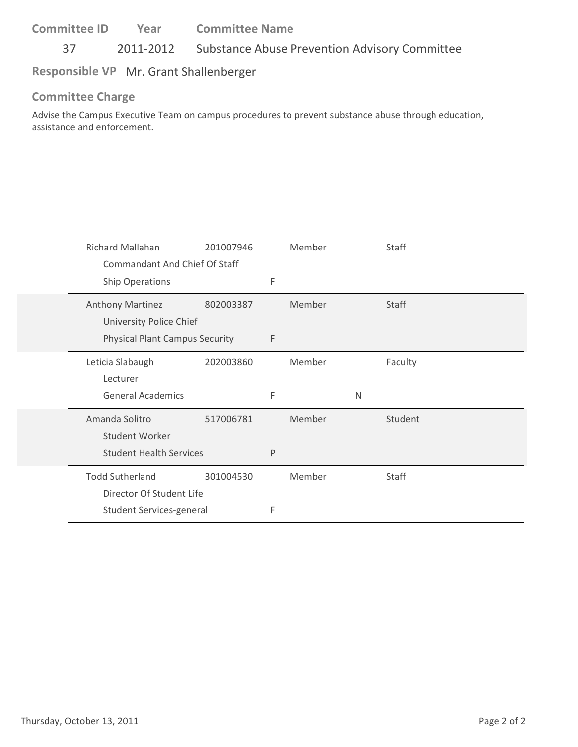| Committee ID | Year | Committee Name |
|---|---|---|
| 37 | 2011-2012 | Substance Abuse Prevention Advisory Committee |

**Responsible VP** Mr. Grant Shallenberger

**Committee Charge**

Advise the Campus Executive Team on campus procedures to prevent substance abuse through education, assistance and enforcement.

| Name / Title / Department | ID | | Role | | Type |
|---|---|---|---|---|---|
| Richard Mallahan<br>Commandant And Chief Of Staff<br>Ship Operations | 201007946 | F | Member | | Staff |
| Anthony Martinez<br>University Police Chief<br>Physical Plant Campus Security | 802003387 | F | Member | | Staff |
| Leticia Slabaugh<br>Lecturer<br>General Academics | 202003860 | F | Member | N | Faculty |
| Amanda Solitro<br>Student Worker<br>Student Health Services | 517006781 | P | Member | | Student |
| Todd Sutherland<br>Director Of Student Life<br>Student Services-general | 301004530 | F | Member | | Staff |

Thursday, October 13, 2011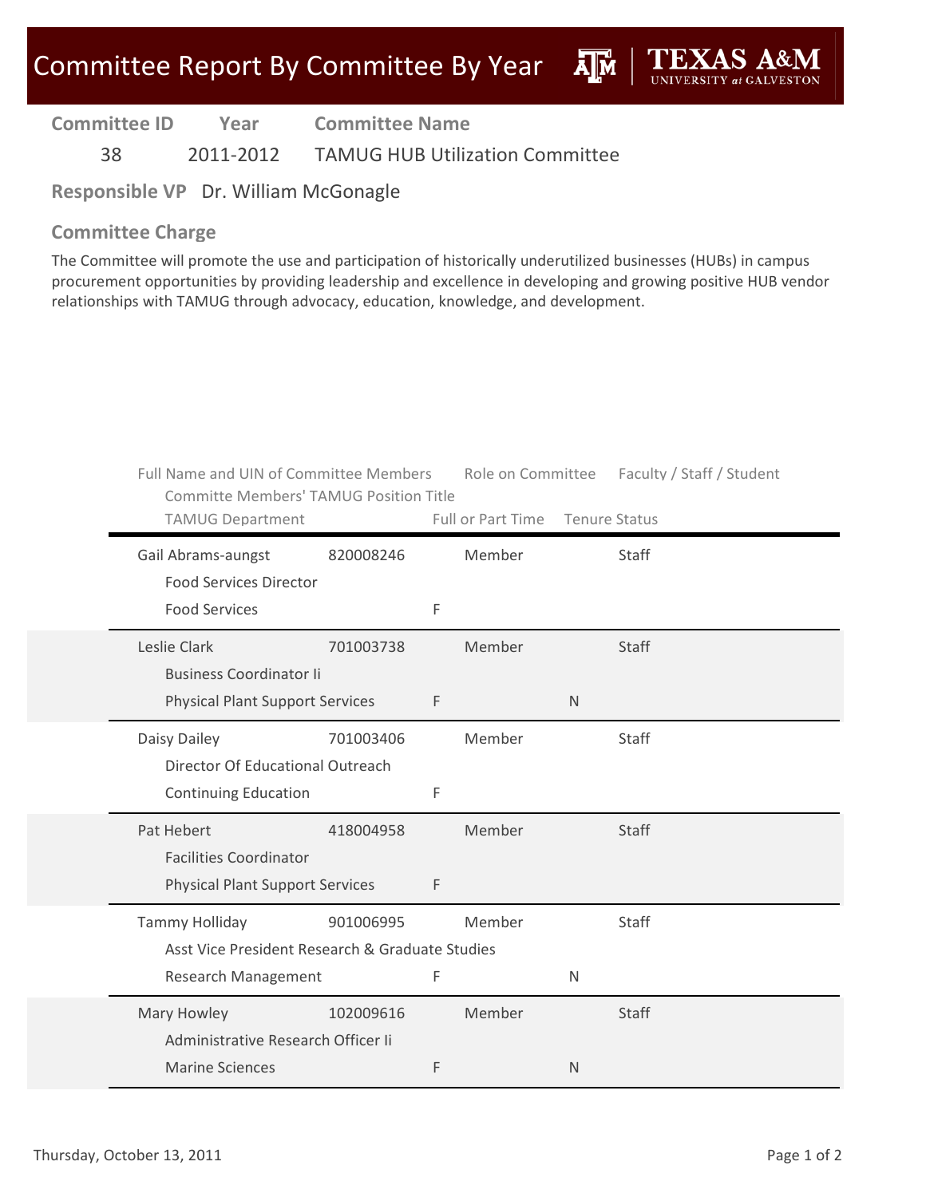# Committee Report By Committee By Year

**TEXAS A&M UNIVERSITY at GALVESTON**

| Committee ID | Year | Committee Name |
|---|---|---|
| 38 | 2011-2012 | TAMUG HUB Utilization Committee |

**Responsible VP** Dr. William McGonagle

## Committee Charge

The Committee will promote the use and participation of historically underutilized businesses (HUBs) in campus procurement opportunities by providing leadership and excellence in developing and growing positive HUB vendor relationships with TAMUG through advocacy, education, knowledge, and development.

| Full Name and UIN of Committee Members / Committe Members' TAMUG Position Title / TAMUG Department | UIN | Full or Part Time | Role on Committee | Tenure Status | Faculty / Staff / Student |
|---|---|---|---|---|---|
| Gail Abrams-aungst<br>Food Services Director<br>Food Services | 820008246 | F | Member | | Staff |
| Leslie Clark<br>Business Coordinator Ii<br>Physical Plant Support Services | 701003738 | F | Member | N | Staff |
| Daisy Dailey<br>Director Of Educational Outreach<br>Continuing Education | 701003406 | F | Member | | Staff |
| Pat Hebert<br>Facilities Coordinator<br>Physical Plant Support Services | 418004958 | F | Member | | Staff |
| Tammy Holliday<br>Asst Vice President Research & Graduate Studies<br>Research Management | 901006995 | F | Member | N | Staff |
| Mary Howley<br>Administrative Research Officer Ii<br>Marine Sciences | 102009616 | F | Member | N | Staff |

Thursday, October 13, 2011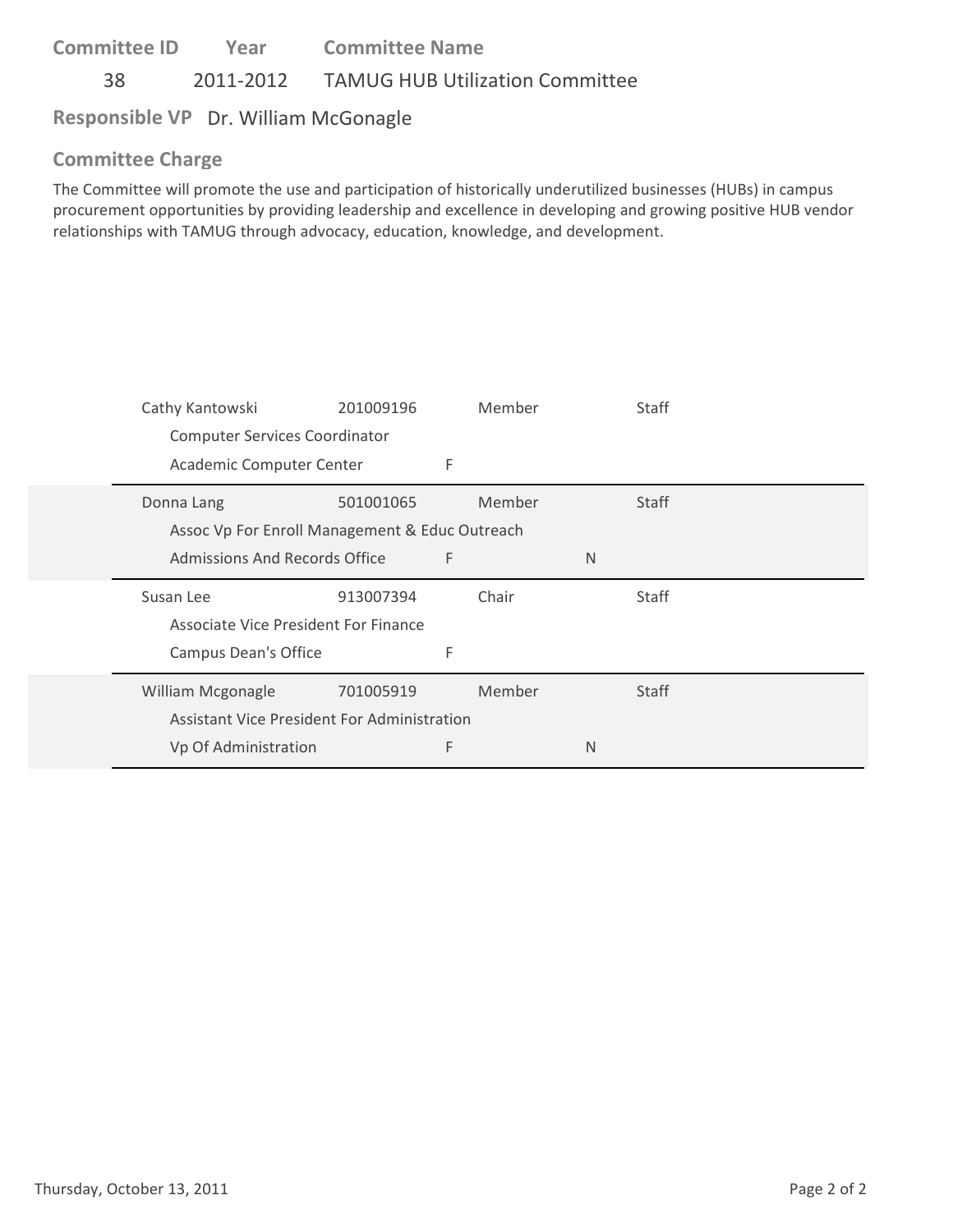**Committee ID** 38 **Year** 2011-2012 **Committee Name** TAMUG HUB Utilization Committee

**Responsible VP** Dr. William McGonagle

**Committee Charge**

The Committee will promote the use and participation of historically underutilized businesses (HUBs) in campus procurement opportunities by providing leadership and excellence in developing and growing positive HUB vendor relationships with TAMUG through advocacy, education, knowledge, and development.

| Name | ID | Role | | Type |
|---|---|---|---|---|
| Cathy Kantowski | 201009196 | Member | | Staff |
| Computer Services Coordinator | | | | |
| Academic Computer Center | F | | | |
| Donna Lang | 501001065 | Member | | Staff |
| Assoc Vp For Enroll Management & Educ Outreach | | | | |
| Admissions And Records Office | F | | N | |
| Susan Lee | 913007394 | Chair | | Staff |
| Associate Vice President For Finance | | | | |
| Campus Dean's Office | F | | | |
| William Mcgonagle | 701005919 | Member | | Staff |
| Assistant Vice President For Administration | | | | |
| Vp Of Administration | F | | N | |

Thursday, October 13, 2011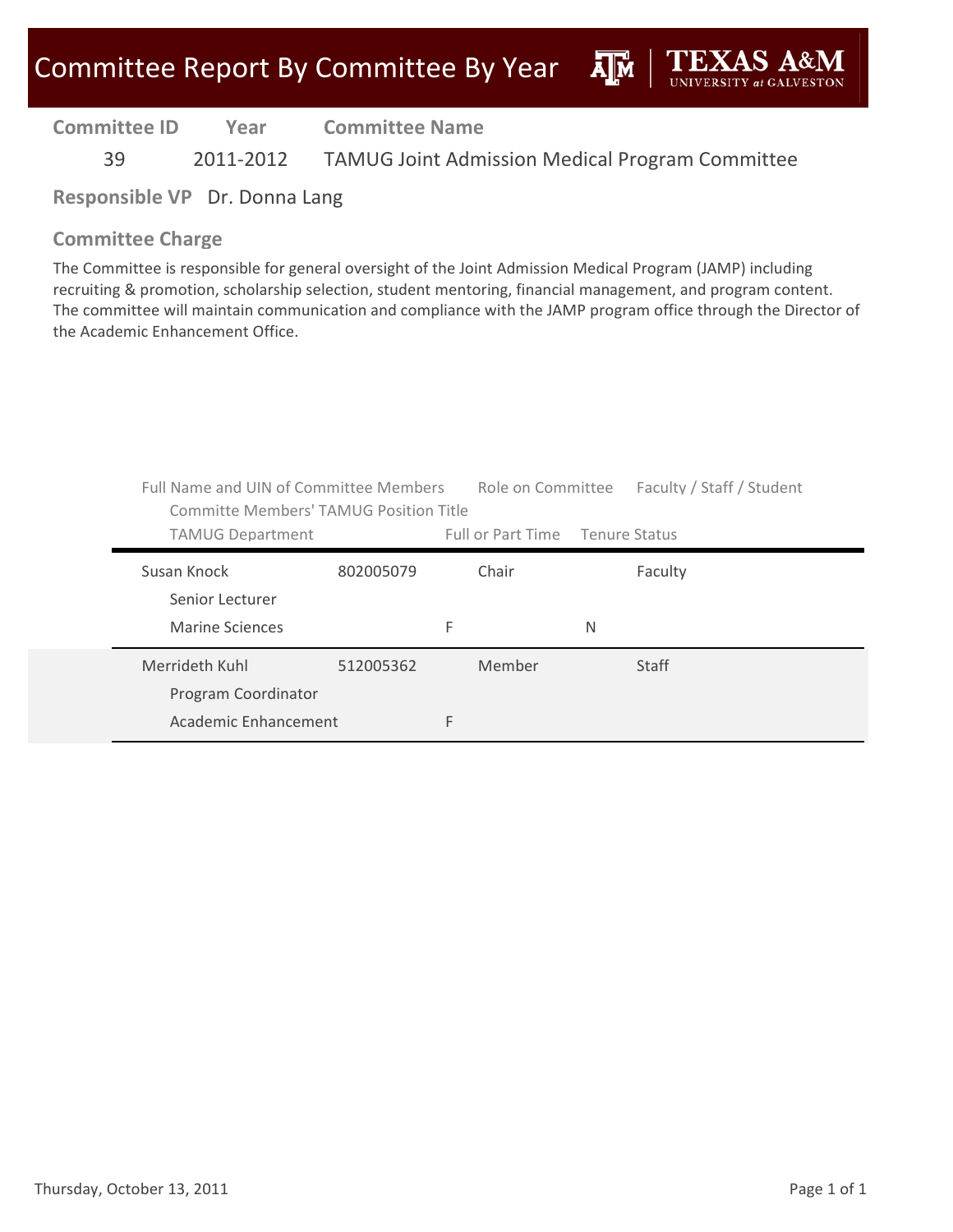# Committee Report By Committee By Year

| Committee ID | Year | Committee Name |
|---|---|---|
| 39 | 2011-2012 | TAMUG Joint Admission Medical Program Committee |

**Responsible VP** Dr. Donna Lang

## Committee Charge

The Committee is responsible for general oversight of the Joint Admission Medical Program (JAMP) including recruiting & promotion, scholarship selection, student mentoring, financial management, and program content. The committee will maintain communication and compliance with the JAMP program office through the Director of the Academic Enhancement Office.

| Full Name and UIN of Committee Members / Committe Members' TAMUG Position Title / TAMUG Department | UIN | Full or Part Time | Role on Committee | Tenure Status | Faculty / Staff / Student |
|---|---|---|---|---|---|
| Susan Knock / Senior Lecturer / Marine Sciences | 802005079 | F | Chair | N | Faculty |
| Merrideth Kuhl / Program Coordinator / Academic Enhancement | 512005362 | F | Member | | Staff |

Thursday, October 13, 2011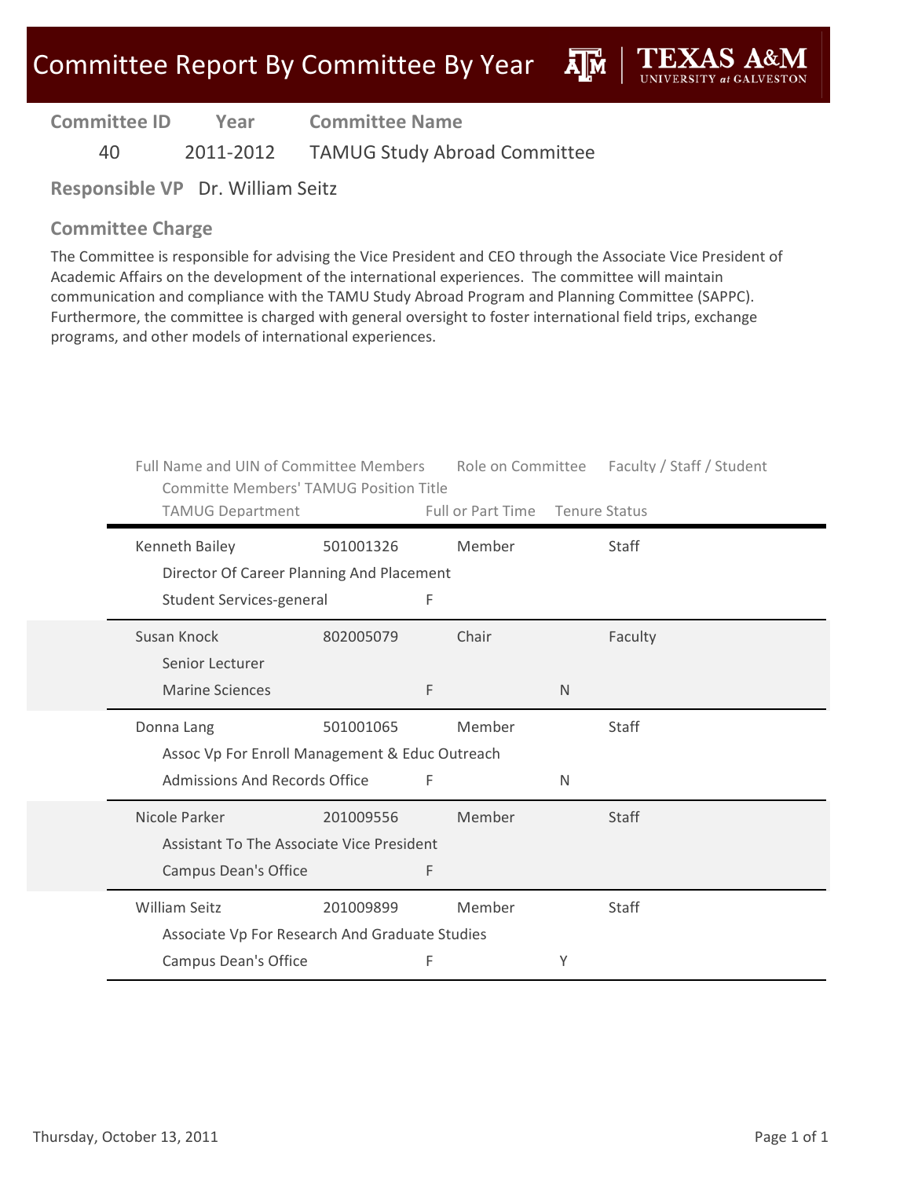# Committee Report By Committee By Year

**TEXAS A&M UNIVERSITY at GALVESTON**

| Committee ID | Year | Committee Name |
|---|---|---|
| 40 | 2011-2012 | TAMUG Study Abroad Committee |

**Responsible VP** Dr. William Seitz

## Committee Charge

The Committee is responsible for advising the Vice President and CEO through the Associate Vice President of Academic Affairs on the development of the international experiences. The committee will maintain communication and compliance with the TAMU Study Abroad Program and Planning Committee (SAPPC). Furthermore, the committee is charged with general oversight to foster international field trips, exchange programs, and other models of international experiences.

| Full Name and UIN of Committee Members / Committe Members' TAMUG Position Title / TAMUG Department | UIN | Role on Committee / Full or Part Time | Tenure Status | Faculty / Staff / Student |
|---|---|---|---|---|
| Kenneth Bailey / Director Of Career Planning And Placement / Student Services-general | 501001326 | Member / F | | Staff |
| Susan Knock / Senior Lecturer / Marine Sciences | 802005079 | Chair / F | N | Faculty |
| Donna Lang / Assoc Vp For Enroll Management & Educ Outreach / Admissions And Records Office | 501001065 | Member / F | N | Staff |
| Nicole Parker / Assistant To The Associate Vice President / Campus Dean's Office | 201009556 | Member / F | | Staff |
| William Seitz / Associate Vp For Research And Graduate Studies / Campus Dean's Office | 201009899 | Member / F | Y | Staff |

Thursday, October 13, 2011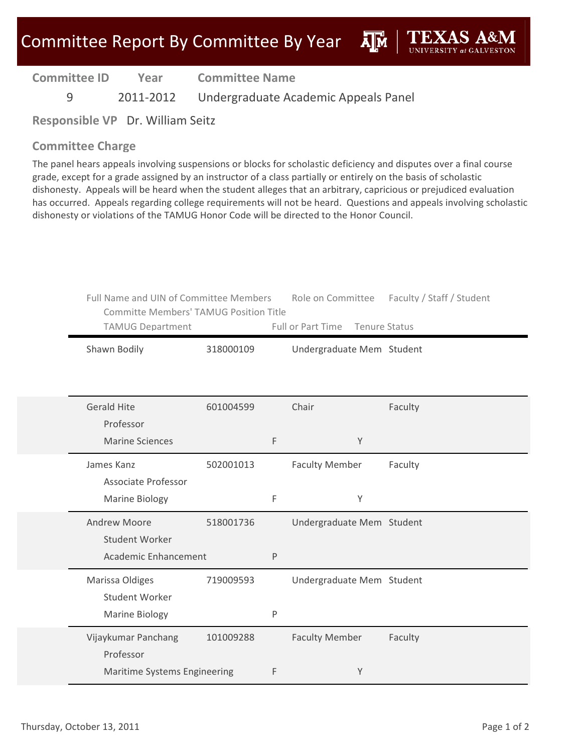# Committee Report By Committee By Year

**Committee ID** 9 **Year** 2011-2012 **Committee Name** Undergraduate Academic Appeals Panel

**Responsible VP** Dr. William Seitz

## Committee Charge

The panel hears appeals involving suspensions or blocks for scholastic deficiency and disputes over a final course grade, except for a grade assigned by an instructor of a class partially or entirely on the basis of scholastic dishonesty. Appeals will be heard when the student alleges that an arbitrary, capricious or prejudiced evaluation has occurred. Appeals regarding college requirements will not be heard. Questions and appeals involving scholastic dishonesty or violations of the TAMUG Honor Code will be directed to the Honor Council.

| Full Name and UIN of Committee Members / Committe Members' TAMUG Position Title / TAMUG Department | UIN | Full or Part Time | Role on Committee | Tenure Status | Faculty / Staff / Student |
|---|---|---|---|---|---|
| Shawn Bodily | 318000109 | | Undergraduate Mem | | Student |
| Gerald Hite / Professor / Marine Sciences | 601004599 | F | Chair | Y | Faculty |
| James Kanz / Associate Professor / Marine Biology | 502001013 | F | Faculty Member | Y | Faculty |
| Andrew Moore / Student Worker / Academic Enhancement | 518001736 | P | Undergraduate Mem | | Student |
| Marissa Oldiges / Student Worker / Marine Biology | 719009593 | P | Undergraduate Mem | | Student |
| Vijaykumar Panchang / Professor / Maritime Systems Engineering | 101009288 | F | Faculty Member | Y | Faculty |

Thursday, October 13, 2011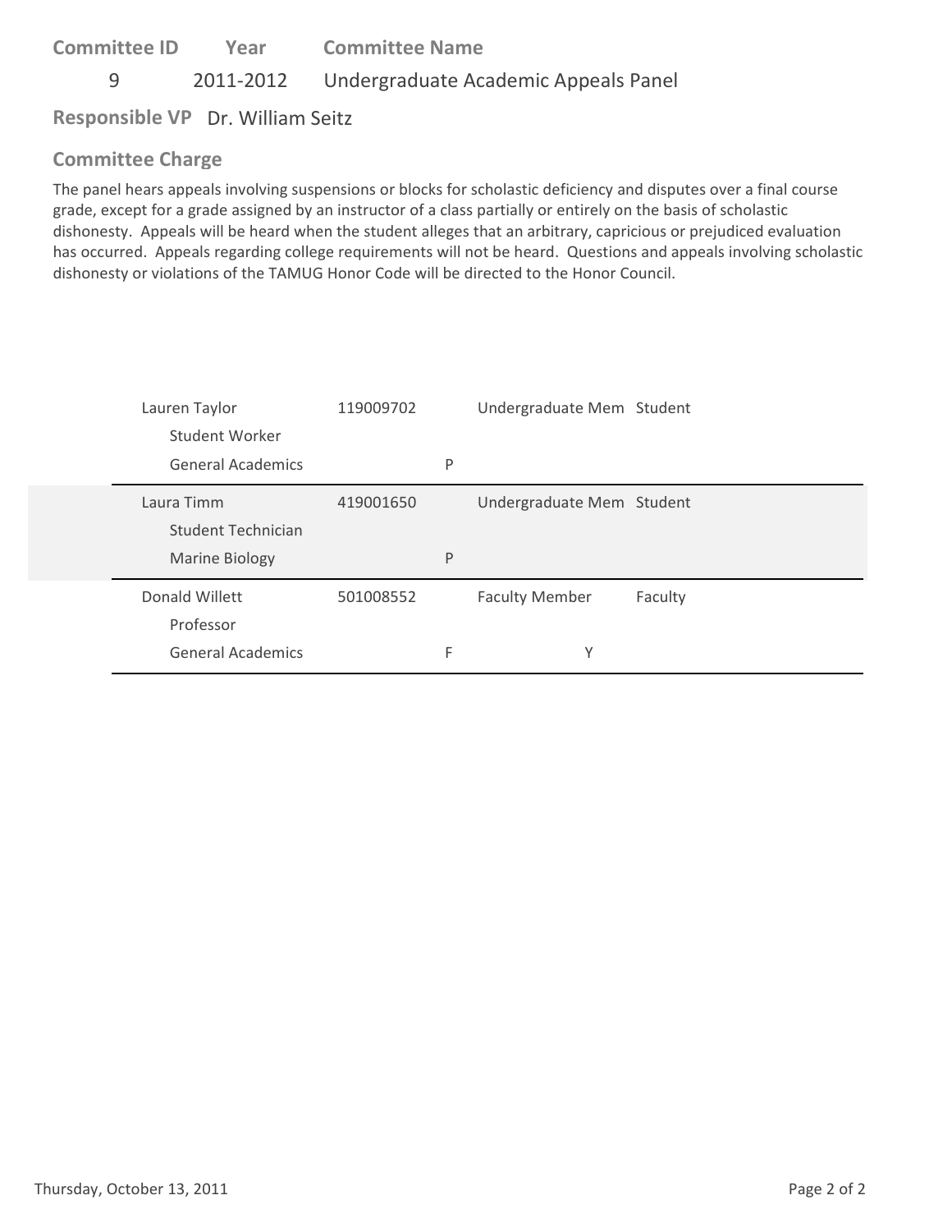| Committee ID | Year | Committee Name |
|---|---|---|
| 9 | 2011-2012 | Undergraduate Academic Appeals Panel |

**Responsible VP** Dr. William Seitz

**Committee Charge**

The panel hears appeals involving suspensions or blocks for scholastic deficiency and disputes over a final course grade, except for a grade assigned by an instructor of a class partially or entirely on the basis of scholastic dishonesty. Appeals will be heard when the student alleges that an arbitrary, capricious or prejudiced evaluation has occurred. Appeals regarding college requirements will not be heard. Questions and appeals involving scholastic dishonesty or violations of the TAMUG Honor Code will be directed to the Honor Council.

| | | | | | |
|---|---|---|---|---|---|
| Lauren Taylor<br>Student Worker<br>General Academics | 119009702 | P | Undergraduate Mem | | Student |
| Laura Timm<br>Student Technician<br>Marine Biology | 419001650 | P | Undergraduate Mem | | Student |
| Donald Willett<br>Professor<br>General Academics | 501008552 | F | Faculty Member | Y | Faculty |

Thursday, October 13, 2011